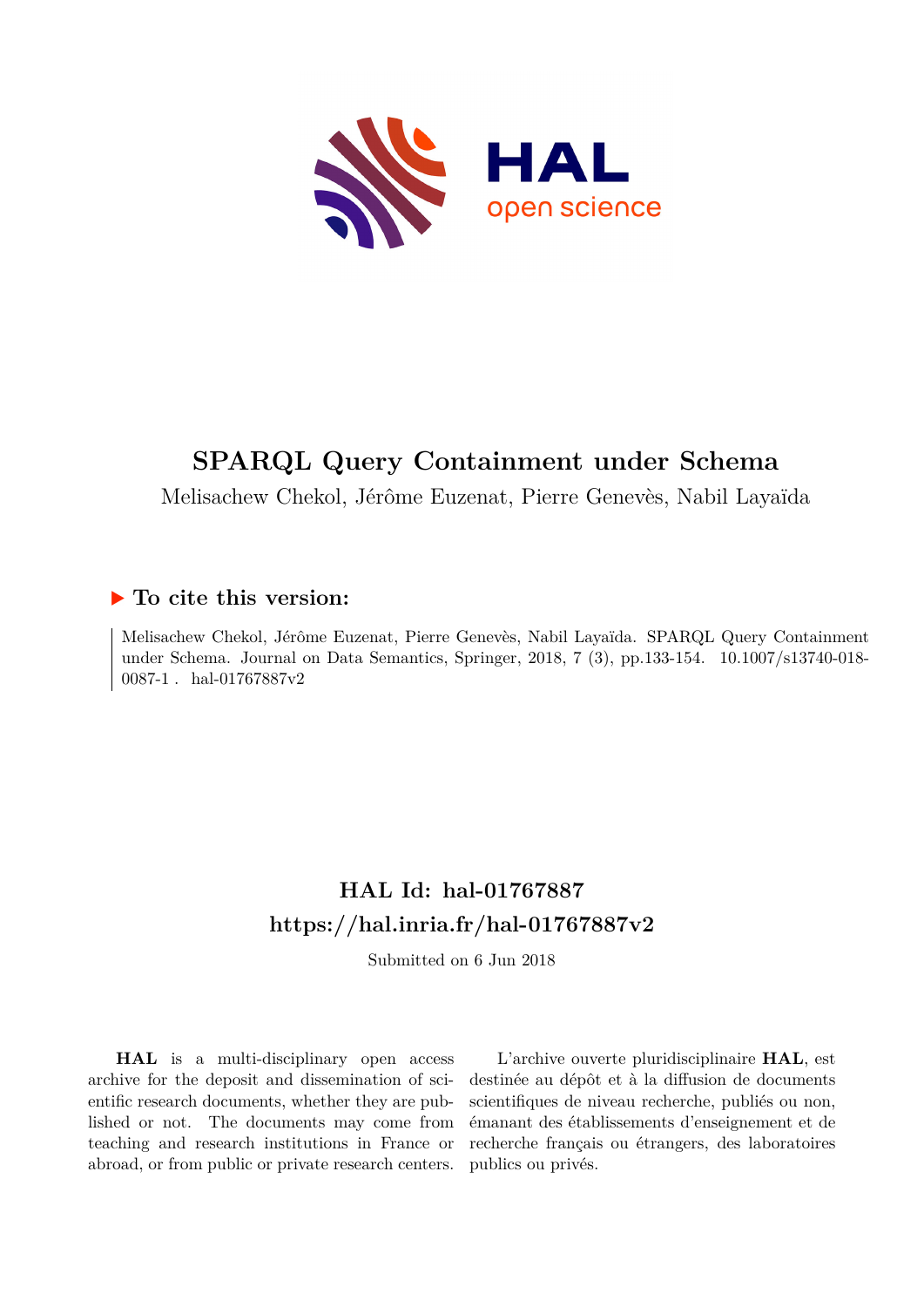# SPARQL Query Containment under Schema

Melisachew Chekol, Jérôme Euzenat, Pierre Genevès, Nabil Layaïda

## ▶ To cite this version:

Melisachew Chekol, Jérôme Euzenat, Pierre Genevès, Nabil Layaïda. SPARQL Query Containment under Schema. Journal on Data Semantics, Springer, 2018, 7 (3), pp.133-154. 10.1007/s13740-018-0087-1 . hal-01767887v2

## HAL Id: hal-01767887
## https://hal.inria.fr/hal-01767887v2

Submitted on 6 Jun 2018

**HAL** is a multi-disciplinary open access archive for the deposit and dissemination of scientific research documents, whether they are published or not. The documents may come from teaching and research institutions in France or abroad, or from public or private research centers.

L'archive ouverte pluridisciplinaire **HAL**, est destinée au dépôt et à la diffusion de documents scientifiques de niveau recherche, publiés ou non, émanant des établissements d'enseignement et de recherche français ou étrangers, des laboratoires publics ou privés.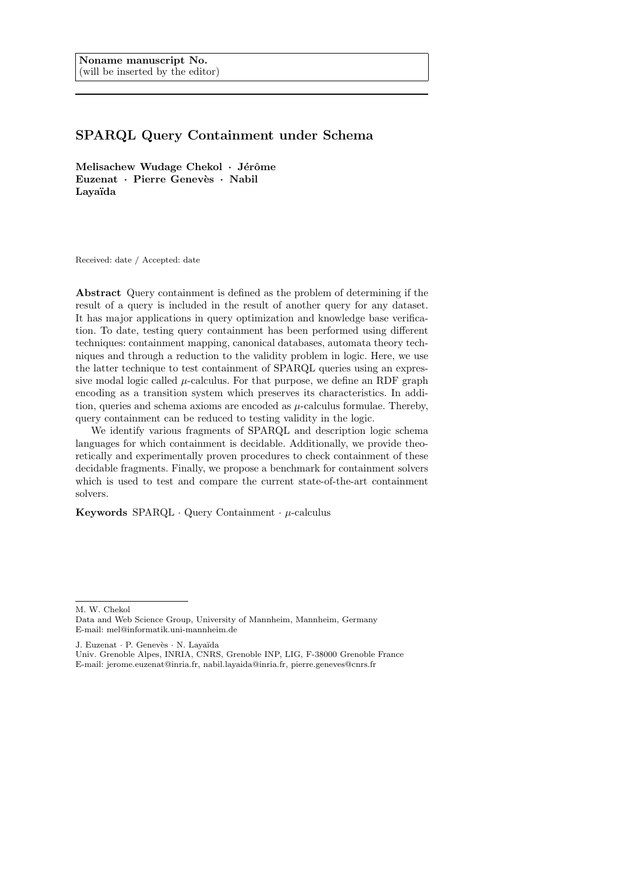**Noname manuscript No.**
(will be inserted by the editor)

# SPARQL Query Containment under Schema

**Melisachew Wudage Chekol · Jérôme Euzenat · Pierre Genevès · Nabil Layaïda**

Received: date / Accepted: date

**Abstract** Query containment is defined as the problem of determining if the result of a query is included in the result of another query for any dataset. It has major applications in query optimization and knowledge base verification. To date, testing query containment has been performed using different techniques: containment mapping, canonical databases, automata theory techniques and through a reduction to the validity problem in logic. Here, we use the latter technique to test containment of SPARQL queries using an expressive modal logic called $\mu$-calculus. For that purpose, we define an RDF graph encoding as a transition system which preserves its characteristics. In addition, queries and schema axioms are encoded as $\mu$-calculus formulae. Thereby, query containment can be reduced to testing validity in the logic.

We identify various fragments of SPARQL and description logic schema languages for which containment is decidable. Additionally, we provide theoretically and experimentally proven procedures to check containment of these decidable fragments. Finally, we propose a benchmark for containment solvers which is used to test and compare the current state-of-the-art containment solvers.

**Keywords** SPARQL · Query Containment · $\mu$-calculus

---

M. W. Chekol
Data and Web Science Group, University of Mannheim, Mannheim, Germany
E-mail: mel@informatik.uni-mannheim.de

J. Euzenat · P. Genevès · N. Layaïda
Univ. Grenoble Alpes, INRIA, CNRS, Grenoble INP, LIG, F-38000 Grenoble France
E-mail: jerome.euzenat@inria.fr, nabil.layaida@inria.fr, pierre.geneves@cnrs.fr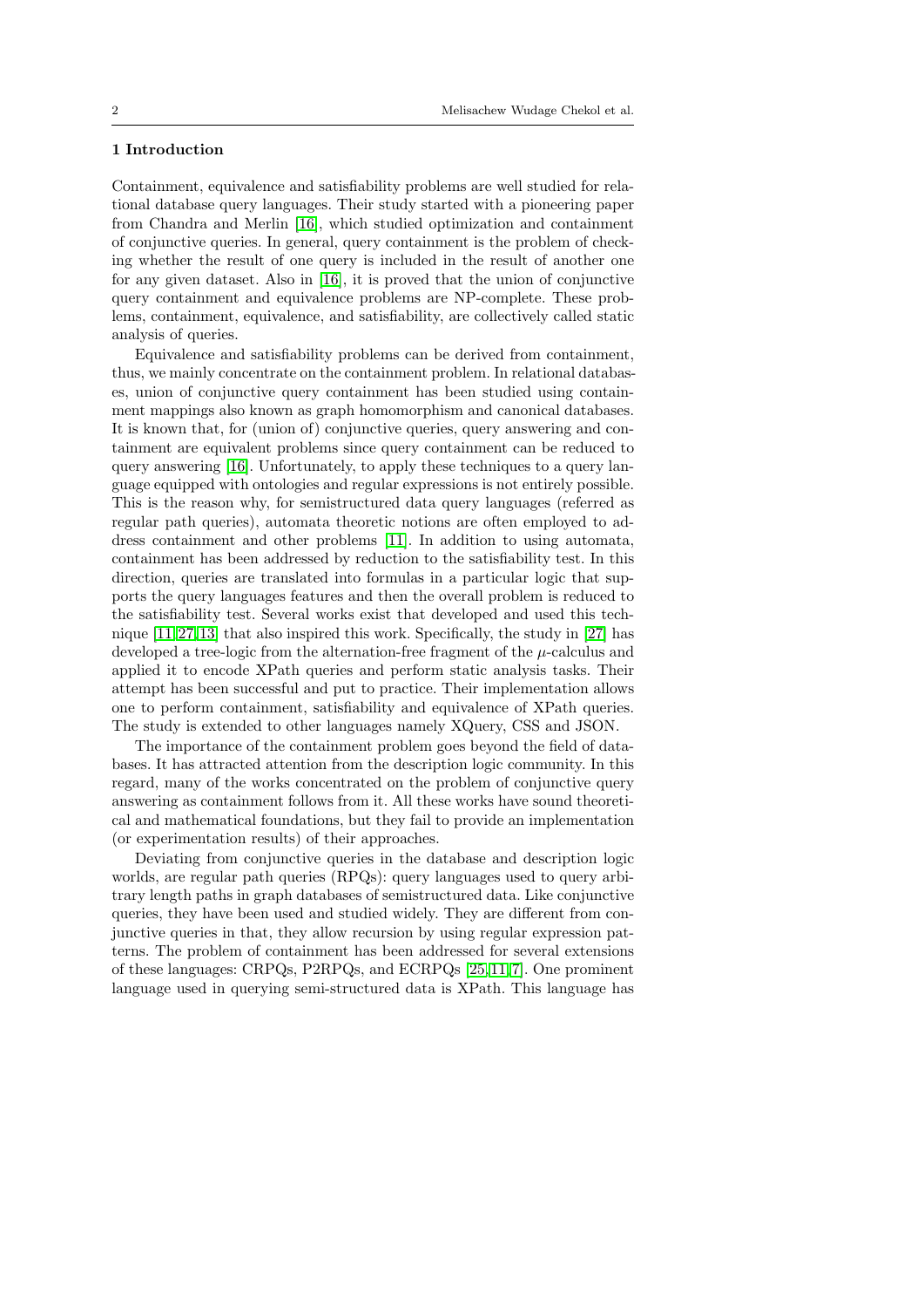## 1 Introduction

Containment, equivalence and satisfiability problems are well studied for relational database query languages. Their study started with a pioneering paper from Chandra and Merlin [16], which studied optimization and containment of conjunctive queries. In general, query containment is the problem of checking whether the result of one query is included in the result of another one for any given dataset. Also in [16], it is proved that the union of conjunctive query containment and equivalence problems are NP-complete. These problems, containment, equivalence, and satisfiability, are collectively called static analysis of queries.

Equivalence and satisfiability problems can be derived from containment, thus, we mainly concentrate on the containment problem. In relational databases, union of conjunctive query containment has been studied using containment mappings also known as graph homomorphism and canonical databases. It is known that, for (union of) conjunctive queries, query answering and containment are equivalent problems since query containment can be reduced to query answering [16]. Unfortunately, to apply these techniques to a query language equipped with ontologies and regular expressions is not entirely possible. This is the reason why, for semistructured data query languages (referred as regular path queries), automata theoretic notions are often employed to address containment and other problems [11]. In addition to using automata, containment has been addressed by reduction to the satisfiability test. In this direction, queries are translated into formulas in a particular logic that supports the query languages features and then the overall problem is reduced to the satisfiability test. Several works exist that developed and used this technique [11,27,13] that also inspired this work. Specifically, the study in [27] has developed a tree-logic from the alternation-free fragment of the $\mu$-calculus and applied it to encode XPath queries and perform static analysis tasks. Their attempt has been successful and put to practice. Their implementation allows one to perform containment, satisfiability and equivalence of XPath queries. The study is extended to other languages namely XQuery, CSS and JSON.

The importance of the containment problem goes beyond the field of databases. It has attracted attention from the description logic community. In this regard, many of the works concentrated on the problem of conjunctive query answering as containment follows from it. All these works have sound theoretical and mathematical foundations, but they fail to provide an implementation (or experimentation results) of their approaches.

Deviating from conjunctive queries in the database and description logic worlds, are regular path queries (RPQs): query languages used to query arbitrary length paths in graph databases of semistructured data. Like conjunctive queries, they have been used and studied widely. They are different from conjunctive queries in that, they allow recursion by using regular expression patterns. The problem of containment has been addressed for several extensions of these languages: CRPQs, P2RPQs, and ECRPQs [25,11,7]. One prominent language used in querying semi-structured data is XPath. This language has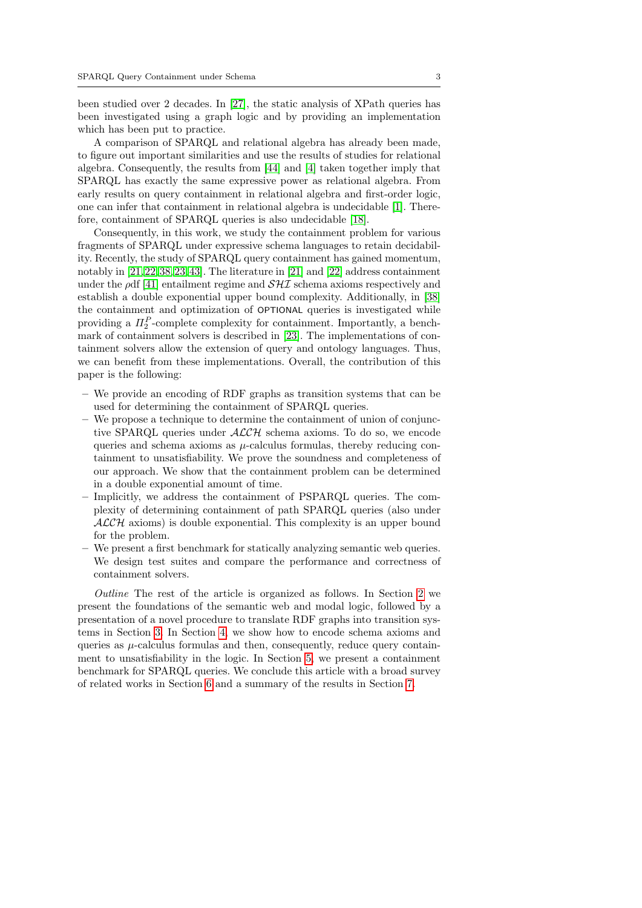been studied over 2 decades. In [27], the static analysis of XPath queries has been investigated using a graph logic and by providing an implementation which has been put to practice.

A comparison of SPARQL and relational algebra has already been made, to figure out important similarities and use the results of studies for relational algebra. Consequently, the results from [44] and [4] taken together imply that SPARQL has exactly the same expressive power as relational algebra. From early results on query containment in relational algebra and first-order logic, one can infer that containment in relational algebra is undecidable [1]. Therefore, containment of SPARQL queries is also undecidable [18].

Consequently, in this work, we study the containment problem for various fragments of SPARQL under expressive schema languages to retain decidability. Recently, the study of SPARQL query containment has gained momentum, notably in [21,22,38,23,43]. The literature in [21] and [22] address containment under the $\rho$df [41] entailment regime and $\mathcal{SHI}$ schema axioms respectively and establish a double exponential upper bound complexity. Additionally, in [38] the containment and optimization of OPTIONAL queries is investigated while providing a $\Pi_2^P$-complete complexity for containment. Importantly, a benchmark of containment solvers is described in [23]. The implementations of containment solvers allow the extension of query and ontology languages. Thus, we can benefit from these implementations. Overall, the contribution of this paper is the following:

- We provide an encoding of RDF graphs as transition systems that can be used for determining the containment of SPARQL queries.
- We propose a technique to determine the containment of union of conjunctive SPARQL queries under $\mathcal{ALCH}$ schema axioms. To do so, we encode queries and schema axioms as $\mu$-calculus formulas, thereby reducing containment to unsatisfiability. We prove the soundness and completeness of our approach. We show that the containment problem can be determined in a double exponential amount of time.
- Implicitly, we address the containment of PSPARQL queries. The complexity of determining containment of path SPARQL queries (also under $\mathcal{ALCH}$ axioms) is double exponential. This complexity is an upper bound for the problem.
- We present a first benchmark for statically analyzing semantic web queries. We design test suites and compare the performance and correctness of containment solvers.

*Outline* The rest of the article is organized as follows. In Section 2 we present the foundations of the semantic web and modal logic, followed by a presentation of a novel procedure to translate RDF graphs into transition systems in Section 3. In Section 4, we show how to encode schema axioms and queries as $\mu$-calculus formulas and then, consequently, reduce query containment to unsatisfiability in the logic. In Section 5, we present a containment benchmark for SPARQL queries. We conclude this article with a broad survey of related works in Section 6 and a summary of the results in Section 7.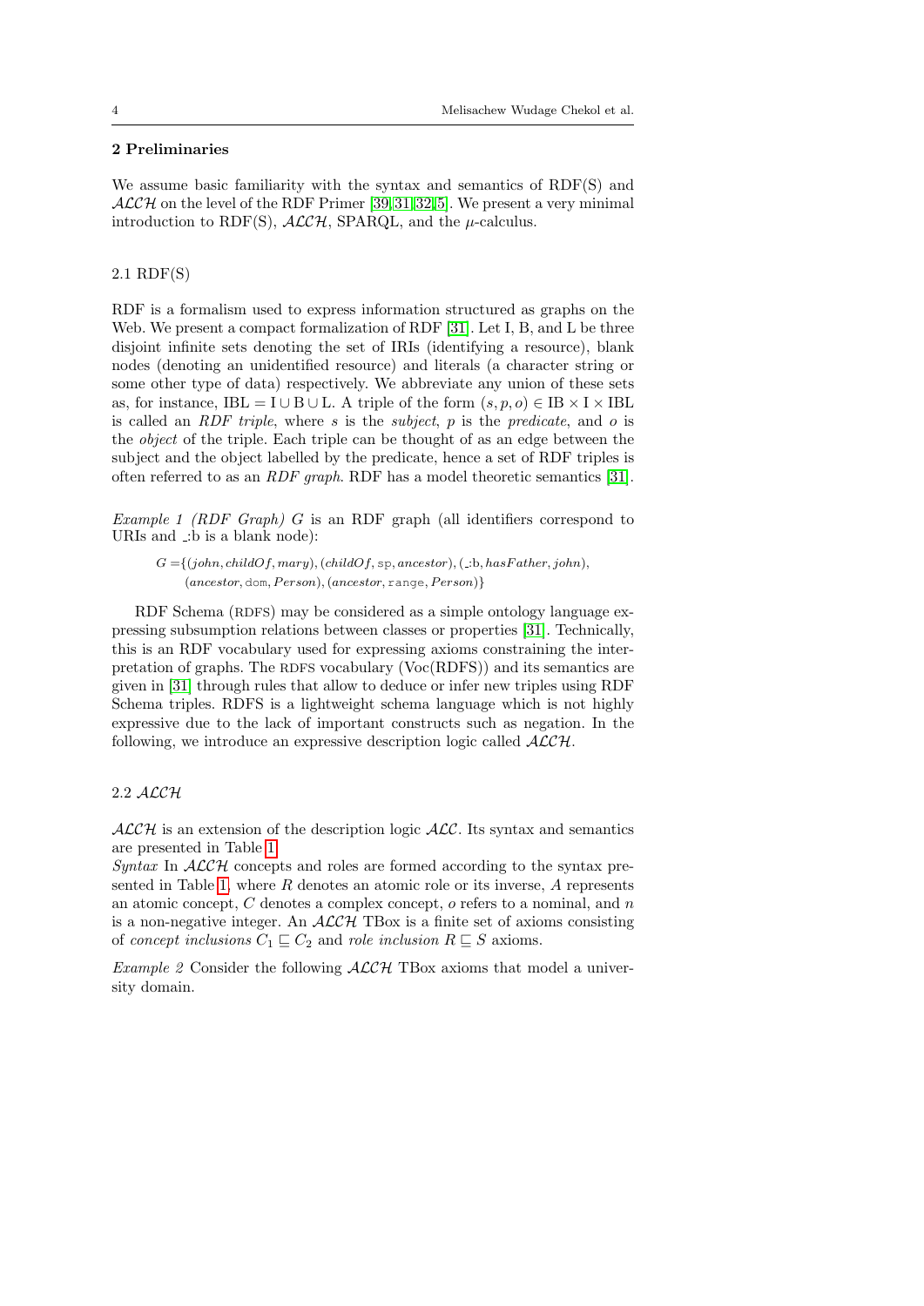## 2 Preliminaries

We assume basic familiarity with the syntax and semantics of RDF(S) and $\mathcal{ALCH}$ on the level of the RDF Primer [39][31][32][5]. We present a very minimal introduction to RDF(S), $\mathcal{ALCH}$, SPARQL, and the $\mu$-calculus.

### 2.1 RDF(S)

RDF is a formalism used to express information structured as graphs on the Web. We present a compact formalization of RDF [31]. Let I, B, and L be three disjoint infinite sets denoting the set of IRIs (identifying a resource), blank nodes (denoting an unidentified resource) and literals (a character string or some other type of data) respectively. We abbreviate any union of these sets as, for instance, IBL = I ∪ B ∪ L. A triple of the form $(s, p, o) \in \mathrm{IB} \times \mathrm{I} \times \mathrm{IBL}$ is called an *RDF triple*, where $s$ is the *subject*, $p$ is the *predicate*, and $o$ is the *object* of the triple. Each triple can be thought of as an edge between the subject and the object labelled by the predicate, hence a set of RDF triples is often referred to as an *RDF graph*. RDF has a model theoretic semantics [31].

*Example 1 (RDF Graph)* $G$ is an RDF graph (all identifiers correspond to URIs and _:b is a blank node):

$$G = \{(john, childOf, mary), (childOf, \texttt{sp}, ancestor), (\_{:}\mathrm{b}, hasFather, john), (ancestor, \texttt{dom}, Person), (ancestor, \texttt{range}, Person)\}$$

RDF Schema (RDFS) may be considered as a simple ontology language expressing subsumption relations between classes or properties [31]. Technically, this is an RDF vocabulary used for expressing axioms constraining the interpretation of graphs. The RDFS vocabulary (Voc(RDFS)) and its semantics are given in [31] through rules that allow to deduce or infer new triples using RDF Schema triples. RDFS is a lightweight schema language which is not highly expressive due to the lack of important constructs such as negation. In the following, we introduce an expressive description logic called $\mathcal{ALCH}$.

### 2.2 $\mathcal{ALCH}$

$\mathcal{ALCH}$ is an extension of the description logic $\mathcal{ALC}$. Its syntax and semantics are presented in Table 1.

*Syntax* In $\mathcal{ALCH}$ concepts and roles are formed according to the syntax presented in Table 1, where $R$ denotes an atomic role or its inverse, $A$ represents an atomic concept, $C$ denotes a complex concept, $o$ refers to a nominal, and $n$ is a non-negative integer. An $\mathcal{ALCH}$ TBox is a finite set of axioms consisting of *concept inclusions* $C_1 \sqsubseteq C_2$ and *role inclusion* $R \sqsubseteq S$ axioms.

*Example 2* Consider the following $\mathcal{ALCH}$ TBox axioms that model a university domain.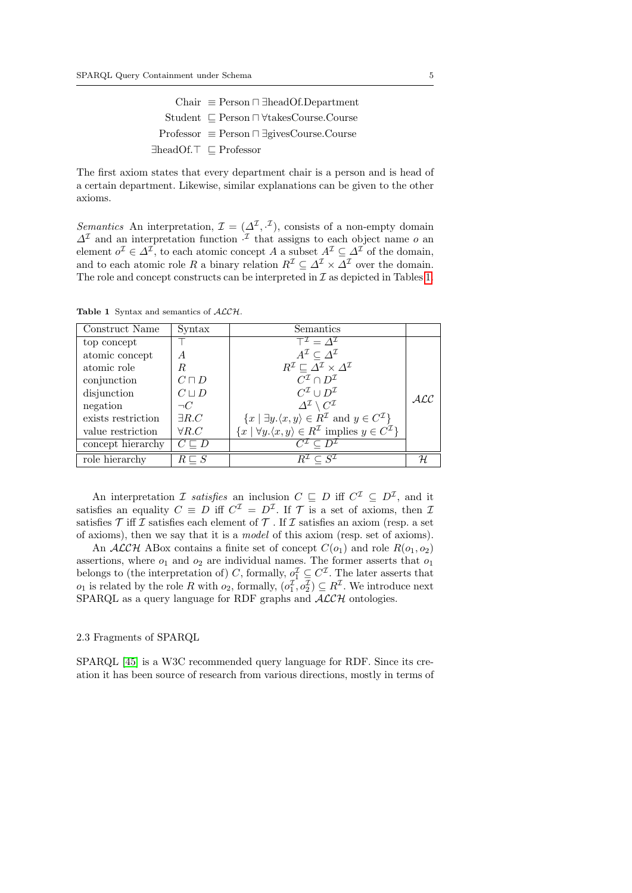$$
\begin{aligned}
\text{Chair} &\equiv \text{Person} \sqcap \exists \text{headOf.Department} \\
\text{Student} &\sqsubseteq \text{Person} \sqcap \forall \text{takesCourse.Course} \\
\text{Professor} &\equiv \text{Person} \sqcap \exists \text{givesCourse.Course} \\
\exists \text{headOf}.\top &\sqsubseteq \text{Professor}
\end{aligned}
$$

The first axiom states that every department chair is a person and is head of a certain department. Likewise, similar explanations can be given to the other axioms.

*Semantics* An interpretation, $\mathcal{I} = (\Delta^{\mathcal{I}}, \cdot^{\mathcal{I}})$, consists of a non-empty domain $\Delta^{\mathcal{I}}$ and an interpretation function $\cdot^{\mathcal{I}}$ that assigns to each object name $o$ an element $o^{\mathcal{I}} \in \Delta^{\mathcal{I}}$, to each atomic concept $A$ a subset $A^{\mathcal{I}} \subseteq \Delta^{\mathcal{I}}$ of the domain, and to each atomic role $R$ a binary relation $R^{\mathcal{I}} \subseteq \Delta^{\mathcal{I}} \times \Delta^{\mathcal{I}}$ over the domain. The role and concept constructs can be interpreted in $\mathcal{I}$ as depicted in Tables 1.

**Table 1** Syntax and semantics of $\mathcal{ALCH}$.

| Construct Name | Syntax | Semantics | |
|---|---|---|---|
| top concept | $\top$ | $\top^{\mathcal{I}} = \Delta^{\mathcal{I}}$ | |
| atomic concept | $A$ | $A^{\mathcal{I}} \subseteq \Delta^{\mathcal{I}}$ | |
| atomic role | $R$ | $R^{\mathcal{I}} \sqsubseteq \Delta^{\mathcal{I}} \times \Delta^{\mathcal{I}}$ | |
| conjunction | $C \sqcap D$ | $C^{\mathcal{I}} \cap D^{\mathcal{I}}$ | |
| disjunction | $C \sqcup D$ | $C^{\mathcal{I}} \cup D^{\mathcal{I}}$ | $\mathcal{ALC}$ |
| negation | $\neg C$ | $\Delta^{\mathcal{I}} \setminus C^{\mathcal{I}}$ | |
| exists restriction | $\exists R.C$ | $\{x \mid \exists y.\langle x, y\rangle \in R^{\mathcal{I}} \text{ and } y \in C^{\mathcal{I}}\}$ | |
| value restriction | $\forall R.C$ | $\{x \mid \forall y.\langle x, y\rangle \in R^{\mathcal{I}} \text{ implies } y \in C^{\mathcal{I}}\}$ | |
| concept hierarchy | $C \sqsubseteq D$ | $C^{\mathcal{I}} \subseteq D^{\mathcal{I}}$ | |
| role hierarchy | $R \sqsubseteq S$ | $R^{\mathcal{I}} \subseteq S^{\mathcal{I}}$ | $\mathcal{H}$ |

An interpretation $\mathcal{I}$ *satisfies* an inclusion $C \sqsubseteq D$ iff $C^{\mathcal{I}} \subseteq D^{\mathcal{I}}$, and it satisfies an equality $C \equiv D$ iff $C^{\mathcal{I}} = D^{\mathcal{I}}$. If $\mathcal{T}$ is a set of axioms, then $\mathcal{I}$ satisfies $\mathcal{T}$ iff $\mathcal{I}$ satisfies each element of $\mathcal{T}$ . If $\mathcal{I}$ satisfies an axiom (resp. a set of axioms), then we say that it is a *model* of this axiom (resp. set of axioms).

An $\mathcal{ALCH}$ ABox contains a finite set of concept $C(o_1)$ and role $R(o_1, o_2)$ assertions, where $o_1$ and $o_2$ are individual names. The former asserts that $o_1$ belongs to (the interpretation of) $C$, formally, $o_1^{\mathcal{I}} \subseteq C^{\mathcal{I}}$. The later asserts that $o_1$ is related by the role $R$ with $o_2$, formally, $(o_1^{\mathcal{I}}, o_2^{\mathcal{I}}) \subseteq R^{\mathcal{I}}$. We introduce next SPARQL as a query language for RDF graphs and $\mathcal{ALCH}$ ontologies.

### 2.3 Fragments of SPARQL

SPARQL [45] is a W3C recommended query language for RDF. Since its creation it has been source of research from various directions, mostly in terms of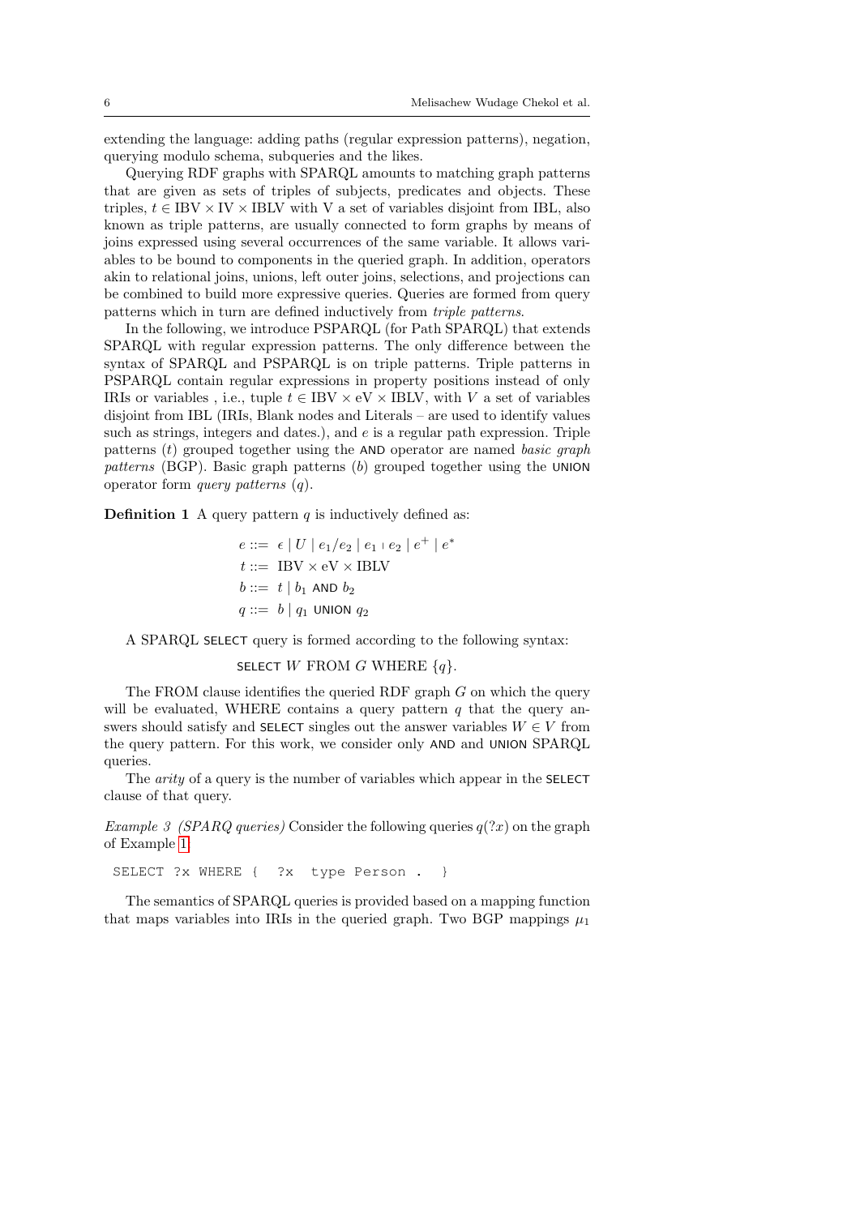extending the language: adding paths (regular expression patterns), negation, querying modulo schema, subqueries and the likes.

Querying RDF graphs with SPARQL amounts to matching graph patterns that are given as sets of triples of subjects, predicates and objects. These triples, $t \in \text{IBV} \times \text{IV} \times \text{IBLV}$ with V a set of variables disjoint from IBL, also known as triple patterns, are usually connected to form graphs by means of joins expressed using several occurrences of the same variable. It allows variables to be bound to components in the queried graph. In addition, operators akin to relational joins, unions, left outer joins, selections, and projections can be combined to build more expressive queries. Queries are formed from query patterns which in turn are defined inductively from *triple patterns*.

In the following, we introduce PSPARQL (for Path SPARQL) that extends SPARQL with regular expression patterns. The only difference between the syntax of SPARQL and PSPARQL is on triple patterns. Triple patterns in PSPARQL contain regular expressions in property positions instead of only IRIs or variables , i.e., tuple $t \in \text{IBV} \times \text{eV} \times \text{IBLV}$, with $V$ a set of variables disjoint from IBL (IRIs, Blank nodes and Literals – are used to identify values such as strings, integers and dates.), and $e$ is a regular path expression. Triple patterns ($t$) grouped together using the AND operator are named *basic graph patterns* (BGP). Basic graph patterns ($b$) grouped together using the UNION operator form *query patterns* ($q$).

**Definition 1** A query pattern $q$ is inductively defined as:

$$
\begin{aligned}
e &::= \epsilon \mid U \mid e_1/e_2 \mid e_1 \mid e_2 \mid e^+ \mid e^* \\
t &::= \text{IBV} \times \text{eV} \times \text{IBLV} \\
b &::= t \mid b_1 \text{ AND } b_2 \\
q &::= b \mid q_1 \text{ UNION } q_2
\end{aligned}
$$

A SPARQL SELECT query is formed according to the following syntax:

$$\text{SELECT } W \text{ FROM } G \text{ WHERE } \{q\}.$$

The FROM clause identifies the queried RDF graph $G$ on which the query will be evaluated, WHERE contains a query pattern $q$ that the query answers should satisfy and SELECT singles out the answer variables $W \in V$ from the query pattern. For this work, we consider only AND and UNION SPARQL queries.

The *arity* of a query is the number of variables which appear in the SELECT clause of that query.

*Example 3 (SPARQ queries)* Consider the following queries $q(?x)$ on the graph of Example 1

```
SELECT ?x WHERE {  ?x  type Person .  }
```

The semantics of SPARQL queries is provided based on a mapping function that maps variables into IRIs in the queried graph. Two BGP mappings $\mu_1$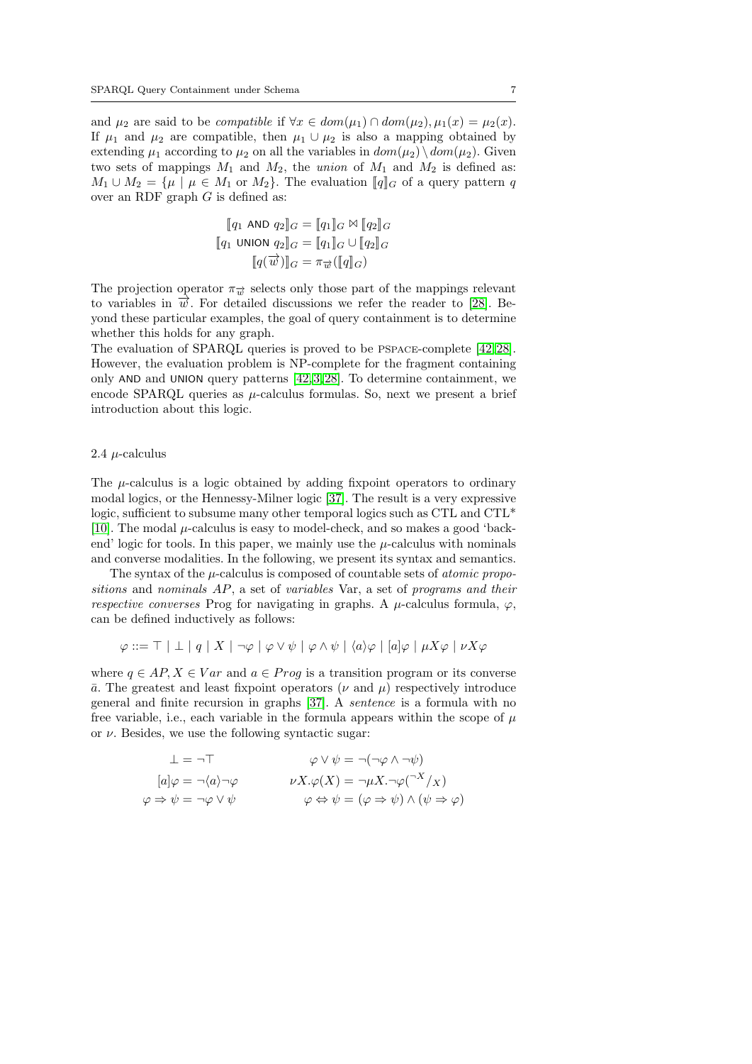and $\mu_2$ are said to be *compatible* if $\forall x \in dom(\mu_1) \cap dom(\mu_2), \mu_1(x) = \mu_2(x)$. If $\mu_1$ and $\mu_2$ are compatible, then $\mu_1 \cup \mu_2$ is also a mapping obtained by extending $\mu_1$ according to $\mu_2$ on all the variables in $dom(\mu_2) \setminus dom(\mu_2)$. Given two sets of mappings $M_1$ and $M_2$, the *union* of $M_1$ and $M_2$ is defined as: $M_1 \cup M_2 = \{\mu \mid \mu \in M_1 \text{ or } M_2\}$. The evaluation $[\![q]\!]_G$ of a query pattern $q$ over an RDF graph $G$ is defined as:

$$[\![q_1 \ \mathsf{AND}\ q_2]\!]_G = [\![q_1]\!]_G \bowtie [\![q_2]\!]_G$$
$$[\![q_1 \ \mathsf{UNION}\ q_2]\!]_G = [\![q_1]\!]_G \cup [\![q_2]\!]_G$$
$$[\![q(\overrightarrow{w})]\!]_G = \pi_{\overrightarrow{w}}([\![q]\!]_G)$$

The projection operator $\pi_{\overrightarrow{w}}$ selects only those part of the mappings relevant to variables in $\overrightarrow{w}$. For detailed discussions we refer the reader to [28]. Beyond these particular examples, the goal of query containment is to determine whether this holds for any graph.

The evaluation of SPARQL queries is proved to be PSPACE-complete [42,28]. However, the evaluation problem is NP-complete for the fragment containing only AND and UNION query patterns [42,3,28]. To determine containment, we encode SPARQL queries as $\mu$-calculus formulas. So, next we present a brief introduction about this logic.

### 2.4 $\mu$-calculus

The $\mu$-calculus is a logic obtained by adding fixpoint operators to ordinary modal logics, or the Hennessy-Milner logic [37]. The result is a very expressive logic, sufficient to subsume many other temporal logics such as CTL and CTL* [10]. The modal $\mu$-calculus is easy to model-check, and so makes a good 'back-end' logic for tools. In this paper, we mainly use the $\mu$-calculus with nominals and converse modalities. In the following, we present its syntax and semantics.

The syntax of the $\mu$-calculus is composed of countable sets of *atomic propositions* and *nominals* $AP$, a set of *variables* Var, a set of *programs and their respective converses* Prog for navigating in graphs. A $\mu$-calculus formula, $\varphi$, can be defined inductively as follows:

$$\varphi ::= \top \mid \bot \mid q \mid X \mid \neg\varphi \mid \varphi \vee \psi \mid \varphi \wedge \psi \mid \langle a \rangle \varphi \mid [a]\varphi \mid \mu X \varphi \mid \nu X \varphi$$

where $q \in AP, X \in Var$ and $a \in Prog$ is a transition program or its converse $\bar{a}$. The greatest and least fixpoint operators ($\nu$ and $\mu$) respectively introduce general and finite recursion in graphs [37]. A *sentence* is a formula with no free variable, i.e., each variable in the formula appears within the scope of $\mu$ or $\nu$. Besides, we use the following syntactic sugar:

$$\bot = \neg\top \qquad \varphi \vee \psi = \neg(\neg\varphi \wedge \neg\psi)$$
$$[a]\varphi = \neg\langle a \rangle \neg\varphi \qquad \nu X.\varphi(X) = \neg\mu X.\neg\varphi({}^{\neg X}/_{X})$$
$$\varphi \Rightarrow \psi = \neg\varphi \vee \psi \qquad \varphi \Leftrightarrow \psi = (\varphi \Rightarrow \psi) \wedge (\psi \Rightarrow \varphi)$$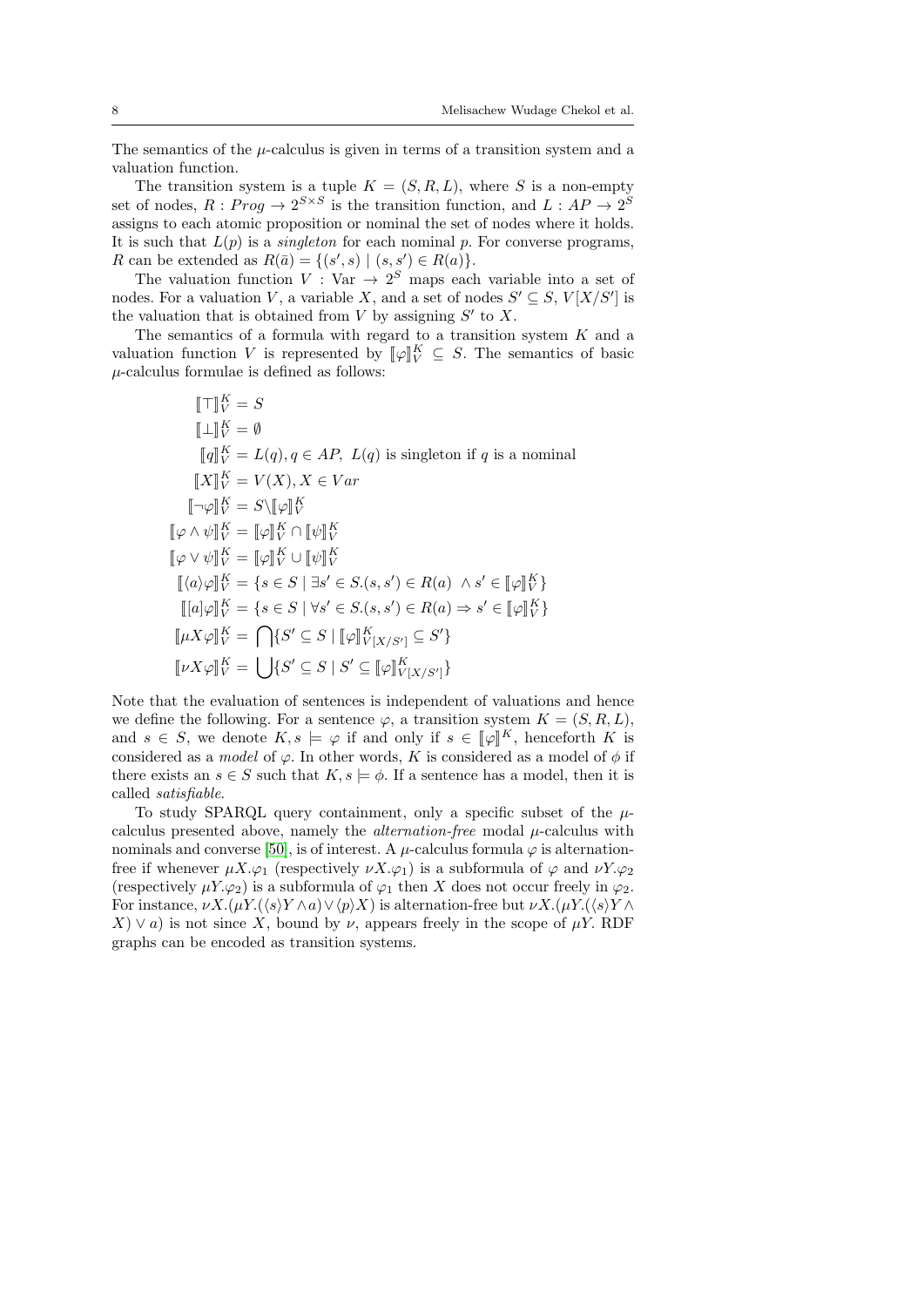The semantics of the $\mu$-calculus is given in terms of a transition system and a valuation function.

The transition system is a tuple $K = (S, R, L)$, where $S$ is a non-empty set of nodes, $R : Prog \rightarrow 2^{S \times S}$ is the transition function, and $L : AP \rightarrow 2^S$ assigns to each atomic proposition or nominal the set of nodes where it holds. It is such that $L(p)$ is a *singleton* for each nominal $p$. For converse programs, $R$ can be extended as $R(\bar{a}) = \{(s', s) \mid (s, s') \in R(a)\}$.

The valuation function $V : \text{Var} \rightarrow 2^S$ maps each variable into a set of nodes. For a valuation $V$, a variable $X$, and a set of nodes $S' \subseteq S$, $V[X/S']$ is the valuation that is obtained from $V$ by assigning $S'$ to $X$.

The semantics of a formula with regard to a transition system $K$ and a valuation function $V$ is represented by $[\![\varphi]\!]_V^K \subseteq S$. The semantics of basic $\mu$-calculus formulae is defined as follows:

$$
\begin{aligned}
[\![\top]\!]_V^K &= S \\
[\![\bot]\!]_V^K &= \emptyset \\
[\![q]\!]_V^K &= L(q), q \in AP,\ L(q) \text{ is singleton if } q \text{ is a nominal} \\
[\![X]\!]_V^K &= V(X), X \in Var \\
[\![\neg\varphi]\!]_V^K &= S \backslash [\![\varphi]\!]_V^K \\
[\![\varphi \wedge \psi]\!]_V^K &= [\![\varphi]\!]_V^K \cap [\![\psi]\!]_V^K \\
[\![\varphi \vee \psi]\!]_V^K &= [\![\varphi]\!]_V^K \cup [\![\psi]\!]_V^K \\
[\![\langle a \rangle \varphi]\!]_V^K &= \{s \in S \mid \exists s' \in S.(s, s') \in R(a)\ \wedge s' \in [\![\varphi]\!]_V^K\} \\
[\![[a]\varphi]\!]_V^K &= \{s \in S \mid \forall s' \in S.(s, s') \in R(a) \Rightarrow s' \in [\![\varphi]\!]_V^K\} \\
[\![\mu X \varphi]\!]_V^K &= \bigcap \{S' \subseteq S \mid [\![\varphi]\!]_{V[X/S']}^K \subseteq S'\} \\
[\![\nu X \varphi]\!]_V^K &= \bigcup \{S' \subseteq S \mid S' \subseteq [\![\varphi]\!]_{V[X/S']}^K\}
\end{aligned}
$$

Note that the evaluation of sentences is independent of valuations and hence we define the following. For a sentence $\varphi$, a transition system $K = (S, R, L)$, and $s \in S$, we denote $K, s \models \varphi$ if and only if $s \in [\![\varphi]\!]^K$, henceforth $K$ is considered as a *model* of $\varphi$. In other words, $K$ is considered as a model of $\phi$ if there exists an $s \in S$ such that $K, s \models \phi$. If a sentence has a model, then it is called *satisfiable*.

To study SPARQL query containment, only a specific subset of the $\mu$-calculus presented above, namely the *alternation-free* modal $\mu$-calculus with nominals and converse [50], is of interest. A $\mu$-calculus formula $\varphi$ is alternation-free if whenever $\mu X.\varphi_1$ (respectively $\nu X.\varphi_1$) is a subformula of $\varphi$ and $\nu Y.\varphi_2$ (respectively $\mu Y.\varphi_2$) is a subformula of $\varphi_1$ then $X$ does not occur freely in $\varphi_2$. For instance, $\nu X.(\mu Y.(\langle s \rangle Y \wedge a) \vee \langle p \rangle X)$ is alternation-free but $\nu X.(\mu Y.(\langle s \rangle Y \wedge X) \vee a)$ is not since $X$, bound by $\nu$, appears freely in the scope of $\mu Y$. RDF graphs can be encoded as transition systems.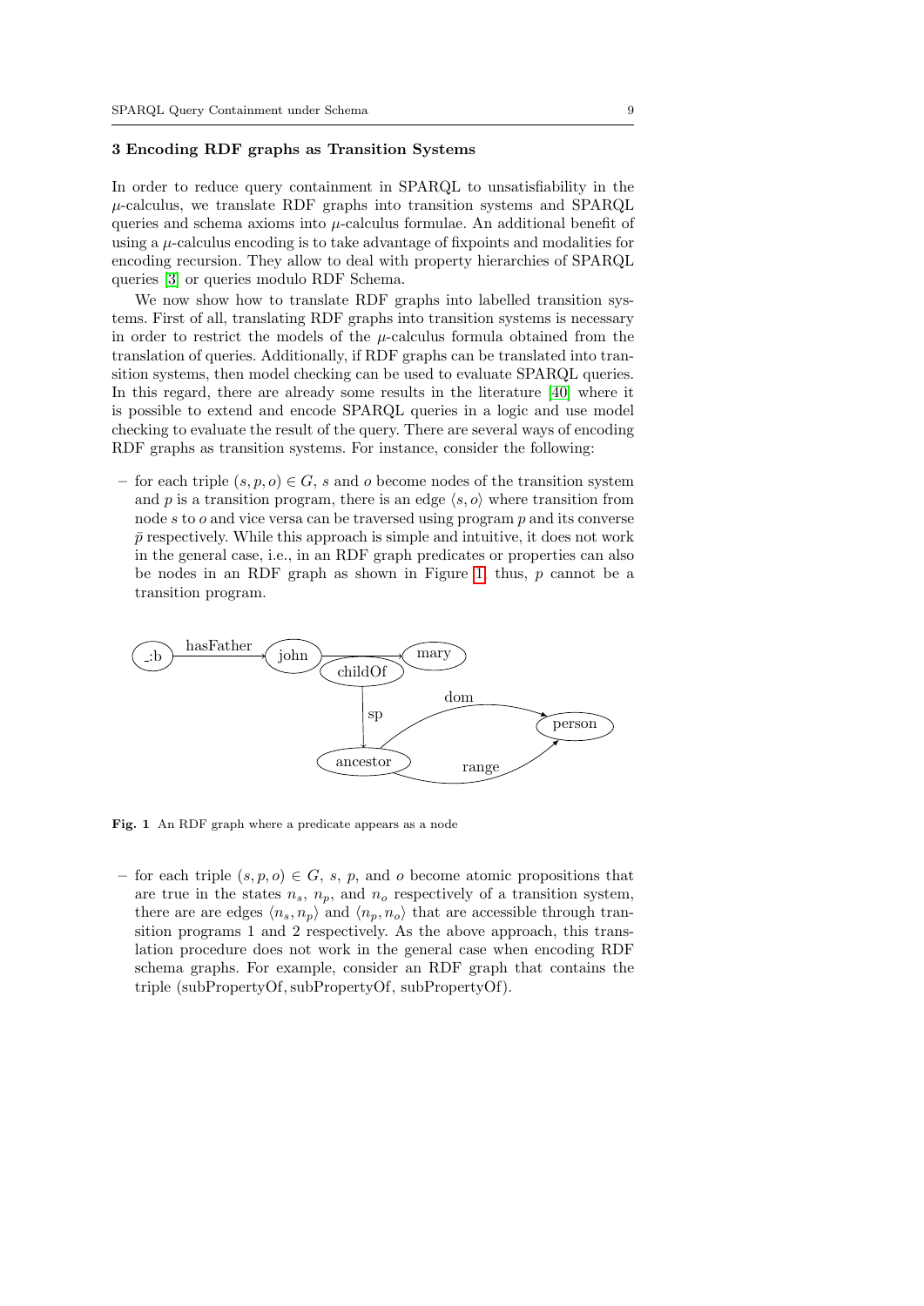## 3 Encoding RDF graphs as Transition Systems

In order to reduce query containment in SPARQL to unsatisfiability in the $\mu$-calculus, we translate RDF graphs into transition systems and SPARQL queries and schema axioms into $\mu$-calculus formulae. An additional benefit of using a $\mu$-calculus encoding is to take advantage of fixpoints and modalities for encoding recursion. They allow to deal with property hierarchies of SPARQL queries [3] or queries modulo RDF Schema.

We now show how to translate RDF graphs into labelled transition systems. First of all, translating RDF graphs into transition systems is necessary in order to restrict the models of the $\mu$-calculus formula obtained from the translation of queries. Additionally, if RDF graphs can be translated into transition systems, then model checking can be used to evaluate SPARQL queries. In this regard, there are already some results in the literature [40] where it is possible to extend and encode SPARQL queries in a logic and use model checking to evaluate the result of the query. There are several ways of encoding RDF graphs as transition systems. For instance, consider the following:

- for each triple $(s, p, o) \in G$, $s$ and $o$ become nodes of the transition system and $p$ is a transition program, there is an edge $\langle s, o\rangle$ where transition from node $s$ to $o$ and vice versa can be traversed using program $p$ and its converse $\bar{p}$ respectively. While this approach is simple and intuitive, it does not work in the general case, i.e., in an RDF graph predicates or properties can also be nodes in an RDF graph as shown in Figure 1; thus, $p$ cannot be a transition program.

**Fig. 1** An RDF graph where a predicate appears as a node

- for each triple $(s, p, o) \in G$, $s$, $p$, and $o$ become atomic propositions that are true in the states $n_s$, $n_p$, and $n_o$ respectively of a transition system, there are are edges $\langle n_s, n_p\rangle$ and $\langle n_p, n_o\rangle$ that are accessible through transition programs 1 and 2 respectively. As the above approach, this translation procedure does not work in the general case when encoding RDF schema graphs. For example, consider an RDF graph that contains the triple (subPropertyOf, subPropertyOf, subPropertyOf).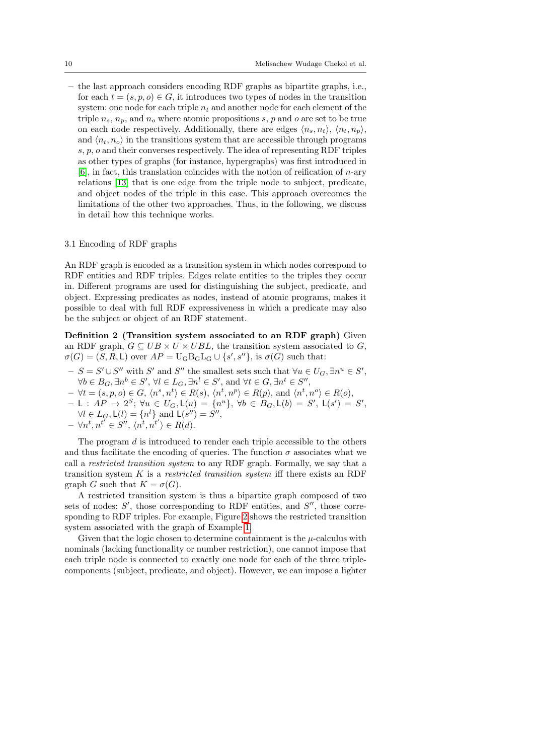– the last approach considers encoding RDF graphs as bipartite graphs, i.e., for each $t = (s, p, o) \in G$, it introduces two types of nodes in the transition system: one node for each triple $n_t$ and another node for each element of the triple $n_s$, $n_p$, and $n_o$ where atomic propositions $s$, $p$ and $o$ are set to be true on each node respectively. Additionally, there are edges $\langle n_s, n_t \rangle$, $\langle n_t, n_p \rangle$, and $\langle n_t, n_o \rangle$ in the transitions system that are accessible through programs $s$, $p$, $o$ and their converses respectively. The idea of representing RDF triples as other types of graphs (for instance, hypergraphs) was first introduced in [6], in fact, this translation coincides with the notion of reification of $n$-ary relations [13] that is one edge from the triple node to subject, predicate, and object nodes of the triple in this case. This approach overcomes the limitations of the other two approaches. Thus, in the following, we discuss in detail how this technique works.

### 3.1 Encoding of RDF graphs

An RDF graph is encoded as a transition system in which nodes correspond to RDF entities and RDF triples. Edges relate entities to the triples they occur in. Different programs are used for distinguishing the subject, predicate, and object. Expressing predicates as nodes, instead of atomic programs, makes it possible to deal with full RDF expressiveness in which a predicate may also be the subject or object of an RDF statement.

**Definition 2 (Transition system associated to an RDF graph)** Given an RDF graph, $G \subseteq UB \times U \times UBL$, the transition system associated to $G$, $\sigma(G) = (S, R, \mathsf{L})$ over $AP = \mathrm{U_G B_G L_G} \cup \{s', s''\}$, is $\sigma(G)$ such that:

- $S = S' \cup S''$ with $S'$ and $S''$ the smallest sets such that $\forall u \in U_G, \exists n^u \in S'$, $\forall b \in B_G, \exists n^b \in S'$, $\forall l \in L_G, \exists n^l \in S'$, and $\forall t \in G, \exists n^t \in S''$,
- $\forall t = (s, p, o) \in G$, $\langle n^s, n^t \rangle \in R(s)$, $\langle n^t, n^p \rangle \in R(p)$, and $\langle n^t, n^o \rangle \in R(o)$,
- $\mathsf{L} : AP \to 2^S$; $\forall u \in U_G, \mathsf{L}(u) = \{n^u\}$, $\forall b \in B_G, \mathsf{L}(b) = S'$, $\mathsf{L}(s') = S'$, $\forall l \in L_G, \mathsf{L}(l) = \{n^l\}$ and $\mathsf{L}(s'') = S''$,
- $\forall n^t, n^{t'} \in S''$, $\langle n^t, n^{t'} \rangle \in R(d)$.

The program $d$ is introduced to render each triple accessible to the others and thus facilitate the encoding of queries. The function $\sigma$ associates what we call a *restricted transition system* to any RDF graph. Formally, we say that a transition system $K$ is a *restricted transition system* iff there exists an RDF graph $G$ such that $K = \sigma(G)$.

A restricted transition system is thus a bipartite graph composed of two sets of nodes: $S'$, those corresponding to RDF entities, and $S''$, those corresponding to RDF triples. For example, Figure 2 shows the restricted transition system associated with the graph of Example 1.

Given that the logic chosen to determine containment is the $\mu$-calculus with nominals (lacking functionality or number restriction), one cannot impose that each triple node is connected to exactly one node for each of the three triple-components (subject, predicate, and object). However, we can impose a lighter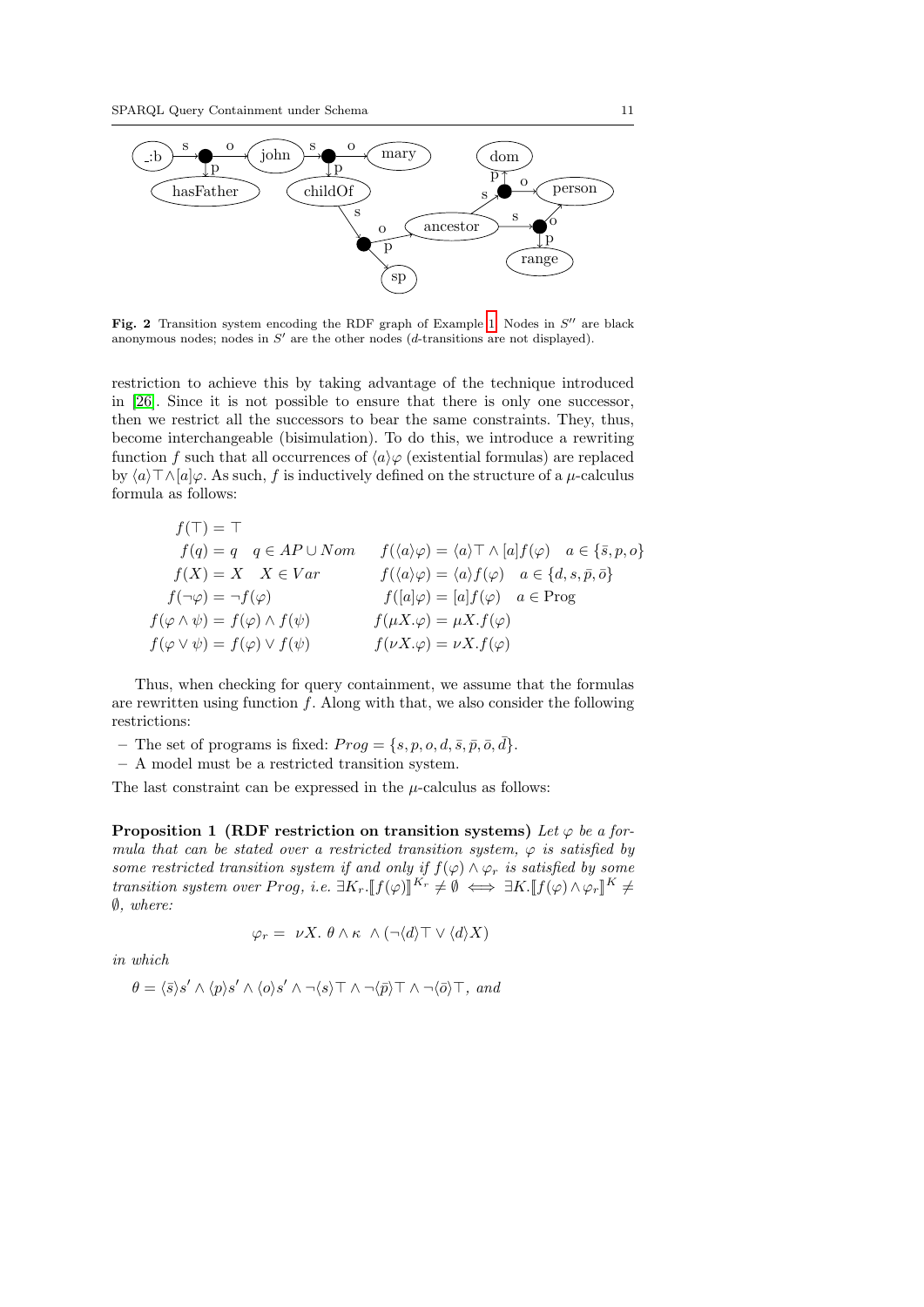Fig. 2 Transition system encoding the RDF graph of Example 1. Nodes in $S''$ are black anonymous nodes; nodes in $S'$ are the other nodes ($d$-transitions are not displayed).

restriction to achieve this by taking advantage of the technique introduced in [26]. Since it is not possible to ensure that there is only one successor, then we restrict all the successors to bear the same constraints. They, thus, become interchangeable (bisimulation). To do this, we introduce a rewriting function $f$ such that all occurrences of $\langle a\rangle\varphi$ (existential formulas) are replaced by $\langle a\rangle\top\wedge[a]\varphi$. As such, $f$ is inductively defined on the structure of a $\mu$-calculus formula as follows:

$$
\begin{array}{ll}
f(\top) = \top & \\
f(q) = q \quad q \in AP \cup Nom & f(\langle a\rangle\varphi) = \langle a\rangle\top \wedge [a]f(\varphi) \quad a \in \{\bar{s}, p, o\} \\
f(X) = X \quad X \in Var & f(\langle a\rangle\varphi) = \langle a\rangle f(\varphi) \quad a \in \{d, s, \bar{p}, \bar{o}\} \\
f(\neg\varphi) = \neg f(\varphi) & f([a]\varphi) = [a]f(\varphi) \quad a \in \text{Prog} \\
f(\varphi \wedge \psi) = f(\varphi) \wedge f(\psi) & f(\mu X.\varphi) = \mu X.f(\varphi) \\
f(\varphi \vee \psi) = f(\varphi) \vee f(\psi) & f(\nu X.\varphi) = \nu X.f(\varphi)
\end{array}
$$

Thus, when checking for query containment, we assume that the formulas are rewritten using function $f$. Along with that, we also consider the following restrictions:

- The set of programs is fixed: $Prog = \{s, p, o, d, \bar{s}, \bar{p}, \bar{o}, \bar{d}\}$.
- A model must be a restricted transition system.

The last constraint can be expressed in the $\mu$-calculus as follows:

**Proposition 1 (RDF restriction on transition systems)** *Let $\varphi$ be a formula that can be stated over a restricted transition system, $\varphi$ is satisfied by some restricted transition system if and only if $f(\varphi) \wedge \varphi_r$ is satisfied by some transition system over $Prog$, i.e. $\exists K_r.[\![f(\varphi)]\!]^{K_r} \neq \emptyset \iff \exists K.[\![f(\varphi) \wedge \varphi_r]\!]^{K} \neq \emptyset$, where:*

$$\varphi_r = \nu X.\ \theta \wedge \kappa\ \wedge (\neg\langle d\rangle\top \vee \langle d\rangle X)$$

*in which*

$\theta = \langle\bar{s}\rangle s' \wedge \langle p\rangle s' \wedge \langle o\rangle s' \wedge \neg\langle s\rangle\top \wedge \neg\langle\bar{p}\rangle\top \wedge \neg\langle\bar{o}\rangle\top$*, and*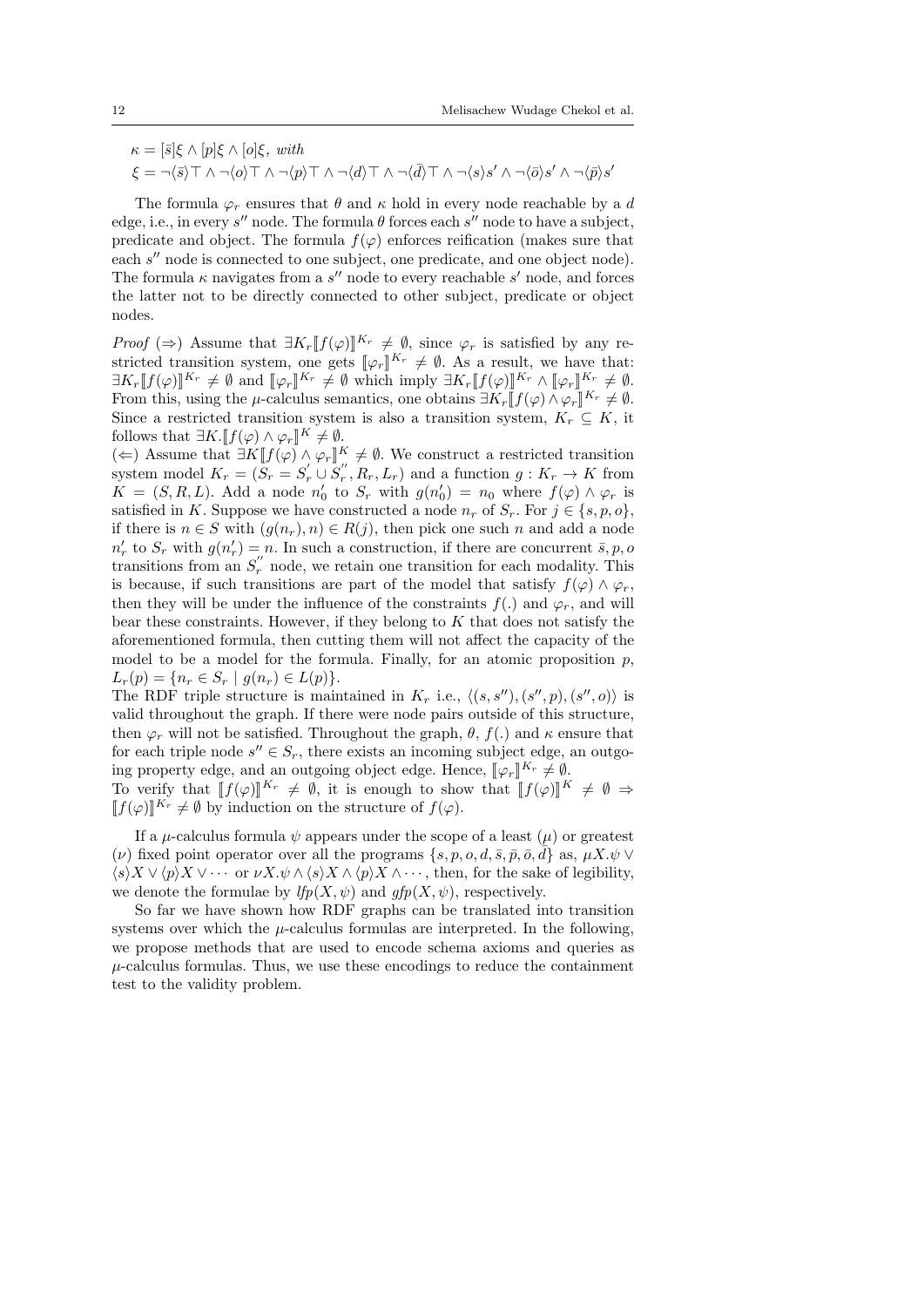$\kappa = [\bar{s}]\xi \wedge [p]\xi \wedge [o]\xi$, *with*
$\xi = \neg\langle\bar{s}\rangle\top \wedge \neg\langle o\rangle\top \wedge \neg\langle p\rangle\top \wedge \neg\langle d\rangle\top \wedge \neg\langle\bar{d}\rangle\top \wedge \neg\langle s\rangle s' \wedge \neg\langle\bar{o}\rangle s' \wedge \neg\langle\bar{p}\rangle s'$

The formula $\varphi_r$ ensures that $\theta$ and $\kappa$ hold in every node reachable by a $d$ edge, i.e., in every $s''$ node. The formula $\theta$ forces each $s''$ node to have a subject, predicate and object. The formula $f(\varphi)$ enforces reification (makes sure that each $s''$ node is connected to one subject, one predicate, and one object node). The formula $\kappa$ navigates from a $s''$ node to every reachable $s'$ node, and forces the latter not to be directly connected to other subject, predicate or object nodes.

*Proof* ($\Rightarrow$) Assume that $\exists K_r [\![f(\varphi)]\!]^{K_r} \neq \emptyset$, since $\varphi_r$ is satisfied by any restricted transition system, one gets $[\![\varphi_r]\!]^{K_r} \neq \emptyset$. As a result, we have that: $\exists K_r [\![f(\varphi)]\!]^{K_r} \neq \emptyset$ and $[\![\varphi_r]\!]^{K_r} \neq \emptyset$ which imply $\exists K_r [\![f(\varphi)]\!]^{K_r} \wedge [\![\varphi_r]\!]^{K_r} \neq \emptyset$. From this, using the $\mu$-calculus semantics, one obtains $\exists K_r [\![f(\varphi) \wedge \varphi_r]\!]^{K_r} \neq \emptyset$. Since a restricted transition system is also a transition system, $K_r \subseteq K$, it follows that $\exists K. [\![f(\varphi) \wedge \varphi_r]\!]^{K} \neq \emptyset$.
($\Leftarrow$) Assume that $\exists K [\![f(\varphi) \wedge \varphi_r]\!]^{K} \neq \emptyset$. We construct a restricted transition system model $K_r = (S_r = S_r^{'} \cup S_r^{''}, R_r, L_r)$ and a function $g : K_r \rightarrow K$ from $K = (S, R, L)$. Add a node $n_0'$ to $S_r$ with $g(n_0') = n_0$ where $f(\varphi) \wedge \varphi_r$ is satisfied in $K$. Suppose we have constructed a node $n_r$ of $S_r$. For $j \in \{s, p, o\}$, if there is $n \in S$ with $(g(n_r), n) \in R(j)$, then pick one such $n$ and add a node $n_r'$ to $S_r$ with $g(n_r') = n$. In such a construction, if there are concurrent $\bar{s}, p, o$ transitions from an $S_r^{''}$ node, we retain one transition for each modality. This is because, if such transitions are part of the model that satisfy $f(\varphi) \wedge \varphi_r$, then they will be under the influence of the constraints $f(.)$ and $\varphi_r$, and will bear these constraints. However, if they belong to $K$ that does not satisfy the aforementioned formula, then cutting them will not affect the capacity of the model to be a model for the formula. Finally, for an atomic proposition $p$, $L_r(p) = \{n_r \in S_r \mid g(n_r) \in L(p)\}$.
The RDF triple structure is maintained in $K_r$ i.e., $\langle (s, s''), (s'', p), (s'', o) \rangle$ is valid throughout the graph. If there were node pairs outside of this structure, then $\varphi_r$ will not be satisfied. Throughout the graph, $\theta$, $f(.)$ and $\kappa$ ensure that for each triple node $s'' \in S_r$, there exists an incoming subject edge, an outgoing property edge, and an outgoing object edge. Hence, $[\![\varphi_r]\!]^{K_r} \neq \emptyset$.
To verify that $[\![f(\varphi)]\!]^{K_r} \neq \emptyset$, it is enough to show that $[\![f(\varphi)]\!]^{K} \neq \emptyset \Rightarrow [\![f(\varphi)]\!]^{K_r} \neq \emptyset$ by induction on the structure of $f(\varphi)$.

If a $\mu$-calculus formula $\psi$ appears under the scope of a least ($\mu$) or greatest ($\nu$) fixed point operator over all the programs $\{s, p, o, d, \bar{s}, \bar{p}, \bar{o}, \bar{d}\}$ as, $\mu X.\psi \vee \langle s\rangle X \vee \langle p\rangle X \vee \cdots$ or $\nu X.\psi \wedge \langle s\rangle X \wedge \langle p\rangle X \wedge \cdots$, then, for the sake of legibility, we denote the formulae by $lfp(X, \psi)$ and $gfp(X, \psi)$, respectively.

So far we have shown how RDF graphs can be translated into transition systems over which the $\mu$-calculus formulas are interpreted. In the following, we propose methods that are used to encode schema axioms and queries as $\mu$-calculus formulas. Thus, we use these encodings to reduce the containment test to the validity problem.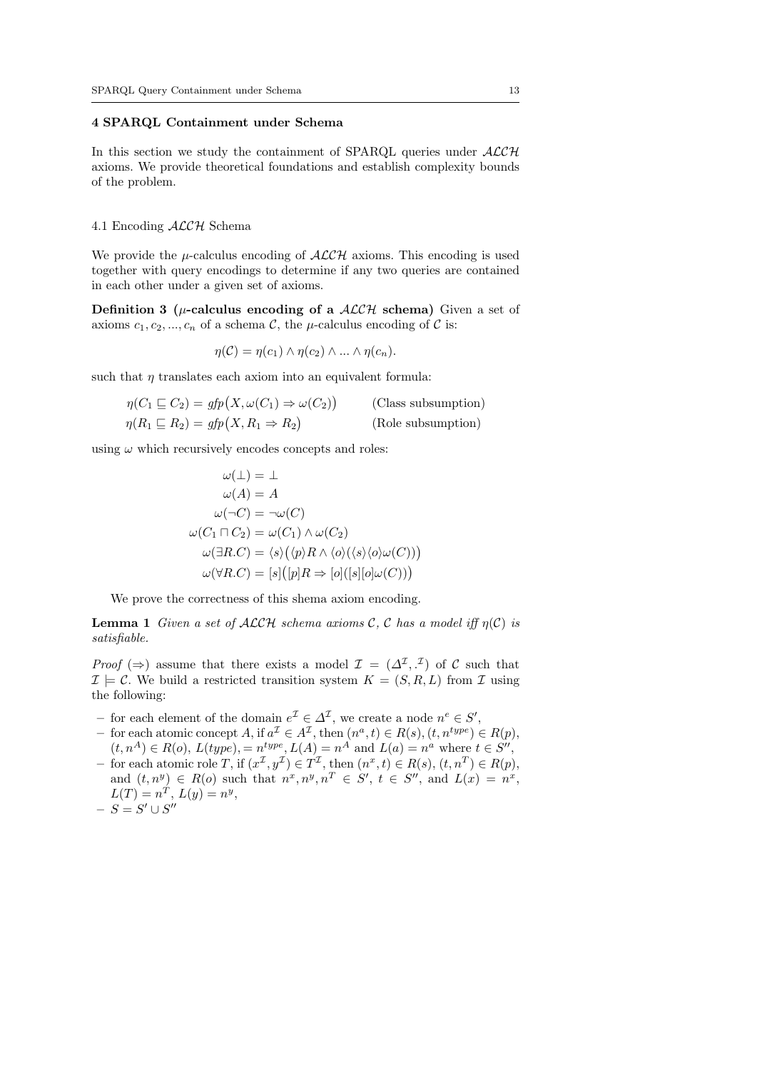## 4 SPARQL Containment under Schema

In this section we study the containment of SPARQL queries under $\mathcal{ALCH}$ axioms. We provide theoretical foundations and establish complexity bounds of the problem.

### 4.1 Encoding $\mathcal{ALCH}$ Schema

We provide the $\mu$-calculus encoding of $\mathcal{ALCH}$ axioms. This encoding is used together with query encodings to determine if any two queries are contained in each other under a given set of axioms.

**Definition 3 ($\mu$-calculus encoding of a $\mathcal{ALCH}$ schema)** Given a set of axioms $c_1, c_2, ..., c_n$ of a schema $\mathcal{C}$, the $\mu$-calculus encoding of $\mathcal{C}$ is:

$$\eta(\mathcal{C}) = \eta(c_1) \wedge \eta(c_2) \wedge ... \wedge \eta(c_n).$$

such that $\eta$ translates each axiom into an equivalent formula:

$$\eta(C_1 \sqsubseteq C_2) = gfp\big(X, \omega(C_1) \Rightarrow \omega(C_2)\big) \qquad \text{(Class subsumption)}$$

$$\eta(R_1 \sqsubseteq R_2) = gfp\big(X, R_1 \Rightarrow R_2\big) \qquad \text{(Role subsumption)}$$

using $\omega$ which recursively encodes concepts and roles:

$$\begin{aligned}
\omega(\bot) &= \bot \\
\omega(A) &= A \\
\omega(\neg C) &= \neg\omega(C) \\
\omega(C_1 \sqcap C_2) &= \omega(C_1) \wedge \omega(C_2) \\
\omega(\exists R.C) &= \langle s\rangle\big(\langle p\rangle R \wedge \langle o\rangle(\langle s\rangle\langle o\rangle\omega(C))\big) \\
\omega(\forall R.C) &= [s]\big([p]R \Rightarrow [o]([s][o]\omega(C))\big)
\end{aligned}$$

We prove the correctness of this shema axiom encoding.

**Lemma 1** *Given a set of $\mathcal{ALCH}$ schema axioms $\mathcal{C}$, $\mathcal{C}$ has a model iff $\eta(\mathcal{C})$ is satisfiable.*

*Proof* ($\Rightarrow$) assume that there exists a model $\mathcal{I} = (\Delta^{\mathcal{I}}, .^{\mathcal{I}})$ of $\mathcal{C}$ such that $\mathcal{I} \models \mathcal{C}$. We build a restricted transition system $K = (S, R, L)$ from $\mathcal{I}$ using the following:

- for each element of the domain $e^{\mathcal{I}} \in \Delta^{\mathcal{I}}$, we create a node $n^e \in S'$,
- for each atomic concept $A$, if $a^{\mathcal{I}} \in A^{\mathcal{I}}$, then $(n^a, t) \in R(s)$, $(t, n^{type}) \in R(p)$, $(t, n^A) \in R(o)$, $L(type), = n^{type}, L(A) = n^A$ and $L(a) = n^a$ where $t \in S''$,
- for each atomic role $T$, if $(x^{\mathcal{I}}, y^{\mathcal{I}}) \in T^{\mathcal{I}}$, then $(n^x, t) \in R(s)$, $(t, n^T) \in R(p)$, and $(t, n^y) \in R(o)$ such that $n^x, n^y, n^T \in S'$, $t \in S''$, and $L(x) = n^x$, $L(T) = n^T$, $L(y) = n^y$,
- $S = S' \cup S''$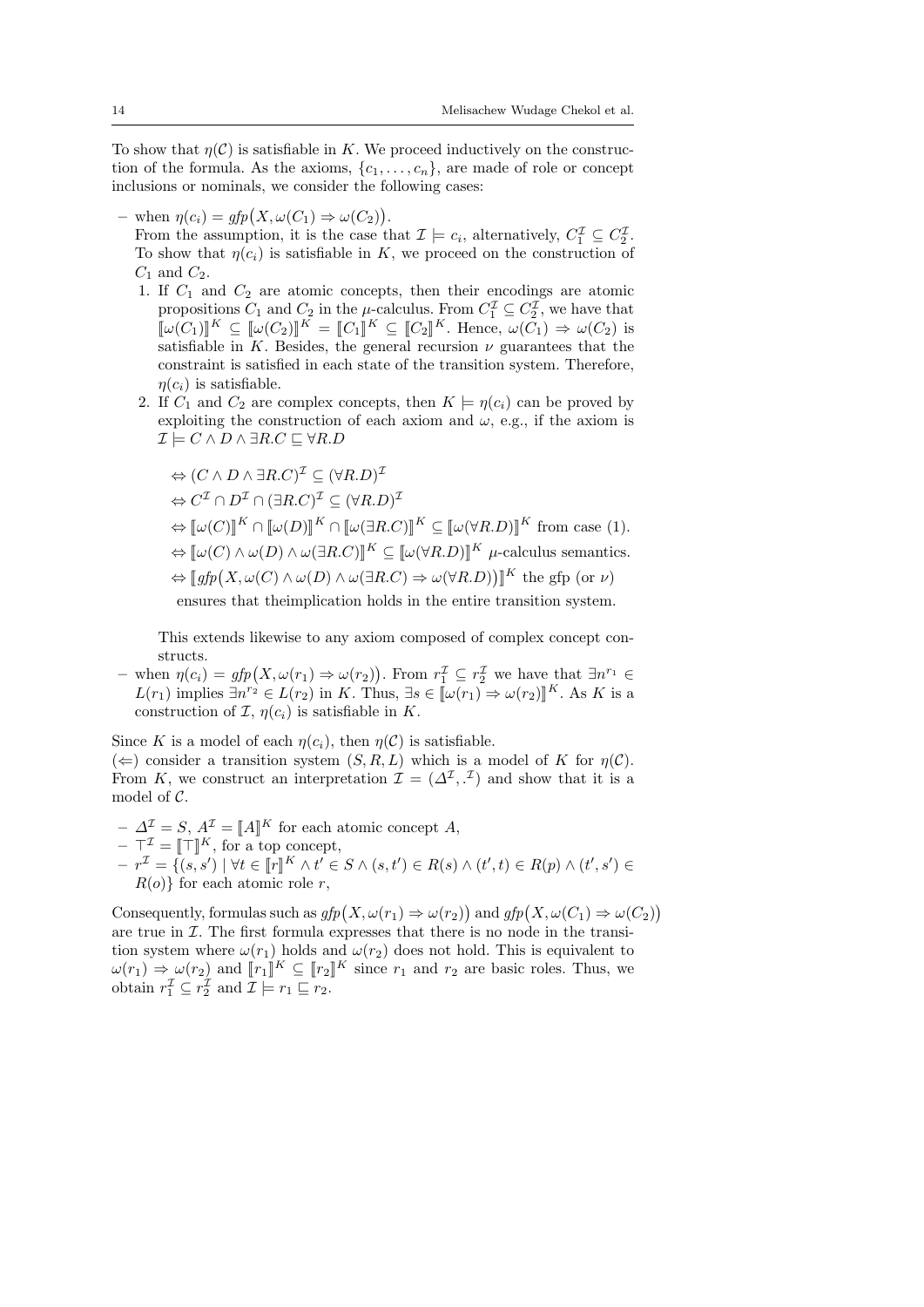To show that $\eta(\mathcal{C})$ is satisfiable in $K$. We proceed inductively on the construction of the formula. As the axioms, $\{c_1, \ldots, c_n\}$, are made of role or concept inclusions or nominals, we consider the following cases:

- when $\eta(c_i) = \mathit{gfp}\big(X, \omega(C_1) \Rightarrow \omega(C_2)\big)$.
  From the assumption, it is the case that $\mathcal{I} \models c_i$, alternatively, $C_1^{\mathcal{I}} \subseteq C_2^{\mathcal{I}}$. To show that $\eta(c_i)$ is satisfiable in $K$, we proceed on the construction of $C_1$ and $C_2$.
  1. If $C_1$ and $C_2$ are atomic concepts, then their encodings are atomic propositions $C_1$ and $C_2$ in the $\mu$-calculus. From $C_1^{\mathcal{I}} \subseteq C_2^{\mathcal{I}}$, we have that $[\![\omega(C_1)]\!]^K \subseteq [\![\omega(C_2)]\!]^K = [\![C_1]\!]^K \subseteq [\![C_2]\!]^K$. Hence, $\omega(C_1) \Rightarrow \omega(C_2)$ is satisfiable in $K$. Besides, the general recursion $\nu$ guarantees that the constraint is satisfied in each state of the transition system. Therefore, $\eta(c_i)$ is satisfiable.
  2. If $C_1$ and $C_2$ are complex concepts, then $K \models \eta(c_i)$ can be proved by exploiting the construction of each axiom and $\omega$, e.g., if the axiom is $\mathcal{I} \models C \wedge D \wedge \exists R.C \sqsubseteq \forall R.D$

     $\Leftrightarrow (C \wedge D \wedge \exists R.C)^{\mathcal{I}} \subseteq (\forall R.D)^{\mathcal{I}}$

     $\Leftrightarrow C^{\mathcal{I}} \cap D^{\mathcal{I}} \cap (\exists R.C)^{\mathcal{I}} \subseteq (\forall R.D)^{\mathcal{I}}$

     $\Leftrightarrow [\![\omega(C)]\!]^K \cap [\![\omega(D)]\!]^K \cap [\![\omega(\exists R.C)]\!]^K \subseteq [\![\omega(\forall R.D)]\!]^K$ from case (1).

     $\Leftrightarrow [\![\omega(C) \wedge \omega(D) \wedge \omega(\exists R.C)]\!]^K \subseteq [\![\omega(\forall R.D)]\!]^K$ $\mu$-calculus semantics.

     $\Leftrightarrow [\![\mathit{gfp}\big(X, \omega(C) \wedge \omega(D) \wedge \omega(\exists R.C) \Rightarrow \omega(\forall R.D)\big)]\!]^K$ the gfp (or $\nu$) ensures that theimplication holds in the entire transition system.

  This extends likewise to any axiom composed of complex concept constructs.
- when $\eta(c_i) = \mathit{gfp}\big(X, \omega(r_1) \Rightarrow \omega(r_2)\big)$. From $r_1^{\mathcal{I}} \subseteq r_2^{\mathcal{I}}$ we have that $\exists n^{r_1} \in L(r_1)$ implies $\exists n^{r_2} \in L(r_2)$ in $K$. Thus, $\exists s \in [\![\omega(r_1) \Rightarrow \omega(r_2)]\!]^K$. As $K$ is a construction of $\mathcal{I}$, $\eta(c_i)$ is satisfiable in $K$.

Since $K$ is a model of each $\eta(c_i)$, then $\eta(\mathcal{C})$ is satisfiable.
($\Leftarrow$) consider a transition system $(S, R, L)$ which is a model of $K$ for $\eta(\mathcal{C})$. From $K$, we construct an interpretation $\mathcal{I} = (\Delta^{\mathcal{I}}, .^{\mathcal{I}})$ and show that it is a model of $\mathcal{C}$.

- $\Delta^{\mathcal{I}} = S$, $A^{\mathcal{I}} = [\![A]\!]^K$ for each atomic concept $A$,
- $\top^{\mathcal{I}} = [\![\top]\!]^K$, for a top concept,
- $r^{\mathcal{I}} = \{(s, s') \mid \forall t \in [\![r]\!]^K \wedge t' \in S \wedge (s, t') \in R(s) \wedge (t', t) \in R(p) \wedge (t', s') \in R(o)\}$ for each atomic role $r$,

Consequently, formulas such as $\mathit{gfp}\big(X, \omega(r_1) \Rightarrow \omega(r_2)\big)$ and $\mathit{gfp}\big(X, \omega(C_1) \Rightarrow \omega(C_2)\big)$ are true in $\mathcal{I}$. The first formula expresses that there is no node in the transition system where $\omega(r_1)$ holds and $\omega(r_2)$ does not hold. This is equivalent to $\omega(r_1) \Rightarrow \omega(r_2)$ and $[\![r_1]\!]^K \subseteq [\![r_2]\!]^K$ since $r_1$ and $r_2$ are basic roles. Thus, we obtain $r_1^{\mathcal{I}} \subseteq r_2^{\mathcal{I}}$ and $\mathcal{I} \models r_1 \sqsubseteq r_2$.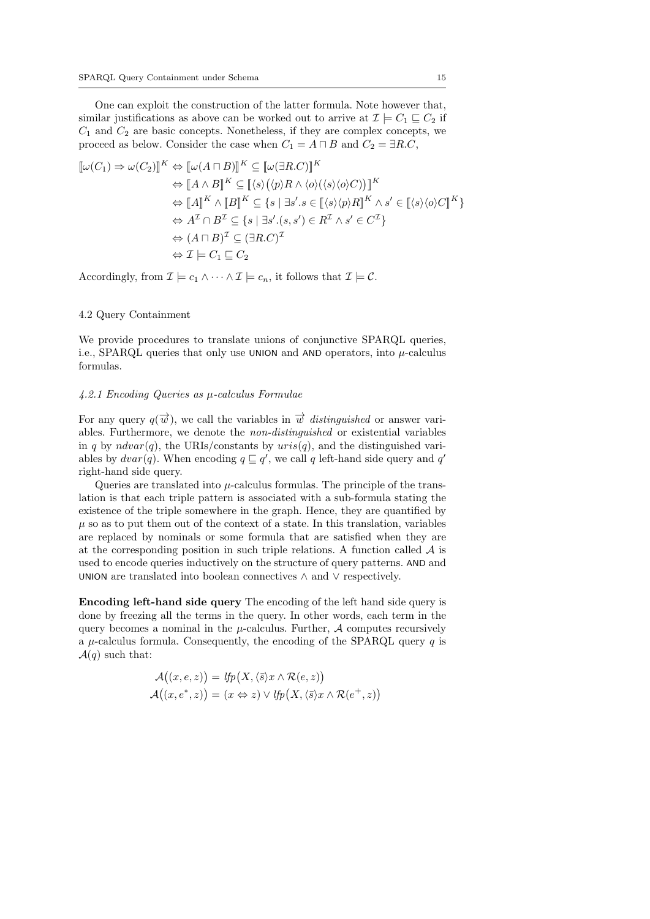One can exploit the construction of the latter formula. Note however that, similar justifications as above can be worked out to arrive at $\mathcal{I} \models C_1 \sqsubseteq C_2$ if $C_1$ and $C_2$ are basic concepts. Nonetheless, if they are complex concepts, we proceed as below. Consider the case when $C_1 = A \sqcap B$ and $C_2 = \exists R.C$,

$$
\begin{aligned}
[\![\omega(C_1) \Rightarrow \omega(C_2)]\!]^K &\Leftrightarrow [\![\omega(A \sqcap B)]\!]^K \subseteq [\![\omega(\exists R.C)]\!]^K \\
&\Leftrightarrow [\![A \wedge B]\!]^K \subseteq [\![\langle s \rangle\big(\langle p \rangle R \wedge \langle o \rangle(\langle s \rangle \langle o \rangle C)\big)]\!]^K \\
&\Leftrightarrow [\![A]\!]^K \wedge [\![B]\!]^K \subseteq \{s \mid \exists s'.s \in [\![\langle s \rangle \langle p \rangle R]\!]^K \wedge s' \in [\![\langle s \rangle \langle o \rangle C]\!]^K\} \\
&\Leftrightarrow A^{\mathcal{I}} \cap B^{\mathcal{I}} \subseteq \{s \mid \exists s'.(s, s') \in R^{\mathcal{I}} \wedge s' \in C^{\mathcal{I}}\} \\
&\Leftrightarrow (A \sqcap B)^{\mathcal{I}} \subseteq (\exists R.C)^{\mathcal{I}} \\
&\Leftrightarrow \mathcal{I} \models C_1 \sqsubseteq C_2
\end{aligned}
$$

Accordingly, from $\mathcal{I} \models c_1 \wedge \cdots \wedge \mathcal{I} \models c_n$, it follows that $\mathcal{I} \models \mathcal{C}$.

## 4.2 Query Containment

We provide procedures to translate unions of conjunctive SPARQL queries, i.e., SPARQL queries that only use UNION and AND operators, into $\mu$-calculus formulas.

### *4.2.1 Encoding Queries as $\mu$-calculus Formulae*

For any query $q(\overrightarrow{w})$, we call the variables in $\overrightarrow{w}$ *distinguished* or answer variables. Furthermore, we denote the *non-distinguished* or existential variables in $q$ by $ndvar(q)$, the URIs/constants by $uris(q)$, and the distinguished variables by $dvar(q)$. When encoding $q \sqsubseteq q'$, we call $q$ left-hand side query and $q'$ right-hand side query.

Queries are translated into $\mu$-calculus formulas. The principle of the translation is that each triple pattern is associated with a sub-formula stating the existence of the triple somewhere in the graph. Hence, they are quantified by $\mu$ so as to put them out of the context of a state. In this translation, variables are replaced by nominals or some formula that are satisfied when they are at the corresponding position in such triple relations. A function called $\mathcal{A}$ is used to encode queries inductively on the structure of query patterns. AND and UNION are translated into boolean connectives $\wedge$ and $\vee$ respectively.

**Encoding left-hand side query** The encoding of the left hand side query is done by freezing all the terms in the query. In other words, each term in the query becomes a nominal in the $\mu$-calculus. Further, $\mathcal{A}$ computes recursively a $\mu$-calculus formula. Consequently, the encoding of the SPARQL query $q$ is $\mathcal{A}(q)$ such that:

$$
\begin{aligned}
\mathcal{A}\big((x, e, z)\big) &= lfp\big(X, \langle \bar{s} \rangle x \wedge \mathcal{R}(e, z)\big) \\
\mathcal{A}\big((x, e^*, z)\big) &= (x \Leftrightarrow z) \vee lfp\big(X, \langle \bar{s} \rangle x \wedge \mathcal{R}(e^+, z)\big)
\end{aligned}
$$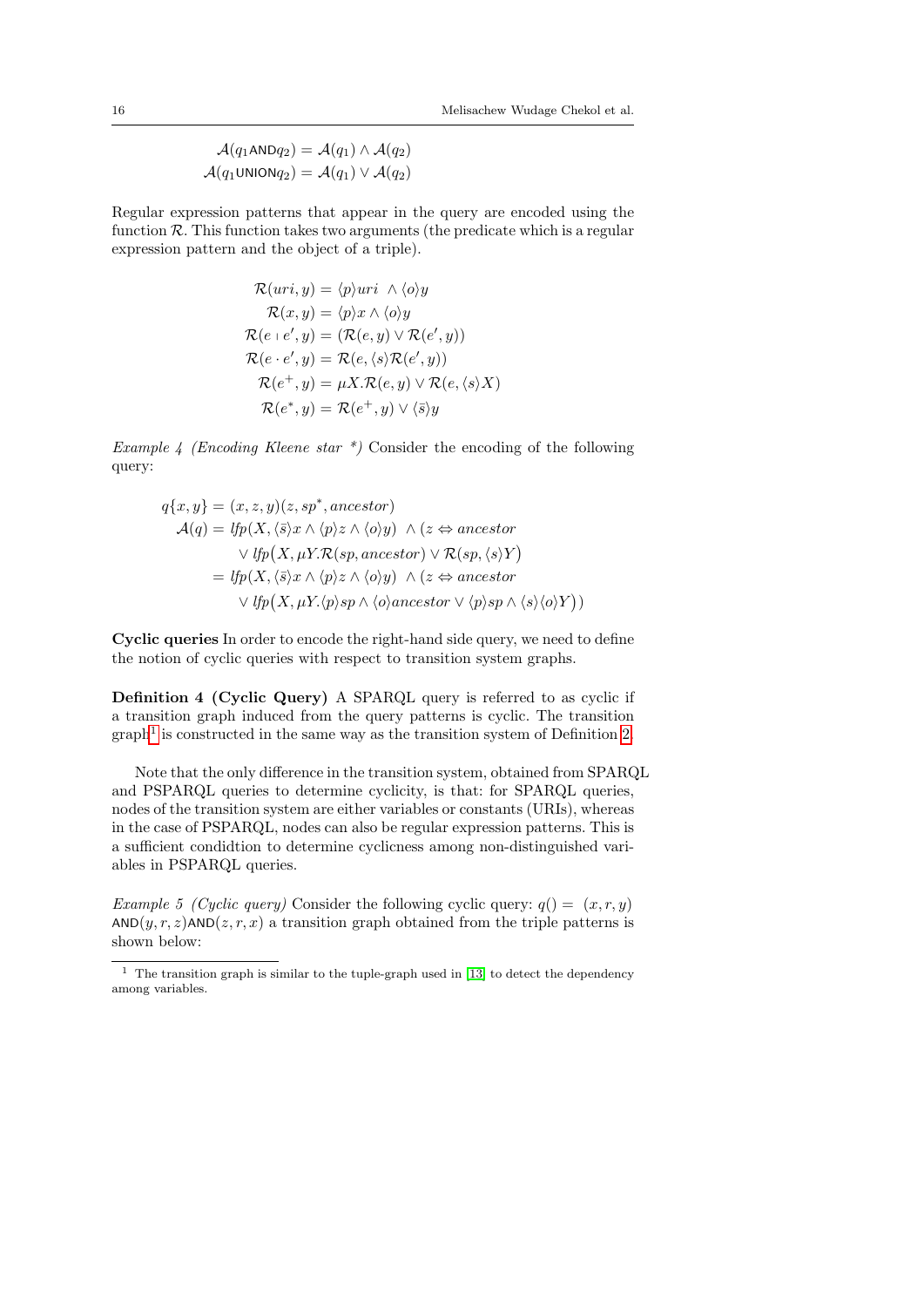$$\mathcal{A}(q_1 \mathsf{AND} q_2) = \mathcal{A}(q_1) \wedge \mathcal{A}(q_2)$$
$$\mathcal{A}(q_1 \mathsf{UNION} q_2) = \mathcal{A}(q_1) \vee \mathcal{A}(q_2)$$

Regular expression patterns that appear in the query are encoded using the function $\mathcal{R}$. This function takes two arguments (the predicate which is a regular expression pattern and the object of a triple).

$$\begin{aligned}
\mathcal{R}(uri, y) &= \langle p \rangle uri \ \wedge \langle o \rangle y \\
\mathcal{R}(x, y) &= \langle p \rangle x \wedge \langle o \rangle y \\
\mathcal{R}(e \mid e', y) &= (\mathcal{R}(e, y) \vee \mathcal{R}(e', y)) \\
\mathcal{R}(e \cdot e', y) &= \mathcal{R}(e, \langle s \rangle \mathcal{R}(e', y)) \\
\mathcal{R}(e^+, y) &= \mu X. \mathcal{R}(e, y) \vee \mathcal{R}(e, \langle s \rangle X) \\
\mathcal{R}(e^*, y) &= \mathcal{R}(e^+, y) \vee \langle \bar{s} \rangle y
\end{aligned}$$

*Example 4 (Encoding Kleene star \*)* Consider the encoding of the following query:

$$\begin{aligned}
q\{x, y\} &= (x, z, y)(z, sp^*, ancestor) \\
\mathcal{A}(q) &= \mathit{lfp}(X, \langle \bar{s} \rangle x \wedge \langle p \rangle z \wedge \langle o \rangle y) \ \wedge (z \Leftrightarrow ancestor \\
&\quad \vee \mathit{lfp}\big(X, \mu Y. \mathcal{R}(sp, ancestor) \vee \mathcal{R}(sp, \langle s \rangle Y\big) \\
&= \mathit{lfp}(X, \langle \bar{s} \rangle x \wedge \langle p \rangle z \wedge \langle o \rangle y) \ \wedge (z \Leftrightarrow ancestor \\
&\quad \vee \mathit{lfp}\big(X, \mu Y. \langle p \rangle sp \wedge \langle o \rangle ancestor \vee \langle p \rangle sp \wedge \langle s \rangle \langle o \rangle Y\big))
\end{aligned}$$

**Cyclic queries** In order to encode the right-hand side query, we need to define the notion of cyclic queries with respect to transition system graphs.

**Definition 4 (Cyclic Query)** A SPARQL query is referred to as cyclic if a transition graph induced from the query patterns is cyclic. The transition graph[1] is constructed in the same way as the transition system of Definition 2.

Note that the only difference in the transition system, obtained from SPARQL and PSPARQL queries to determine cyclicity, is that: for SPARQL queries, nodes of the transition system are either variables or constants (URIs), whereas in the case of PSPARQL, nodes can also be regular expression patterns. This is a sufficient condidtion to determine cyclicness among non-distinguished variables in PSPARQL queries.

*Example 5 (Cyclic query)* Consider the following cyclic query: $q() = (x, r, y)$ $\mathsf{AND}(y, r, z)\mathsf{AND}(z, r, x)$ a transition graph obtained from the triple patterns is shown below:

[1] The transition graph is similar to the tuple-graph used in [13] to detect the dependency among variables.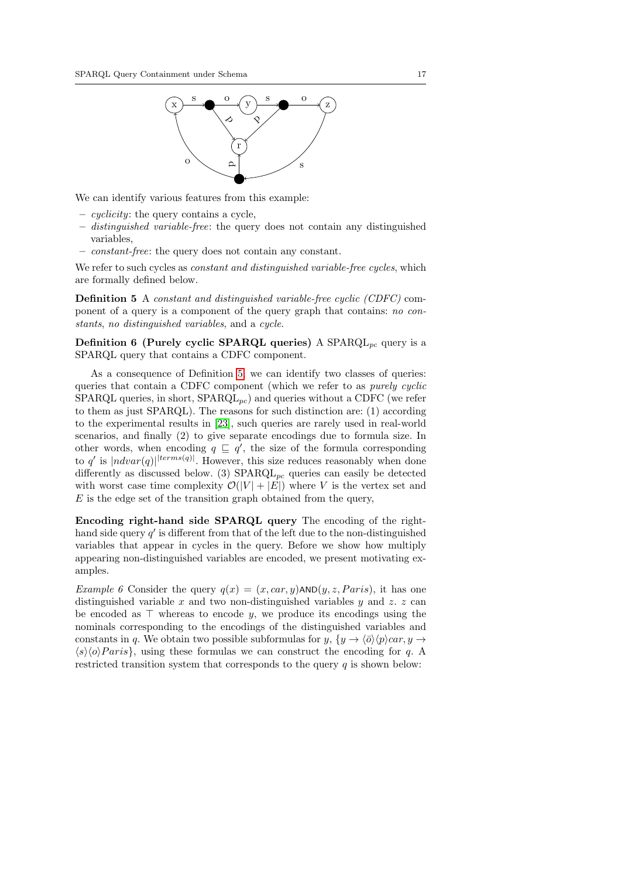We can identify various features from this example:

- *cyclicity*: the query contains a cycle,
- *distinguished variable-free*: the query does not contain any distinguished variables,
- *constant-free*: the query does not contain any constant.

We refer to such cycles as *constant and distinguished variable-free cycles*, which are formally defined below.

**Definition 5** A *constant and distinguished variable-free cyclic (CDFC)* component of a query is a component of the query graph that contains: *no constants*, *no distinguished variables*, and a *cycle*.

**Definition 6 (Purely cyclic SPARQL queries)** A SPARQL$_{pc}$ query is a SPARQL query that contains a CDFC component.

As a consequence of Definition 5, we can identify two classes of queries: queries that contain a CDFC component (which we refer to as *purely cyclic* SPARQL queries, in short, SPARQL$_{pc}$) and queries without a CDFC (we refer to them as just SPARQL). The reasons for such distinction are: (1) according to the experimental results in [23], such queries are rarely used in real-world scenarios, and finally (2) to give separate encodings due to formula size. In other words, when encoding $q \sqsubseteq q'$, the size of the formula corresponding to $q'$ is $|ndvar(q)|^{|terms(q)|}$. However, this size reduces reasonably when done differently as discussed below. (3) SPARQL$_{pc}$ queries can easily be detected with worst case time complexity $\mathcal{O}(|V| + |E|)$ where $V$ is the vertex set and $E$ is the edge set of the transition graph obtained from the query,

**Encoding right-hand side SPARQL query** The encoding of the right-hand side query $q'$ is different from that of the left due to the non-distinguished variables that appear in cycles in the query. Before we show how multiply appearing non-distinguished variables are encoded, we present motivating examples.

*Example 6* Consider the query $q(x) = (x, car, y)\mathsf{AND}(y, z, Paris)$, it has one distinguished variable $x$ and two non-distinguished variables $y$ and $z$. $z$ can be encoded as $\top$ whereas to encode $y$, we produce its encodings using the nominals corresponding to the encodings of the distinguished variables and constants in $q$. We obtain two possible subformulas for $y$, $\{y \rightarrow \langle \bar{o} \rangle \langle p \rangle car, y \rightarrow \langle s \rangle \langle o \rangle Paris\}$, using these formulas we can construct the encoding for $q$. A restricted transition system that corresponds to the query $q$ is shown below: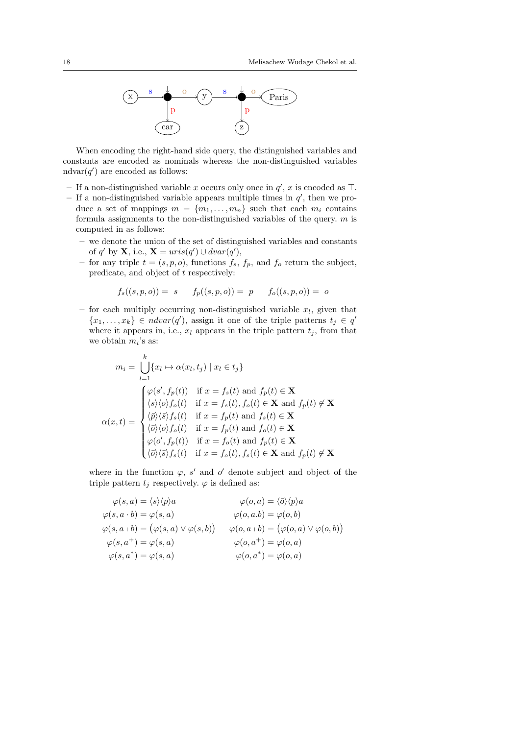When encoding the right-hand side query, the distinguished variables and constants are encoded as nominals whereas the non-distinguished variables ndvar$(q')$ are encoded as follows:

- If a non-distinguished variable $x$ occurs only once in $q'$, $x$ is encoded as $\top$.
- If a non-distinguished variable appears multiple times in $q'$, then we produce a set of mappings $m = \{m_1, \ldots, m_n\}$ such that each $m_i$ contains formula assignments to the non-distinguished variables of the query. $m$ is computed in as follows:
  - we denote the union of the set of distinguished variables and constants of $q'$ by $\mathbf{X}$, i.e., $\mathbf{X} = uris(q') \cup dvar(q')$,
  - for any triple $t = (s, p, o)$, functions $f_s$, $f_p$, and $f_o$ return the subject, predicate, and object of $t$ respectively:

$$f_s((s,p,o)) = s \qquad f_p((s,p,o)) = p \qquad f_o((s,p,o)) = o$$

  - for each multiply occurring non-distinguished variable $x_l$, given that $\{x_1, \ldots, x_k\} \in ndvar(q')$, assign it one of the triple patterns $t_j \in q'$ where it appears in, i.e., $x_l$ appears in the triple pattern $t_j$, from that we obtain $m_i$'s as:

$$m_i = \bigcup_{l=1}^{k} \{x_l \mapsto \alpha(x_l, t_j) \mid x_l \in t_j\}$$

$$\alpha(x,t) = \begin{cases} \varphi(s', f_p(t)) & \text{if } x = f_s(t) \text{ and } f_p(t) \in \mathbf{X} \\ \langle s \rangle \langle o \rangle f_o(t) & \text{if } x = f_s(t), f_o(t) \in \mathbf{X} \text{ and } f_p(t) \notin \mathbf{X} \\ \langle \bar{p} \rangle \langle \bar{s} \rangle f_s(t) & \text{if } x = f_p(t) \text{ and } f_s(t) \in \mathbf{X} \\ \langle \bar{o} \rangle \langle o \rangle f_o(t) & \text{if } x = f_p(t) \text{ and } f_o(t) \in \mathbf{X} \\ \varphi(o', f_p(t)) & \text{if } x = f_o(t) \text{ and } f_p(t) \in \mathbf{X} \\ \langle \bar{o} \rangle \langle \bar{s} \rangle f_s(t) & \text{if } x = f_o(t), f_s(t) \in \mathbf{X} \text{ and } f_p(t) \notin \mathbf{X} \end{cases}$$

  where in the function $\varphi$, $s'$ and $o'$ denote subject and object of the triple pattern $t_j$ respectively. $\varphi$ is defined as:

$$\begin{aligned} \varphi(s,a) &= \langle s \rangle \langle p \rangle a & \varphi(o,a) &= \langle \bar{o} \rangle \langle p \rangle a \\ \varphi(s, a \cdot b) &= \varphi(s,a) & \varphi(o, a.b) &= \varphi(o,b) \\ \varphi(s, a \mid b) &= \big(\varphi(s,a) \vee \varphi(s,b)\big) & \varphi(o, a \mid b) &= \big(\varphi(o,a) \vee \varphi(o,b)\big) \\ \varphi(s, a^+) &= \varphi(s,a) & \varphi(o, a^+) &= \varphi(o,a) \\ \varphi(s, a^*) &= \varphi(s,a) & \varphi(o, a^*) &= \varphi(o,a) \end{aligned}$$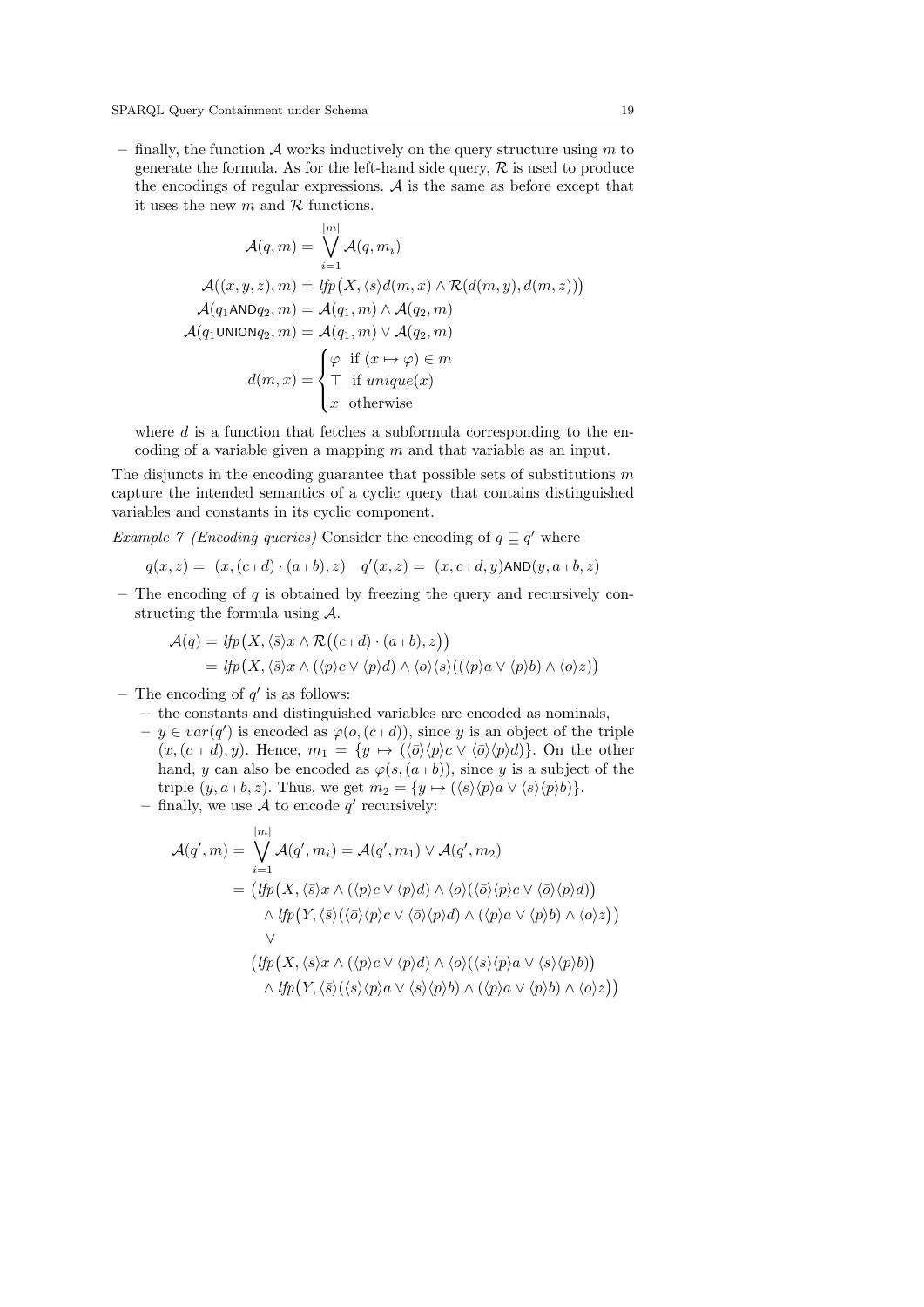– finally, the function $\mathcal{A}$ works inductively on the query structure using $m$ to generate the formula. As for the left-hand side query, $\mathcal{R}$ is used to produce the encodings of regular expressions. $\mathcal{A}$ is the same as before except that it uses the new $m$ and $\mathcal{R}$ functions.

$$
\begin{aligned}
\mathcal{A}(q, m) &= \bigvee_{i=1}^{|m|} \mathcal{A}(q, m_i) \\
\mathcal{A}((x, y, z), m) &= \mathit{lfp}\big(X, \langle \bar{s} \rangle d(m, x) \wedge \mathcal{R}(d(m, y), d(m, z))\big) \\
\mathcal{A}(q_1 \mathsf{AND} q_2, m) &= \mathcal{A}(q_1, m) \wedge \mathcal{A}(q_2, m) \\
\mathcal{A}(q_1 \mathsf{UNION} q_2, m) &= \mathcal{A}(q_1, m) \vee \mathcal{A}(q_2, m) \\
d(m, x) &= \begin{cases} \varphi & \text{if } (x \mapsto \varphi) \in m \\ \top & \text{if } \mathit{unique}(x) \\ x & \text{otherwise} \end{cases}
\end{aligned}
$$

where $d$ is a function that fetches a subformula corresponding to the encoding of a variable given a mapping $m$ and that variable as an input.

The disjuncts in the encoding guarantee that possible sets of substitutions $m$ capture the intended semantics of a cyclic query that contains distinguished variables and constants in its cyclic component.

*Example 7 (Encoding queries)* Consider the encoding of $q \sqsubseteq q'$ where

$$q(x, z) = \ (x, (c \mid d) \cdot (a \mid b), z) \quad q'(x, z) = \ (x, c \mid d, y) \mathsf{AND} (y, a \mid b, z)$$

– The encoding of $q$ is obtained by freezing the query and recursively constructing the formula using $\mathcal{A}$.

$$
\begin{aligned}
\mathcal{A}(q) &= \mathit{lfp}\big(X, \langle \bar{s} \rangle x \wedge \mathcal{R}\big((c \mid d) \cdot (a \mid b), z\big)\big) \\
&= \mathit{lfp}\big(X, \langle \bar{s} \rangle x \wedge (\langle p \rangle c \vee \langle p \rangle d) \wedge \langle o \rangle \langle s \rangle ((\langle p \rangle a \vee \langle p \rangle b) \wedge \langle o \rangle z)\big)
\end{aligned}
$$

– The encoding of $q'$ is as follows:
  – the constants and distinguished variables are encoded as nominals,
  – $y \in \mathit{var}(q')$ is encoded as $\varphi(o, (c \mid d))$, since $y$ is an object of the triple $(x, (c \mid d), y)$. Hence, $m_1 = \{y \mapsto (\langle \bar{o} \rangle \langle p \rangle c \vee \langle \bar{o} \rangle \langle p \rangle d)\}$. On the other hand, $y$ can also be encoded as $\varphi(s, (a \mid b))$, since $y$ is a subject of the triple $(y, a \mid b, z)$. Thus, we get $m_2 = \{y \mapsto (\langle s \rangle \langle p \rangle a \vee \langle s \rangle \langle p \rangle b)\}$.
  – finally, we use $\mathcal{A}$ to encode $q'$ recursively:

$$
\begin{aligned}
\mathcal{A}(q', m) &= \bigvee_{i=1}^{|m|} \mathcal{A}(q', m_i) = \mathcal{A}(q', m_1) \vee \mathcal{A}(q', m_2) \\
&= \big(\mathit{lfp}\big(X, \langle \bar{s} \rangle x \wedge (\langle p \rangle c \vee \langle p \rangle d) \wedge \langle o \rangle (\langle \bar{o} \rangle \langle p \rangle c \vee \langle \bar{o} \rangle \langle p \rangle d)\big) \\
&\quad \wedge \mathit{lfp}\big(Y, \langle \bar{s} \rangle (\langle \bar{o} \rangle \langle p \rangle c \vee \langle \bar{o} \rangle \langle p \rangle d) \wedge (\langle p \rangle a \vee \langle p \rangle b) \wedge \langle o \rangle z\big)\big) \\
&\quad \vee \\
&\quad \big(\mathit{lfp}\big(X, \langle \bar{s} \rangle x \wedge (\langle p \rangle c \vee \langle p \rangle d) \wedge \langle o \rangle (\langle s \rangle \langle p \rangle a \vee \langle s \rangle \langle p \rangle b)\big) \\
&\quad \wedge \mathit{lfp}\big(Y, \langle \bar{s} \rangle (\langle s \rangle \langle p \rangle a \vee \langle s \rangle \langle p \rangle b) \wedge (\langle p \rangle a \vee \langle p \rangle b) \wedge \langle o \rangle z\big)\big)
\end{aligned}
$$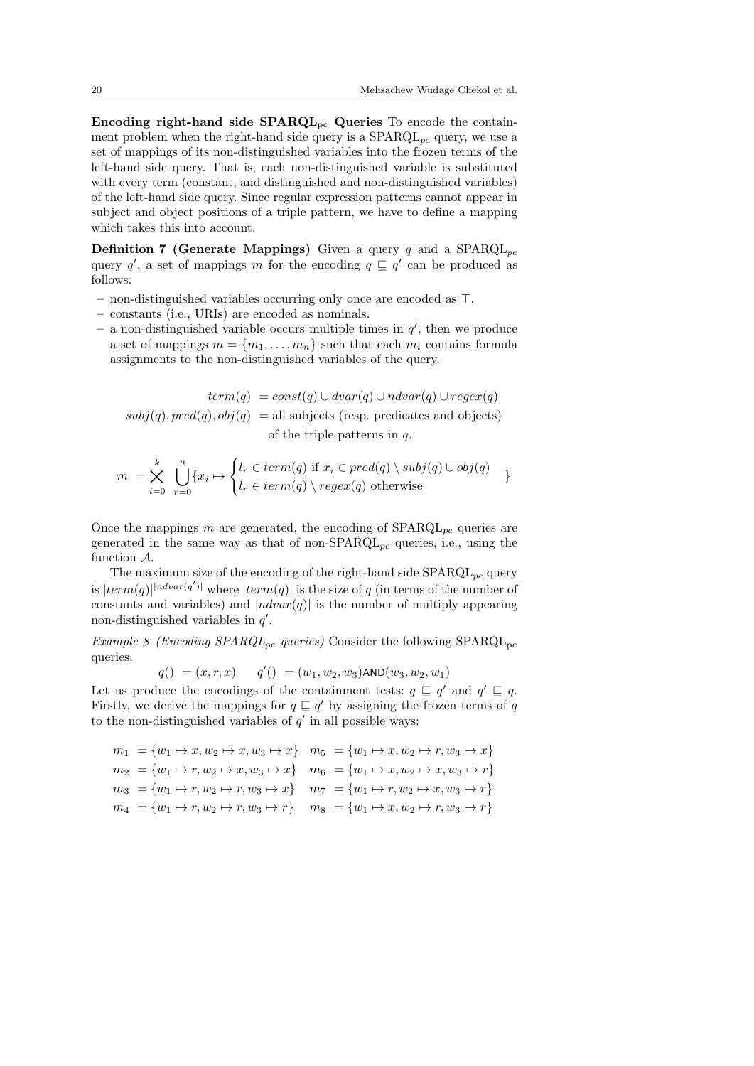**Encoding right-hand side SPARQL$_{\text{pc}}$ Queries** To encode the containment problem when the right-hand side query is a SPARQL$_{pc}$ query, we use a set of mappings of its non-distinguished variables into the frozen terms of the left-hand side query. That is, each non-distinguished variable is substituted with every term (constant, and distinguished and non-distinguished variables) of the left-hand side query. Since regular expression patterns cannot appear in subject and object positions of a triple pattern, we have to define a mapping which takes this into account.

**Definition 7 (Generate Mappings)** Given a query $q$ and a SPARQL$_{pc}$ query $q'$, a set of mappings $m$ for the encoding $q \sqsubseteq q'$ can be produced as follows:

- non-distinguished variables occurring only once are encoded as $\top$.
- constants (i.e., URIs) are encoded as nominals.
- a non-distinguished variable occurs multiple times in $q'$, then we produce a set of mappings $m = \{m_1, \ldots, m_n\}$ such that each $m_i$ contains formula assignments to the non-distinguished variables of the query.

$$
\begin{aligned}
term(q) &= const(q) \cup dvar(q) \cup ndvar(q) \cup regex(q) \\
subj(q), pred(q), obj(q) &= \text{all subjects (resp. predicates and objects)} \\
&\phantom{=} \text{ of the triple patterns in } q.
\end{aligned}
$$

$$
m = \bigtimes_{i=0}^{k} \bigcup_{r=0}^{n} \{x_i \mapsto \begin{cases} l_r \in term(q) \text{ if } x_i \in pred(q) \setminus subj(q) \cup obj(q) \\ l_r \in term(q) \setminus regex(q) \text{ otherwise} \end{cases} \}
$$

Once the mappings $m$ are generated, the encoding of SPARQL$_{pc}$ queries are generated in the same way as that of non-SPARQL$_{pc}$ queries, i.e., using the function $\mathcal{A}$.

The maximum size of the encoding of the right-hand side SPARQL$_{pc}$ query is $|term(q)|^{|ndvar(q')|}$ where $|term(q)|$ is the size of $q$ (in terms of the number of constants and variables) and $|ndvar(q)|$ is the number of multiply appearing non-distinguished variables in $q'$.

*Example 8 (Encoding SPARQL$_{\text{pc}}$ queries)* Consider the following SPARQL$_{\text{pc}}$ queries.

$$
q() = (x, r, x) \qquad q'() = (w_1, w_2, w_3)\mathsf{AND}(w_3, w_2, w_1)
$$

Let us produce the encodings of the containment tests: $q \sqsubseteq q'$ and $q' \sqsubseteq q$. Firstly, we derive the mappings for $q \sqsubseteq q'$ by assigning the frozen terms of $q$ to the non-distinguished variables of $q'$ in all possible ways:

$$
\begin{aligned}
m_1 &= \{w_1 \mapsto x, w_2 \mapsto x, w_3 \mapsto x\} & m_5 &= \{w_1 \mapsto x, w_2 \mapsto r, w_3 \mapsto x\} \\
m_2 &= \{w_1 \mapsto r, w_2 \mapsto x, w_3 \mapsto x\} & m_6 &= \{w_1 \mapsto x, w_2 \mapsto x, w_3 \mapsto r\} \\
m_3 &= \{w_1 \mapsto r, w_2 \mapsto r, w_3 \mapsto x\} & m_7 &= \{w_1 \mapsto r, w_2 \mapsto x, w_3 \mapsto r\} \\
m_4 &= \{w_1 \mapsto r, w_2 \mapsto r, w_3 \mapsto r\} & m_8 &= \{w_1 \mapsto x, w_2 \mapsto r, w_3 \mapsto r\}
\end{aligned}
$$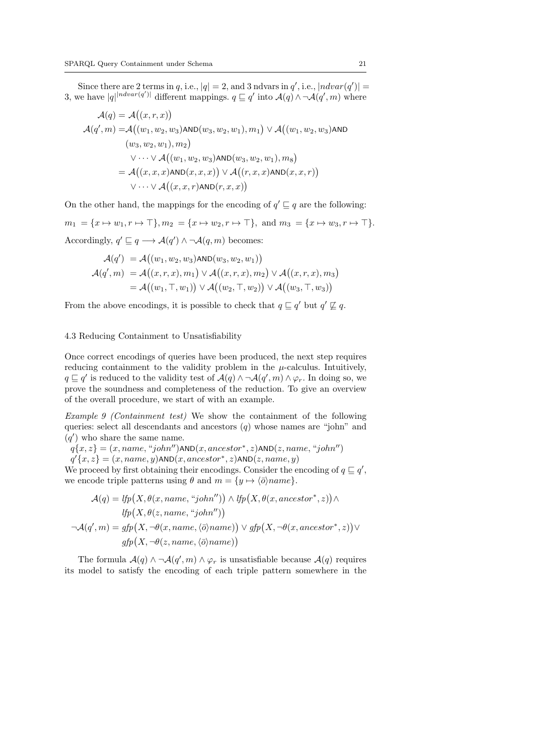Since there are 2 terms in $q$, i.e., $|q| = 2$, and 3 ndvars in $q'$, i.e., $|ndvar(q')| = 3$, we have $|q|^{|ndvar(q')|}$ different mappings. $q \sqsubseteq q'$ into $\mathcal{A}(q) \wedge \neg\mathcal{A}(q', m)$ where

$$
\begin{aligned}
\mathcal{A}(q) &= \mathcal{A}\big((x, r, x)\big) \\
\mathcal{A}(q', m) &= \mathcal{A}\big((w_1, w_2, w_3)\mathsf{AND}(w_3, w_2, w_1), m_1\big) \vee \mathcal{A}\big((w_1, w_2, w_3)\mathsf{AND} \\
&\quad (w_3, w_2, w_1), m_2\big) \\
&\quad \vee \cdots \vee \mathcal{A}\big((w_1, w_2, w_3)\mathsf{AND}(w_3, w_2, w_1), m_8\big) \\
&= \mathcal{A}\big((x, x, x)\mathsf{AND}(x, x, x)\big) \vee \mathcal{A}\big((r, x, x)\mathsf{AND}(x, x, r)\big) \\
&\quad \vee \cdots \vee \mathcal{A}\big((x, x, r)\mathsf{AND}(r, x, x)\big)
\end{aligned}
$$

On the other hand, the mappings for the encoding of $q' \sqsubseteq q$ are the following:

$m_1 = \{x \mapsto w_1, r \mapsto \top\}, m_2 = \{x \mapsto w_2, r \mapsto \top\}$, and $m_3 = \{x \mapsto w_3, r \mapsto \top\}$.

Accordingly, $q' \sqsubseteq q \longrightarrow \mathcal{A}(q') \wedge \neg\mathcal{A}(q, m)$ becomes:

$$
\begin{aligned}
\mathcal{A}(q') &= \mathcal{A}\big((w_1, w_2, w_3)\mathsf{AND}(w_3, w_2, w_1)\big) \\
\mathcal{A}(q', m) &= \mathcal{A}\big((x, r, x), m_1\big) \vee \mathcal{A}\big((x, r, x), m_2\big) \vee \mathcal{A}\big((x, r, x), m_3\big) \\
&= \mathcal{A}\big((w_1, \top, w_1)\big) \vee \mathcal{A}\big((w_2, \top, w_2)\big) \vee \mathcal{A}\big((w_3, \top, w_3)\big)
\end{aligned}
$$

From the above encodings, it is possible to check that $q \sqsubseteq q'$ but $q' \not\sqsubseteq q$.

### 4.3 Reducing Containment to Unsatisfiability

Once correct encodings of queries have been produced, the next step requires reducing containment to the validity problem in the $\mu$-calculus. Intuitively, $q \sqsubseteq q'$ is reduced to the validity test of $\mathcal{A}(q) \wedge \neg\mathcal{A}(q', m) \wedge \varphi_r$. In doing so, we prove the soundness and completeness of the reduction. To give an overview of the overall procedure, we start of with an example.

*Example 9 (Containment test)* We show the containment of the following queries: select all descendants and ancestors ($q$) whose names are "john" and ($q'$) who share the same name.

$q\{x, z\} = (x, name, \text{"}john\text{"})\mathsf{AND}(x, ancestor^*, z)\mathsf{AND}(z, name, \text{"}john\text{"})$
$q'\{x, z\} = (x, name, y)\mathsf{AND}(x, ancestor^*, z)\mathsf{AND}(z, name, y)$

We proceed by first obtaining their encodings. Consider the encoding of $q \sqsubseteq q'$, we encode triple patterns using $\theta$ and $m = \{y \mapsto \langle\bar{o}\rangle name\}$.

$$
\begin{aligned}
\mathcal{A}(q) &= lfp\big(X, \theta(x, name, \text{"}john\text{"})\big) \wedge lfp\big(X, \theta(x, ancestor^*, z)\big) \wedge \\
&\quad lfp\big(X, \theta(z, name, \text{"}john\text{"})\big) \\
\neg\mathcal{A}(q', m) &= gfp\big(X, \neg\theta(x, name, \langle\bar{o}\rangle name)\big) \vee gfp\big(X, \neg\theta(x, ancestor^*, z)\big) \vee \\
&\quad gfp\big(X, \neg\theta(z, name, \langle\bar{o}\rangle name)\big)
\end{aligned}
$$

The formula $\mathcal{A}(q) \wedge \neg\mathcal{A}(q', m) \wedge \varphi_r$ is unsatisfiable because $\mathcal{A}(q)$ requires its model to satisfy the encoding of each triple pattern somewhere in the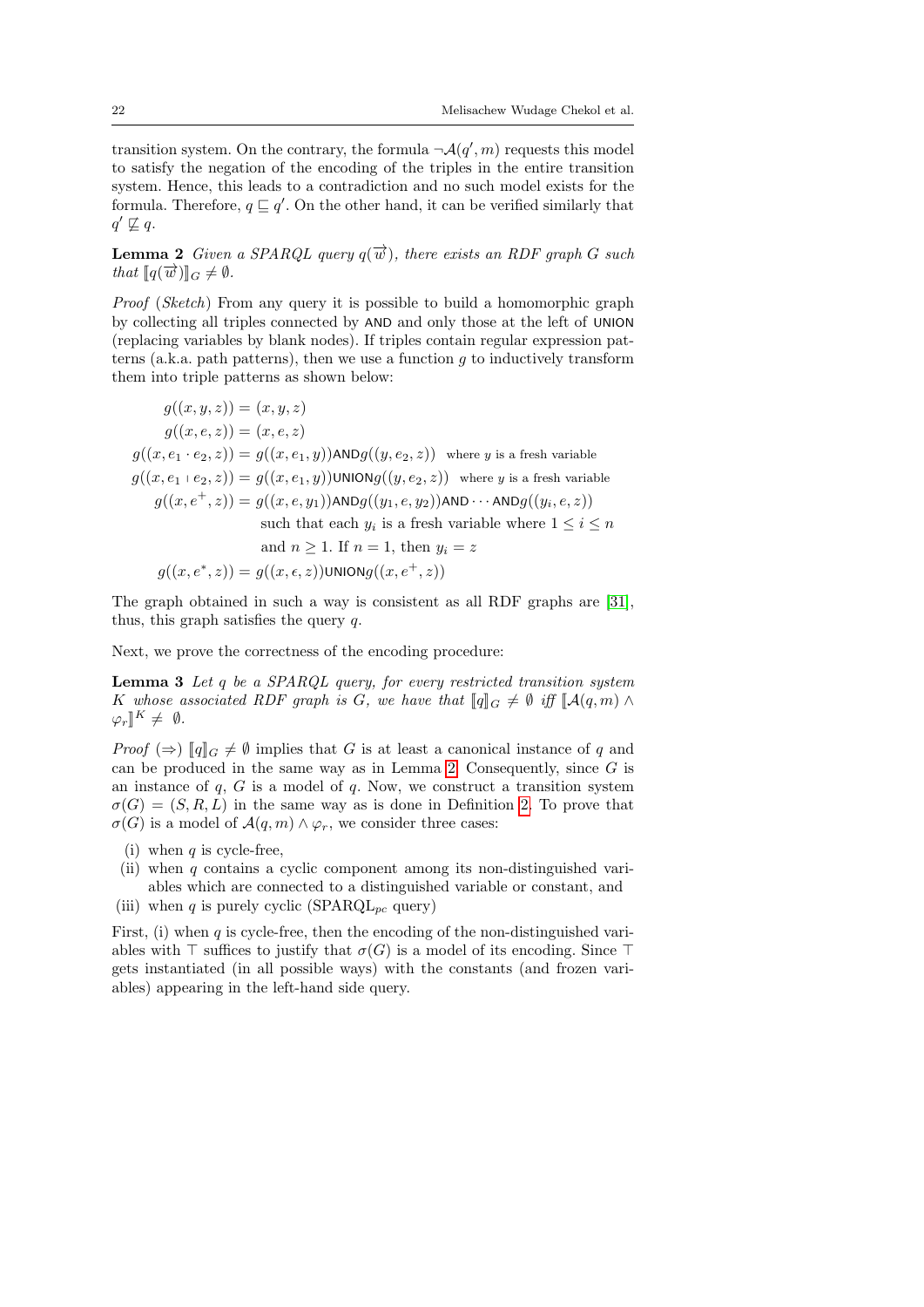transition system. On the contrary, the formula $\neg\mathcal{A}(q', m)$ requests this model to satisfy the negation of the encoding of the triples in the entire transition system. Hence, this leads to a contradiction and no such model exists for the formula. Therefore, $q \sqsubseteq q'$. On the other hand, it can be verified similarly that $q' \not\sqsubseteq q$.

**Lemma 2** *Given a SPARQL query $q(\overrightarrow{w})$, there exists an RDF graph $G$ such that $[\![q(\overrightarrow{w})]\!]_G \neq \emptyset$.*

*Proof* (*Sketch*) From any query it is possible to build a homomorphic graph by collecting all triples connected by AND and only those at the left of UNION (replacing variables by blank nodes). If triples contain regular expression patterns (a.k.a. path patterns), then we use a function $g$ to inductively transform them into triple patterns as shown below:

$$
\begin{aligned}
g((x, y, z)) &= (x, y, z) \\
g((x, e, z)) &= (x, e, z) \\
g((x, e_1 \cdot e_2, z)) &= g((x, e_1, y))\mathsf{AND}g((y, e_2, z)) \quad \text{where } y \text{ is a fresh variable} \\
g((x, e_1 \mid e_2, z)) &= g((x, e_1, y))\mathsf{UNION}g((y, e_2, z)) \quad \text{where } y \text{ is a fresh variable} \\
g((x, e^+, z)) &= g((x, e, y_1))\mathsf{AND}g((y_1, e, y_2))\mathsf{AND}\cdots\mathsf{AND}g((y_i, e, z)) \\
&\quad \text{such that each } y_i \text{ is a fresh variable where } 1 \leq i \leq n \\
&\quad \text{and } n \geq 1. \text{ If } n = 1, \text{ then } y_i = z \\
g((x, e^*, z)) &= g((x, \epsilon, z))\mathsf{UNION}g((x, e^+, z))
\end{aligned}
$$

The graph obtained in such a way is consistent as all RDF graphs are [31], thus, this graph satisfies the query $q$.

Next, we prove the correctness of the encoding procedure:

**Lemma 3** *Let $q$ be a SPARQL query, for every restricted transition system $K$ whose associated RDF graph is $G$, we have that $[\![q]\!]_G \neq \emptyset$ iff $[\![\mathcal{A}(q, m) \wedge \varphi_r]\!]^K \neq \emptyset$.*

*Proof* ($\Rightarrow$) $[\![q]\!]_G \neq \emptyset$ implies that $G$ is at least a canonical instance of $q$ and can be produced in the same way as in Lemma 2. Consequently, since $G$ is an instance of $q$, $G$ is a model of $q$. Now, we construct a transition system $\sigma(G) = (S, R, L)$ in the same way as is done in Definition 2. To prove that $\sigma(G)$ is a model of $\mathcal{A}(q, m) \wedge \varphi_r$, we consider three cases:

- (i) when $q$ is cycle-free,
- (ii) when $q$ contains a cyclic component among its non-distinguished variables which are connected to a distinguished variable or constant, and
- (iii) when $q$ is purely cyclic (SPARQL$_{pc}$ query)

First, (i) when $q$ is cycle-free, then the encoding of the non-distinguished variables with $\top$ suffices to justify that $\sigma(G)$ is a model of its encoding. Since $\top$ gets instantiated (in all possible ways) with the constants (and frozen variables) appearing in the left-hand side query.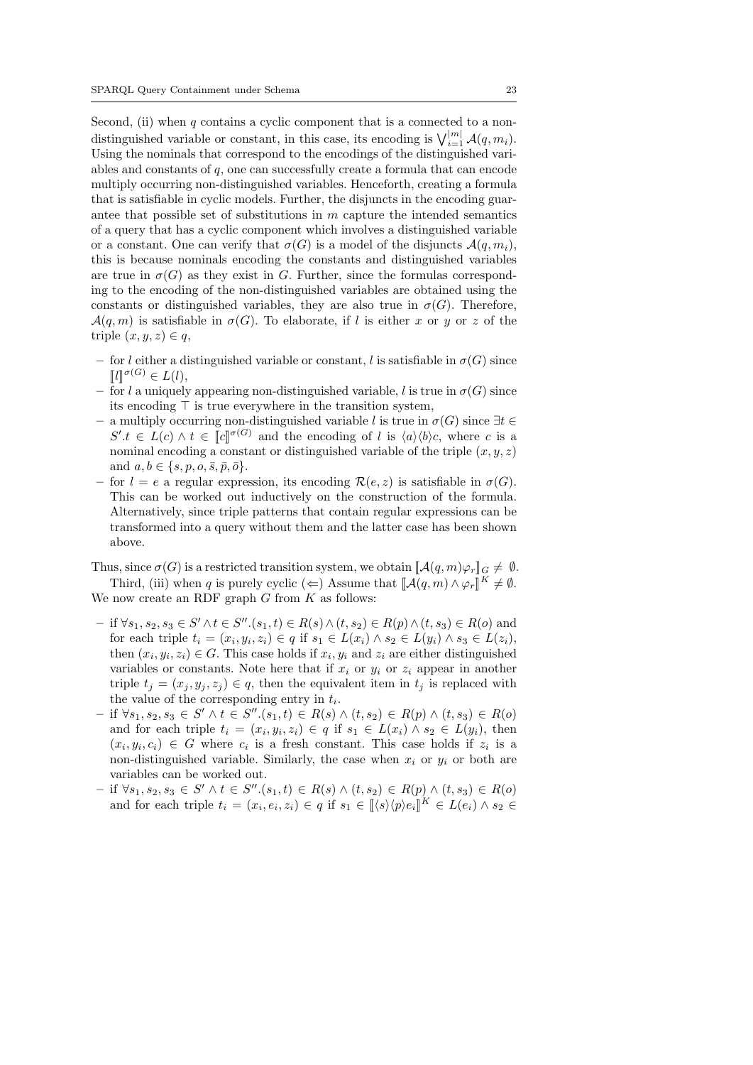Second, (ii) when $q$ contains a cyclic component that is a connected to a non-distinguished variable or constant, in this case, its encoding is $\bigvee_{i=1}^{|m|} \mathcal{A}(q, m_i)$. Using the nominals that correspond to the encodings of the distinguished variables and constants of $q$, one can successfully create a formula that can encode multiply occurring non-distinguished variables. Henceforth, creating a formula that is satisfiable in cyclic models. Further, the disjuncts in the encoding guarantee that possible set of substitutions in $m$ capture the intended semantics of a query that has a cyclic component which involves a distinguished variable or a constant. One can verify that $\sigma(G)$ is a model of the disjuncts $\mathcal{A}(q, m_i)$, this is because nominals encoding the constants and distinguished variables are true in $\sigma(G)$ as they exist in $G$. Further, since the formulas corresponding to the encoding of the non-distinguished variables are obtained using the constants or distinguished variables, they are also true in $\sigma(G)$. Therefore, $\mathcal{A}(q, m)$ is satisfiable in $\sigma(G)$. To elaborate, if $l$ is either $x$ or $y$ or $z$ of the triple $(x, y, z) \in q$,

- for $l$ either a distinguished variable or constant, $l$ is satisfiable in $\sigma(G)$ since $[\![l]\!]^{\sigma(G)} \in L(l)$,
- for $l$ a uniquely appearing non-distinguished variable, $l$ is true in $\sigma(G)$ since its encoding $\top$ is true everywhere in the transition system,
- a multiply occurring non-distinguished variable $l$ is true in $\sigma(G)$ since $\exists t \in S'.t \in L(c) \wedge t \in [\![c]\!]^{\sigma(G)}$ and the encoding of $l$ is $\langle a \rangle \langle b \rangle c$, where $c$ is a nominal encoding a constant or distinguished variable of the triple $(x, y, z)$ and $a, b \in \{s, p, o, \bar{s}, \bar{p}, \bar{o}\}$.
- for $l = e$ a regular expression, its encoding $\mathcal{R}(e, z)$ is satisfiable in $\sigma(G)$. This can be worked out inductively on the construction of the formula. Alternatively, since triple patterns that contain regular expressions can be transformed into a query without them and the latter case has been shown above.

Thus, since $\sigma(G)$ is a restricted transition system, we obtain $[\![\mathcal{A}(q, m)\varphi_r]\!]_G \neq \emptyset$.

Third, (iii) when $q$ is purely cyclic ($\Leftarrow$) Assume that $[\![\mathcal{A}(q, m) \wedge \varphi_r]\!]^K \neq \emptyset$. We now create an RDF graph $G$ from $K$ as follows:

- if $\forall s_1, s_2, s_3 \in S' \wedge t \in S''.(s_1, t) \in R(s) \wedge (t, s_2) \in R(p) \wedge (t, s_3) \in R(o)$ and for each triple $t_i = (x_i, y_i, z_i) \in q$ if $s_1 \in L(x_i) \wedge s_2 \in L(y_i) \wedge s_3 \in L(z_i)$, then $(x_i, y_i, z_i) \in G$. This case holds if $x_i, y_i$ and $z_i$ are either distinguished variables or constants. Note here that if $x_i$ or $y_i$ or $z_i$ appear in another triple $t_j = (x_j, y_j, z_j) \in q$, then the equivalent item in $t_j$ is replaced with the value of the corresponding entry in $t_i$.
- if $\forall s_1, s_2, s_3 \in S' \wedge t \in S''.(s_1, t) \in R(s) \wedge (t, s_2) \in R(p) \wedge (t, s_3) \in R(o)$ and for each triple $t_i = (x_i, y_i, z_i) \in q$ if $s_1 \in L(x_i) \wedge s_2 \in L(y_i)$, then $(x_i, y_i, c_i) \in G$ where $c_i$ is a fresh constant. This case holds if $z_i$ is a non-distinguished variable. Similarly, the case when $x_i$ or $y_i$ or both are variables can be worked out.
- if $\forall s_1, s_2, s_3 \in S' \wedge t \in S''.(s_1, t) \in R(s) \wedge (t, s_2) \in R(p) \wedge (t, s_3) \in R(o)$ and for each triple $t_i = (x_i, e_i, z_i) \in q$ if $s_1 \in [\![\langle s \rangle \langle p \rangle e_i]\!]^K \in L(e_i) \wedge s_2 \in$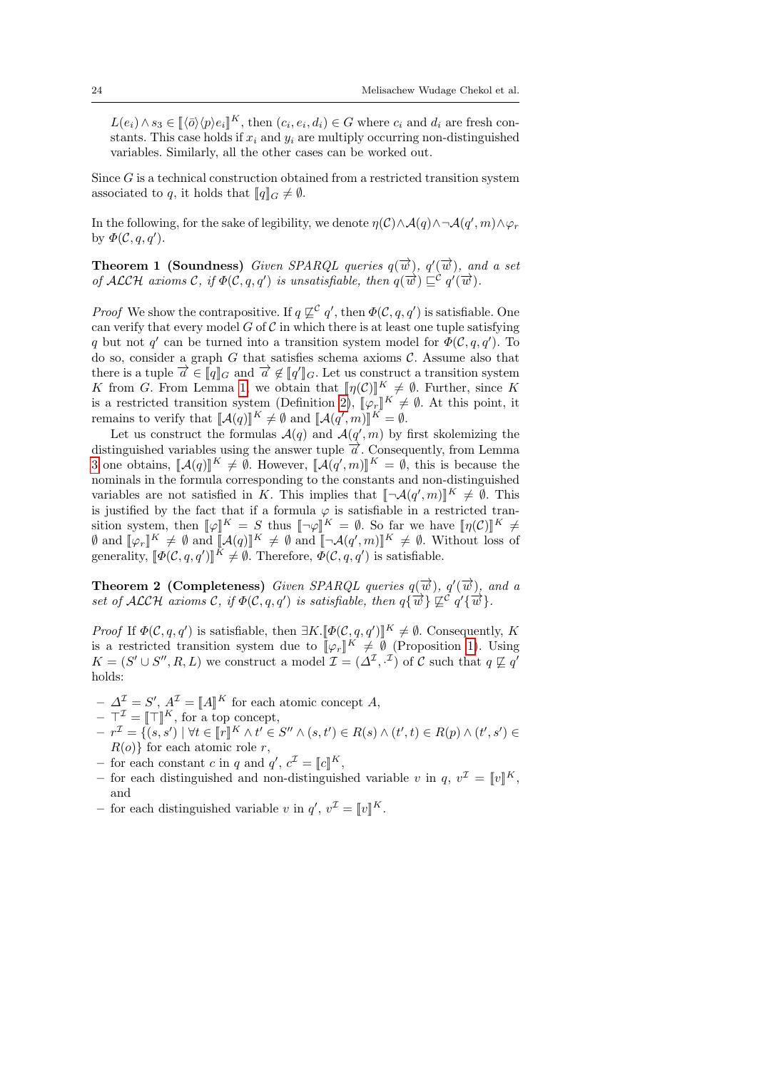$L(e_i) \wedge s_3 \in [\![\langle \bar{o} \rangle \langle p \rangle e_i]\!]^K$, then $(c_i, e_i, d_i) \in G$ where $c_i$ and $d_i$ are fresh constants. This case holds if $x_i$ and $y_i$ are multiply occurring non-distinguished variables. Similarly, all the other cases can be worked out.

Since $G$ is a technical construction obtained from a restricted transition system associated to $q$, it holds that $[\![q]\!]_G \neq \emptyset$.

In the following, for the sake of legibility, we denote $\eta(\mathcal{C}) \wedge \mathcal{A}(q) \wedge \neg \mathcal{A}(q', m) \wedge \varphi_r$ by $\Phi(\mathcal{C}, q, q')$.

**Theorem 1 (Soundness)** *Given SPARQL queries $q(\overrightarrow{w})$, $q'(\overrightarrow{w})$, and a set of $\mathcal{ALCH}$ axioms $\mathcal{C}$, if $\Phi(\mathcal{C}, q, q')$ is unsatisfiable, then $q(\overrightarrow{w}) \sqsubseteq^{\mathcal{C}} q'(\overrightarrow{w})$.*

*Proof* We show the contrapositive. If $q \not\sqsubseteq^{\mathcal{C}} q'$, then $\Phi(\mathcal{C}, q, q')$ is satisfiable. One can verify that every model $G$ of $\mathcal{C}$ in which there is at least one tuple satisfying $q$ but not $q'$ can be turned into a transition system model for $\Phi(\mathcal{C}, q, q')$. To do so, consider a graph $G$ that satisfies schema axioms $\mathcal{C}$. Assume also that there is a tuple $\overrightarrow{a} \in [\![q]\!]_G$ and $\overrightarrow{a} \notin [\![q']\!]_G$. Let us construct a transition system $K$ from $G$. From Lemma 1, we obtain that $[\![\eta(\mathcal{C})]\!]^K \neq \emptyset$. Further, since $K$ is a restricted transition system (Definition 2), $[\![\varphi_r]\!]^K \neq \emptyset$. At this point, it remains to verify that $[\![\mathcal{A}(q)]\!]^K \neq \emptyset$ and $[\![\mathcal{A}(q', m)]\!]^K = \emptyset$.

Let us construct the formulas $\mathcal{A}(q)$ and $\mathcal{A}(q', m)$ by first skolemizing the distinguished variables using the answer tuple $\overrightarrow{a}$. Consequently, from Lemma 3 one obtains, $[\![\mathcal{A}(q)]\!]^K \neq \emptyset$. However, $[\![\mathcal{A}(q', m)]\!]^K = \emptyset$, this is because the nominals in the formula corresponding to the constants and non-distinguished variables are not satisfied in $K$. This implies that $[\![\neg \mathcal{A}(q', m)]\!]^K \neq \emptyset$. This is justified by the fact that if a formula $\varphi$ is satisfiable in a restricted transition system, then $[\![\varphi]\!]^K = S$ thus $[\![\neg\varphi]\!]^K = \emptyset$. So far we have $[\![\eta(\mathcal{C})]\!]^K \neq \emptyset$ and $[\![\varphi_r]\!]^K \neq \emptyset$ and $[\![\mathcal{A}(q)]\!]^K \neq \emptyset$ and $[\![\neg \mathcal{A}(q', m)]\!]^K \neq \emptyset$. Without loss of generality, $[\![\Phi(\mathcal{C}, q, q')]\!]^K \neq \emptyset$. Therefore, $\Phi(\mathcal{C}, q, q')$ is satisfiable.

**Theorem 2 (Completeness)** *Given SPARQL queries $q(\overrightarrow{w})$, $q'(\overrightarrow{w})$, and a set of $\mathcal{ALCH}$ axioms $\mathcal{C}$, if $\Phi(\mathcal{C}, q, q')$ is satisfiable, then $q\{\overrightarrow{w}\} \not\sqsubseteq^{\mathcal{C}} q'\{\overrightarrow{w}\}$.*

*Proof* If $\Phi(\mathcal{C}, q, q')$ is satisfiable, then $\exists K. [\![\Phi(\mathcal{C}, q, q')]\!]^K \neq \emptyset$. Consequently, $K$ is a restricted transition system due to $[\![\varphi_r]\!]^K \neq \emptyset$ (Proposition 1). Using $K = (S' \cup S'', R, L)$ we construct a model $\mathcal{I} = (\Delta^{\mathcal{I}}, \cdot^{\mathcal{I}})$ of $\mathcal{C}$ such that $q \not\sqsubseteq q'$ holds:

- $\Delta^{\mathcal{I}} = S'$, $A^{\mathcal{I}} = [\![A]\!]^K$ for each atomic concept $A$,
- $\top^{\mathcal{I}} = [\![\top]\!]^K$, for a top concept,
- $r^{\mathcal{I}} = \{(s, s') \mid \forall t \in [\![r]\!]^K \wedge t' \in S'' \wedge (s, t') \in R(s) \wedge (t', t) \in R(p) \wedge (t', s') \in R(o)\}$ for each atomic role $r$,
- for each constant $c$ in $q$ and $q'$, $c^{\mathcal{I}} = [\![c]\!]^K$,
- for each distinguished and non-distinguished variable $v$ in $q$, $v^{\mathcal{I}} = [\![v]\!]^K$, and
- for each distinguished variable $v$ in $q'$, $v^{\mathcal{I}} = [\![v]\!]^K$.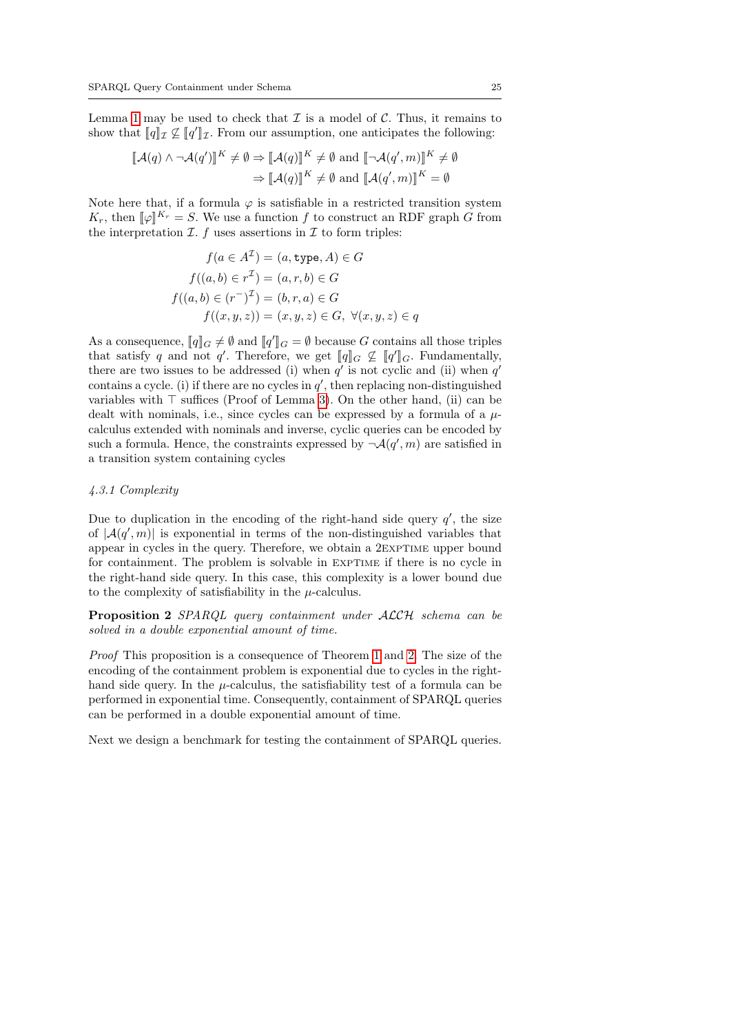Lemma 1 may be used to check that $\mathcal{I}$ is a model of $\mathcal{C}$. Thus, it remains to show that $[\![q]\!]_{\mathcal{I}} \not\subseteq [\![q']\!]_{\mathcal{I}}$. From our assumption, one anticipates the following:

$$
\begin{aligned}
[\![\mathcal{A}(q) \wedge \neg\mathcal{A}(q')]\!]^K \neq \emptyset &\Rightarrow [\![\mathcal{A}(q)]\!]^K \neq \emptyset \text{ and } [\![\neg\mathcal{A}(q', m)]\!]^K \neq \emptyset \\
&\Rightarrow [\![\mathcal{A}(q)]\!]^K \neq \emptyset \text{ and } [\![\mathcal{A}(q', m)]\!]^K = \emptyset
\end{aligned}
$$

Note here that, if a formula $\varphi$ is satisfiable in a restricted transition system $K_r$, then $[\![\varphi]\!]^{K_r} = S$. We use a function $f$ to construct an RDF graph $G$ from the interpretation $\mathcal{I}$. $f$ uses assertions in $\mathcal{I}$ to form triples:

$$
\begin{aligned}
f(a \in A^{\mathcal{I}}) &= (a, \texttt{type}, A) \in G \\
f((a,b) \in r^{\mathcal{I}}) &= (a, r, b) \in G \\
f((a,b) \in (r^{-})^{\mathcal{I}}) &= (b, r, a) \in G \\
f((x,y,z)) &= (x, y, z) \in G,\ \forall (x,y,z) \in q
\end{aligned}
$$

As a consequence, $[\![q]\!]_G \neq \emptyset$ and $[\![q']\!]_G = \emptyset$ because $G$ contains all those triples that satisfy $q$ and not $q'$. Therefore, we get $[\![q]\!]_G \not\subseteq [\![q']\!]_G$. Fundamentally, there are two issues to be addressed (i) when $q'$ is not cyclic and (ii) when $q'$ contains a cycle. (i) if there are no cycles in $q'$, then replacing non-distinguished variables with $\top$ suffices (Proof of Lemma 3). On the other hand, (ii) can be dealt with nominals, i.e., since cycles can be expressed by a formula of a $\mu$-calculus extended with nominals and inverse, cyclic queries can be encoded by such a formula. Hence, the constraints expressed by $\neg\mathcal{A}(q', m)$ are satisfied in a transition system containing cycles

#### 4.3.1 Complexity

Due to duplication in the encoding of the right-hand side query $q'$, the size of $|\mathcal{A}(q', m)|$ is exponential in terms of the non-distinguished variables that appear in cycles in the query. Therefore, we obtain a 2EXPTIME upper bound for containment. The problem is solvable in EXPTIME if there is no cycle in the right-hand side query. In this case, this complexity is a lower bound due to the complexity of satisfiability in the $\mu$-calculus.

**Proposition 2** *SPARQL query containment under $\mathcal{ALCH}$ schema can be solved in a double exponential amount of time.*

*Proof* This proposition is a consequence of Theorem 1 and 2. The size of the encoding of the containment problem is exponential due to cycles in the right-hand side query. In the $\mu$-calculus, the satisfiability test of a formula can be performed in exponential time. Consequently, containment of SPARQL queries can be performed in a double exponential amount of time.

Next we design a benchmark for testing the containment of SPARQL queries.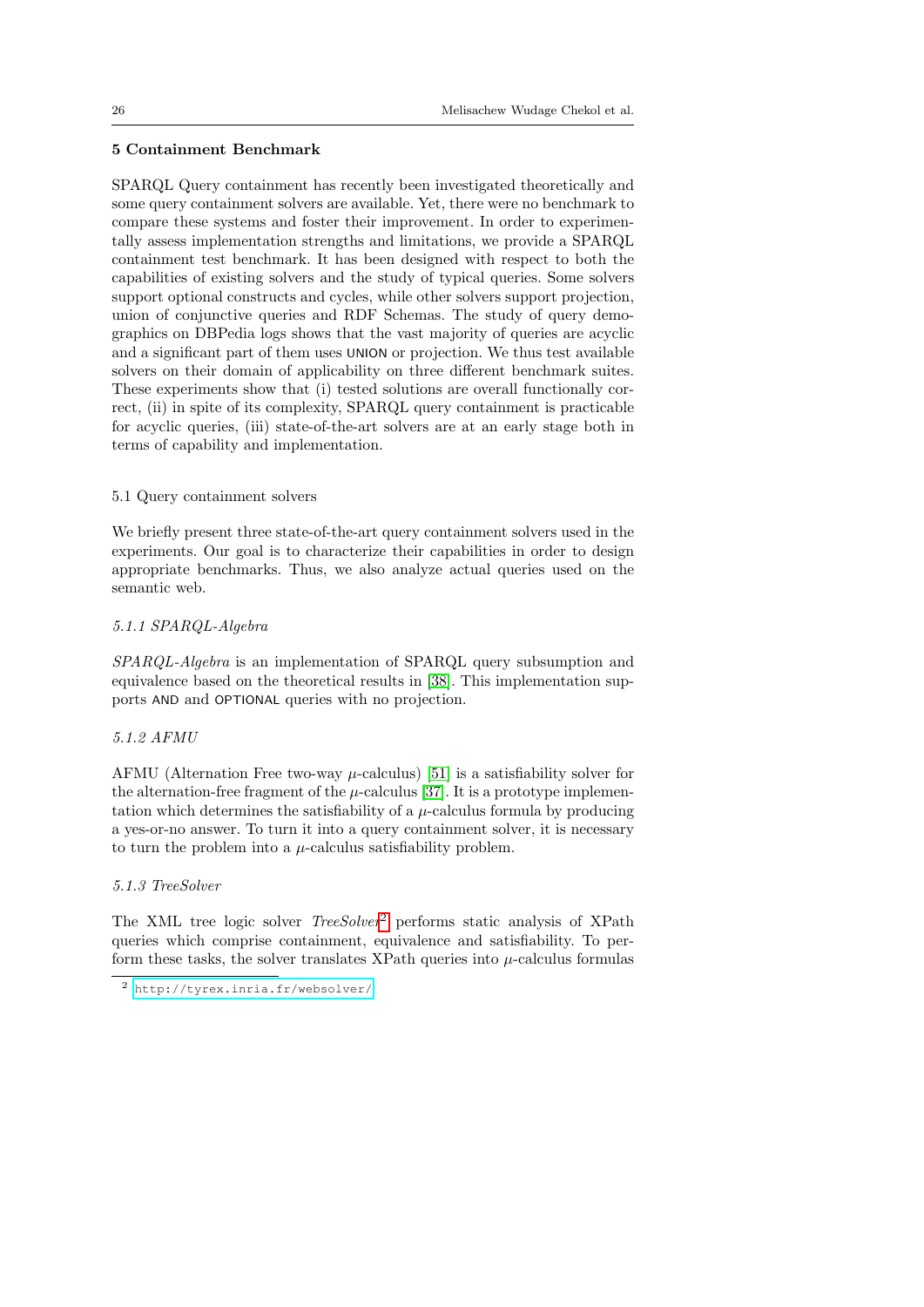## 5 Containment Benchmark

SPARQL Query containment has recently been investigated theoretically and some query containment solvers are available. Yet, there were no benchmark to compare these systems and foster their improvement. In order to experimentally assess implementation strengths and limitations, we provide a SPARQL containment test benchmark. It has been designed with respect to both the capabilities of existing solvers and the study of typical queries. Some solvers support optional constructs and cycles, while other solvers support projection, union of conjunctive queries and RDF Schemas. The study of query demographics on DBPedia logs shows that the vast majority of queries are acyclic and a significant part of them uses UNION or projection. We thus test available solvers on their domain of applicability on three different benchmark suites. These experiments show that (i) tested solutions are overall functionally correct, (ii) in spite of its complexity, SPARQL query containment is practicable for acyclic queries, (iii) state-of-the-art solvers are at an early stage both in terms of capability and implementation.

### 5.1 Query containment solvers

We briefly present three state-of-the-art query containment solvers used in the experiments. Our goal is to characterize their capabilities in order to design appropriate benchmarks. Thus, we also analyze actual queries used on the semantic web.

#### *5.1.1 SPARQL-Algebra*

*SPARQL-Algebra* is an implementation of SPARQL query subsumption and equivalence based on the theoretical results in [38]. This implementation supports AND and OPTIONAL queries with no projection.

#### *5.1.2 AFMU*

AFMU (Alternation Free two-way $\mu$-calculus) [51] is a satisfiability solver for the alternation-free fragment of the $\mu$-calculus [37]. It is a prototype implementation which determines the satisfiability of a $\mu$-calculus formula by producing a yes-or-no answer. To turn it into a query containment solver, it is necessary to turn the problem into a $\mu$-calculus satisfiability problem.

#### *5.1.3 TreeSolver*

The XML tree logic solver *TreeSolver*[2] performs static analysis of XPath queries which comprise containment, equivalence and satisfiability. To perform these tasks, the solver translates XPath queries into $\mu$-calculus formulas

[2] http://tyrex.inria.fr/websolver/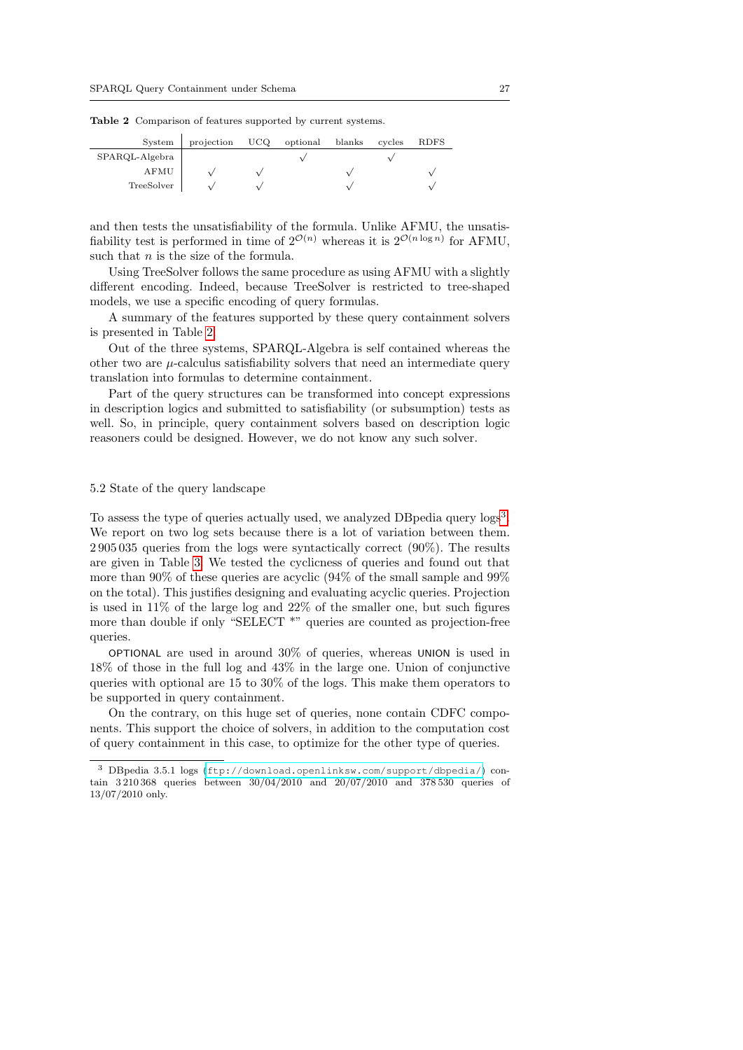**Table 2** Comparison of features supported by current systems.

| System | projection | UCQ | optional | blanks | cycles | RDFS |
|---|---|---|---|---|---|---|
| SPARQL-Algebra | | | √ | | √ | |
| AFMU | √ | √ | | √ | | √ |
| TreeSolver | √ | √ | | √ | | √ |

and then tests the unsatisfiability of the formula. Unlike AFMU, the unsatisfiability test is performed in time of $2^{\mathcal{O}(n)}$ whereas it is $2^{\mathcal{O}(n \log n)}$ for AFMU, such that $n$ is the size of the formula.

Using TreeSolver follows the same procedure as using AFMU with a slightly different encoding. Indeed, because TreeSolver is restricted to tree-shaped models, we use a specific encoding of query formulas.

A summary of the features supported by these query containment solvers is presented in Table 2.

Out of the three systems, SPARQL-Algebra is self contained whereas the other two are $\mu$-calculus satisfiability solvers that need an intermediate query translation into formulas to determine containment.

Part of the query structures can be transformed into concept expressions in description logics and submitted to satisfiability (or subsumption) tests as well. So, in principle, query containment solvers based on description logic reasoners could be designed. However, we do not know any such solver.

### 5.2 State of the query landscape

To assess the type of queries actually used, we analyzed DBpedia query logs[3]. We report on two log sets because there is a lot of variation between them. 2 905 035 queries from the logs were syntactically correct (90%). The results are given in Table 3. We tested the cyclicness of queries and found out that more than 90% of these queries are acyclic (94% of the small sample and 99% on the total). This justifies designing and evaluating acyclic queries. Projection is used in 11% of the large log and 22% of the smaller one, but such figures more than double if only "SELECT *" queries are counted as projection-free queries.

OPTIONAL are used in around 30% of queries, whereas UNION is used in 18% of those in the full log and 43% in the large one. Union of conjunctive queries with optional are 15 to 30% of the logs. This make them operators to be supported in query containment.

On the contrary, on this huge set of queries, none contain CDFC components. This support the choice of solvers, in addition to the computation cost of query containment in this case, to optimize for the other type of queries.

[3] DBpedia 3.5.1 logs (ftp://download.openlinksw.com/support/dbpedia/) contain 3 210 368 queries between 30/04/2010 and 20/07/2010 and 378 530 queries of 13/07/2010 only.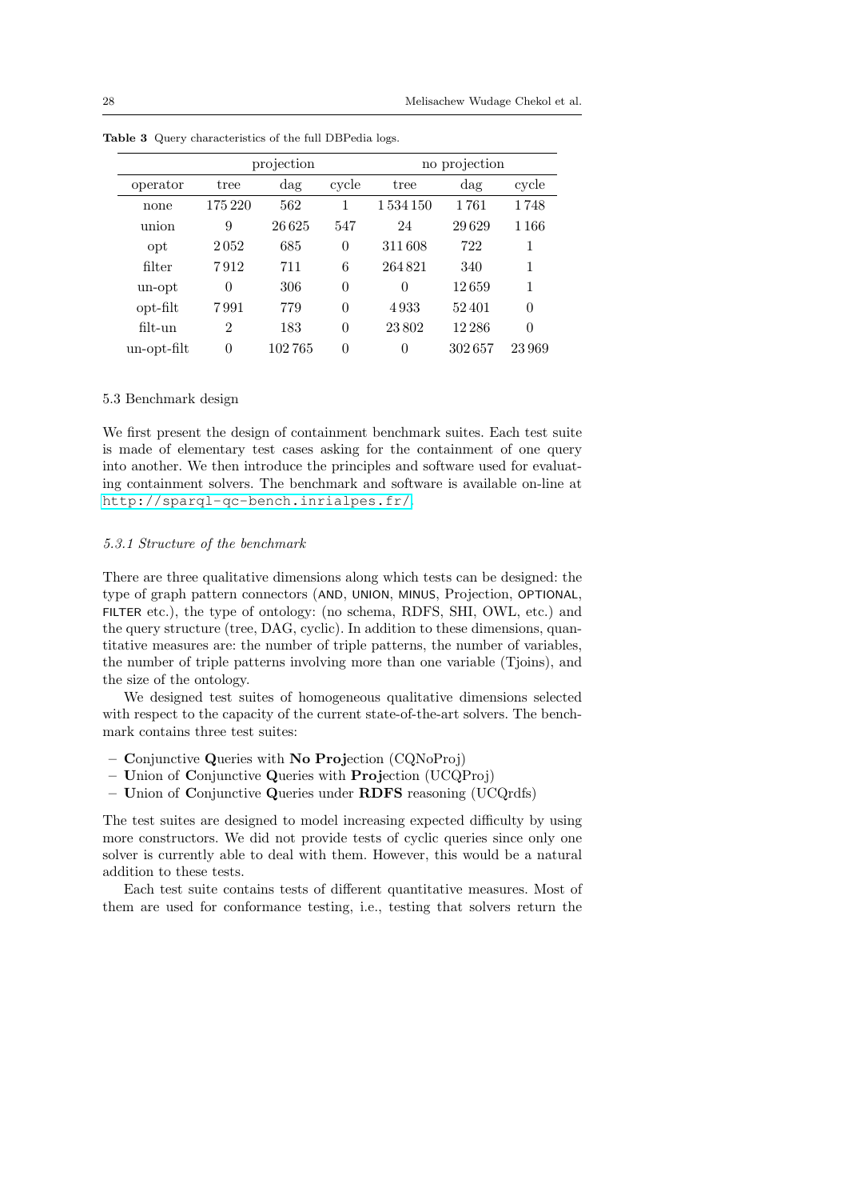**Table 3** Query characteristics of the full DBPedia logs.

| | projection | | | no projection | | |
|---|---|---|---|---|---|---|
| operator | tree | dag | cycle | tree | dag | cycle |
| none | 175 220 | 562 | 1 | 1 534 150 | 1 761 | 1 748 |
| union | 9 | 26 625 | 547 | 24 | 29 629 | 1 166 |
| opt | 2 052 | 685 | 0 | 311 608 | 722 | 1 |
| filter | 7 912 | 711 | 6 | 264 821 | 340 | 1 |
| un-opt | 0 | 306 | 0 | 0 | 12 659 | 1 |
| opt-filt | 7 991 | 779 | 0 | 4 933 | 52 401 | 0 |
| filt-un | 2 | 183 | 0 | 23 802 | 12 286 | 0 |
| un-opt-filt | 0 | 102 765 | 0 | 0 | 302 657 | 23 969 |

### 5.3 Benchmark design

We first present the design of containment benchmark suites. Each test suite is made of elementary test cases asking for the containment of one query into another. We then introduce the principles and software used for evaluating containment solvers. The benchmark and software is available on-line at http://sparql-qc-bench.inrialpes.fr/.

#### *5.3.1 Structure of the benchmark*

There are three qualitative dimensions along which tests can be designed: the type of graph pattern connectors (AND, UNION, MINUS, Projection, OPTIONAL, FILTER etc.), the type of ontology: (no schema, RDFS, SHI, OWL, etc.) and the query structure (tree, DAG, cyclic). In addition to these dimensions, quantitative measures are: the number of triple patterns, the number of variables, the number of triple patterns involving more than one variable (Tjoins), and the size of the ontology.

We designed test suites of homogeneous qualitative dimensions selected with respect to the capacity of the current state-of-the-art solvers. The benchmark contains three test suites:

– **C**onjunctive **Q**ueries with **No Proj**ection (CQNoProj)
– **U**nion of **C**onjunctive **Q**ueries with **Proj**ection (UCQProj)
– **U**nion of **C**onjunctive **Q**ueries under **RDFS** reasoning (UCQrdfs)

The test suites are designed to model increasing expected difficulty by using more constructors. We did not provide tests of cyclic queries since only one solver is currently able to deal with them. However, this would be a natural addition to these tests.

Each test suite contains tests of different quantitative measures. Most of them are used for conformance testing, i.e., testing that solvers return the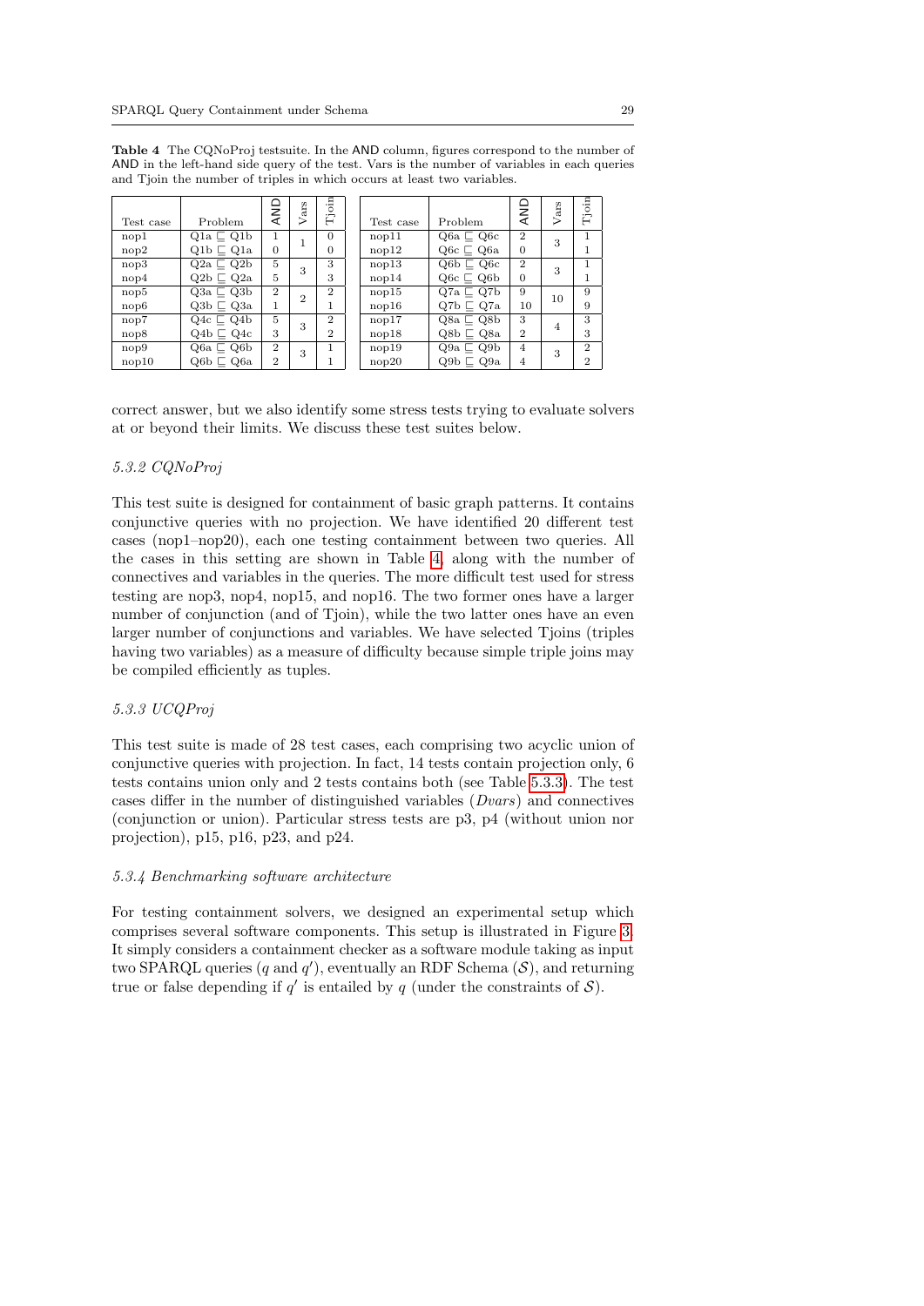**Table 4** The CQNoProj testsuite. In the AND column, figures correspond to the number of AND in the left-hand side query of the test. Vars is the number of variables in each queries and Tjoin the number of triples in which occurs at least two variables.

| Test case | Problem | AND | Vars | Tjoin |
|---|---|---|---|---|
| nop1 | Q1a ⊑ Q1b | 1 | 1 | 0 |
| nop2 | Q1b ⊑ Q1a | 0 | | 0 |
| nop3 | Q2a ⊑ Q2b | 5 | 3 | 3 |
| nop4 | Q2b ⊑ Q2a | 5 | | 3 |
| nop5 | Q3a ⊑ Q3b | 2 | 2 | 2 |
| nop6 | Q3b ⊑ Q3a | 1 | | 1 |
| nop7 | Q4c ⊑ Q4b | 5 | 3 | 2 |
| nop8 | Q4b ⊑ Q4c | 3 | | 2 |
| nop9 | Q6a ⊑ Q6b | 2 | 3 | 1 |
| nop10 | Q6b ⊑ Q6a | 2 | | 1 |

| Test case | Problem | AND | Vars | Tjoin |
|---|---|---|---|---|
| nop11 | Q6a ⊑ Q6c | 2 | 3 | 1 |
| nop12 | Q6c ⊑ Q6a | 0 | | 1 |
| nop13 | Q6b ⊑ Q6c | 2 | 3 | 1 |
| nop14 | Q6c ⊑ Q6b | 0 | | 1 |
| nop15 | Q7a ⊑ Q7b | 9 | 10 | 9 |
| nop16 | Q7b ⊑ Q7a | 10 | | 9 |
| nop17 | Q8a ⊑ Q8b | 3 | 4 | 3 |
| nop18 | Q8b ⊑ Q8a | 2 | | 3 |
| nop19 | Q9a ⊑ Q9b | 4 | 3 | 2 |
| nop20 | Q9b ⊑ Q9a | 4 | | 2 |

correct answer, but we also identify some stress tests trying to evaluate solvers at or beyond their limits. We discuss these test suites below.

#### 5.3.2 CQNoProj

This test suite is designed for containment of basic graph patterns. It contains conjunctive queries with no projection. We have identified 20 different test cases (nop1–nop20), each one testing containment between two queries. All the cases in this setting are shown in Table 4, along with the number of connectives and variables in the queries. The more difficult test used for stress testing are nop3, nop4, nop15, and nop16. The two former ones have a larger number of conjunction (and of Tjoin), while the two latter ones have an even larger number of conjunctions and variables. We have selected Tjoins (triples having two variables) as a measure of difficulty because simple triple joins may be compiled efficiently as tuples.

#### 5.3.3 UCQProj

This test suite is made of 28 test cases, each comprising two acyclic union of conjunctive queries with projection. In fact, 14 tests contain projection only, 6 tests contains union only and 2 tests contains both (see Table 5.3.3). The test cases differ in the number of distinguished variables (*Dvars*) and connectives (conjunction or union). Particular stress tests are p3, p4 (without union nor projection), p15, p16, p23, and p24.

#### 5.3.4 Benchmarking software architecture

For testing containment solvers, we designed an experimental setup which comprises several software components. This setup is illustrated in Figure 3. It simply considers a containment checker as a software module taking as input two SPARQL queries ($q$ and $q'$), eventually an RDF Schema ($\mathcal{S}$), and returning true or false depending if $q'$ is entailed by $q$ (under the constraints of $\mathcal{S}$).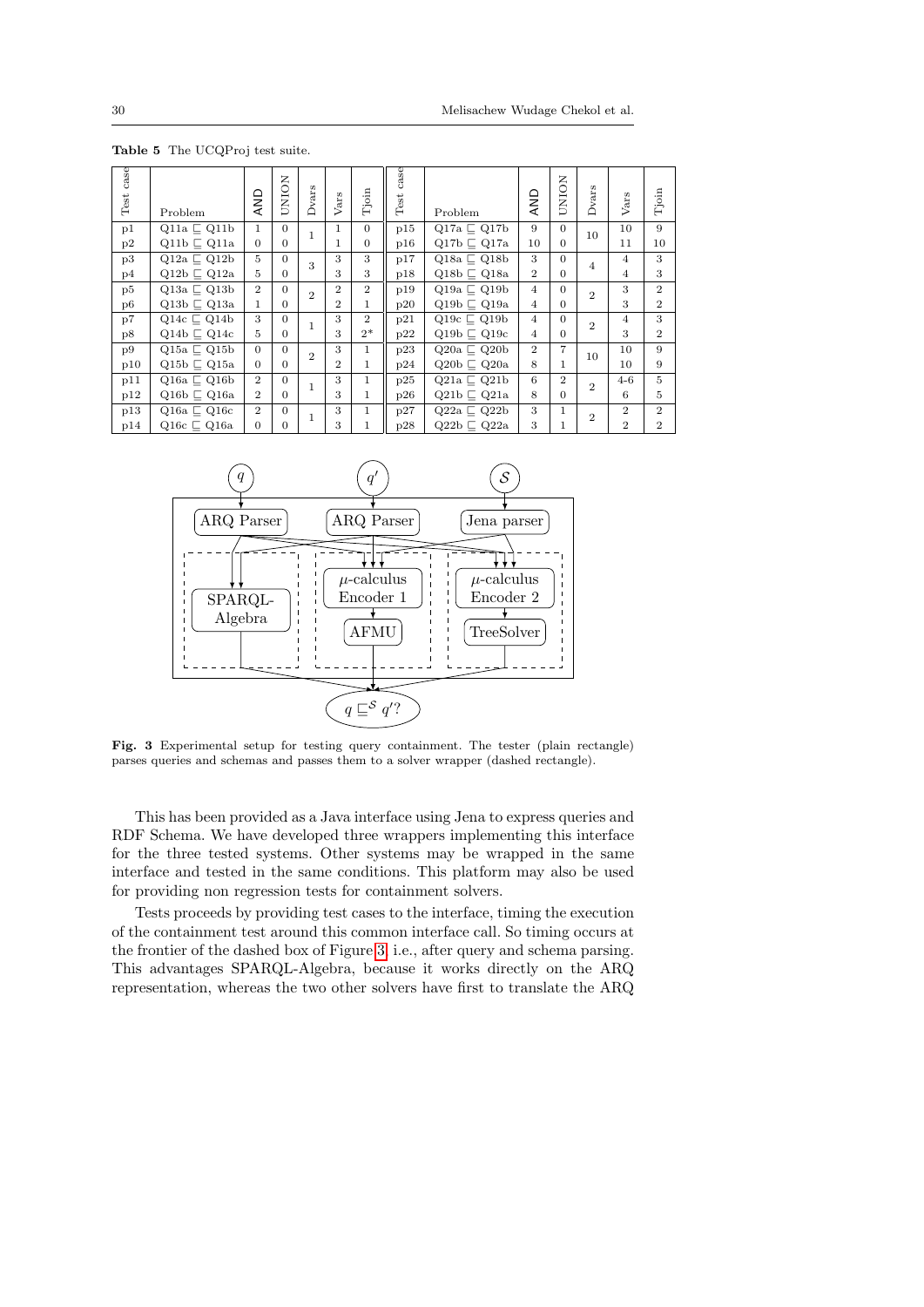**Table 5** The UCQProj test suite.

| Test case | Problem | AND | UNION | Dvars | Vars | Tjoin | Test case | Problem | AND | UNION | Dvars | Vars | Tjoin |
|---|---|---|---|---|---|---|---|---|---|---|---|---|---|
| p1 | Q11a $\sqsubseteq$ Q11b | 1 | 0 | 1 | 1 | 0 | p15 | Q17a $\sqsubseteq$ Q17b | 9 | 0 | 10 | 10 | 9 |
| p2 | Q11b $\sqsubseteq$ Q11a | 0 | 0 | | 1 | 0 | p16 | Q17b $\sqsubseteq$ Q17a | 10 | 0 | | 11 | 10 |
| p3 | Q12a $\sqsubseteq$ Q12b | 5 | 0 | 3 | 3 | 3 | p17 | Q18a $\sqsubseteq$ Q18b | 3 | 0 | 4 | 4 | 3 |
| p4 | Q12b $\sqsubseteq$ Q12a | 5 | 0 | | 3 | 3 | p18 | Q18b $\sqsubseteq$ Q18a | 2 | 0 | | 4 | 3 |
| p5 | Q13a $\sqsubseteq$ Q13b | 2 | 0 | 2 | 2 | 2 | p19 | Q19a $\sqsubseteq$ Q19b | 4 | 0 | 2 | 3 | 2 |
| p6 | Q13b $\sqsubseteq$ Q13a | 1 | 0 | | 2 | 1 | p20 | Q19b $\sqsubseteq$ Q19a | 4 | 0 | | 3 | 2 |
| p7 | Q14c $\sqsubseteq$ Q14b | 3 | 0 | 1 | 3 | 2 | p21 | Q19c $\sqsubseteq$ Q19b | 4 | 0 | 2 | 4 | 3 |
| p8 | Q14b $\sqsubseteq$ Q14c | 5 | 0 | | 3 | 2* | p22 | Q19b $\sqsubseteq$ Q19c | 4 | 0 | | 3 | 2 |
| p9 | Q15a $\sqsubseteq$ Q15b | 0 | 0 | 2 | 3 | 1 | p23 | Q20a $\sqsubseteq$ Q20b | 2 | 7 | 10 | 10 | 9 |
| p10 | Q15b $\sqsubseteq$ Q15a | 0 | 0 | | 2 | 1 | p24 | Q20b $\sqsubseteq$ Q20a | 8 | 1 | | 10 | 9 |
| p11 | Q16a $\sqsubseteq$ Q16b | 2 | 0 | 1 | 3 | 1 | p25 | Q21a $\sqsubseteq$ Q21b | 6 | 2 | 2 | 4-6 | 5 |
| p12 | Q16b $\sqsubseteq$ Q16a | 2 | 0 | | 3 | 1 | p26 | Q21b $\sqsubseteq$ Q21a | 8 | 0 | | 6 | 5 |
| p13 | Q16a $\sqsubseteq$ Q16c | 2 | 0 | 1 | 3 | 1 | p27 | Q22a $\sqsubseteq$ Q22b | 3 | 1 | 2 | 2 | 2 |
| p14 | Q16c $\sqsubseteq$ Q16a | 0 | 0 | | 3 | 1 | p28 | Q22b $\sqsubseteq$ Q22a | 3 | 1 | | 2 | 2 |

**Fig. 3** Experimental setup for testing query containment. The tester (plain rectangle) parses queries and schemas and passes them to a solver wrapper (dashed rectangle).

This has been provided as a Java interface using Jena to express queries and RDF Schema. We have developed three wrappers implementing this interface for the three tested systems. Other systems may be wrapped in the same interface and tested in the same conditions. This platform may also be used for providing non regression tests for containment solvers.

Tests proceeds by providing test cases to the interface, timing the execution of the containment test around this common interface call. So timing occurs at the frontier of the dashed box of Figure 3, i.e., after query and schema parsing. This advantages SPARQL-Algebra, because it works directly on the ARQ representation, whereas the two other solvers have first to translate the ARQ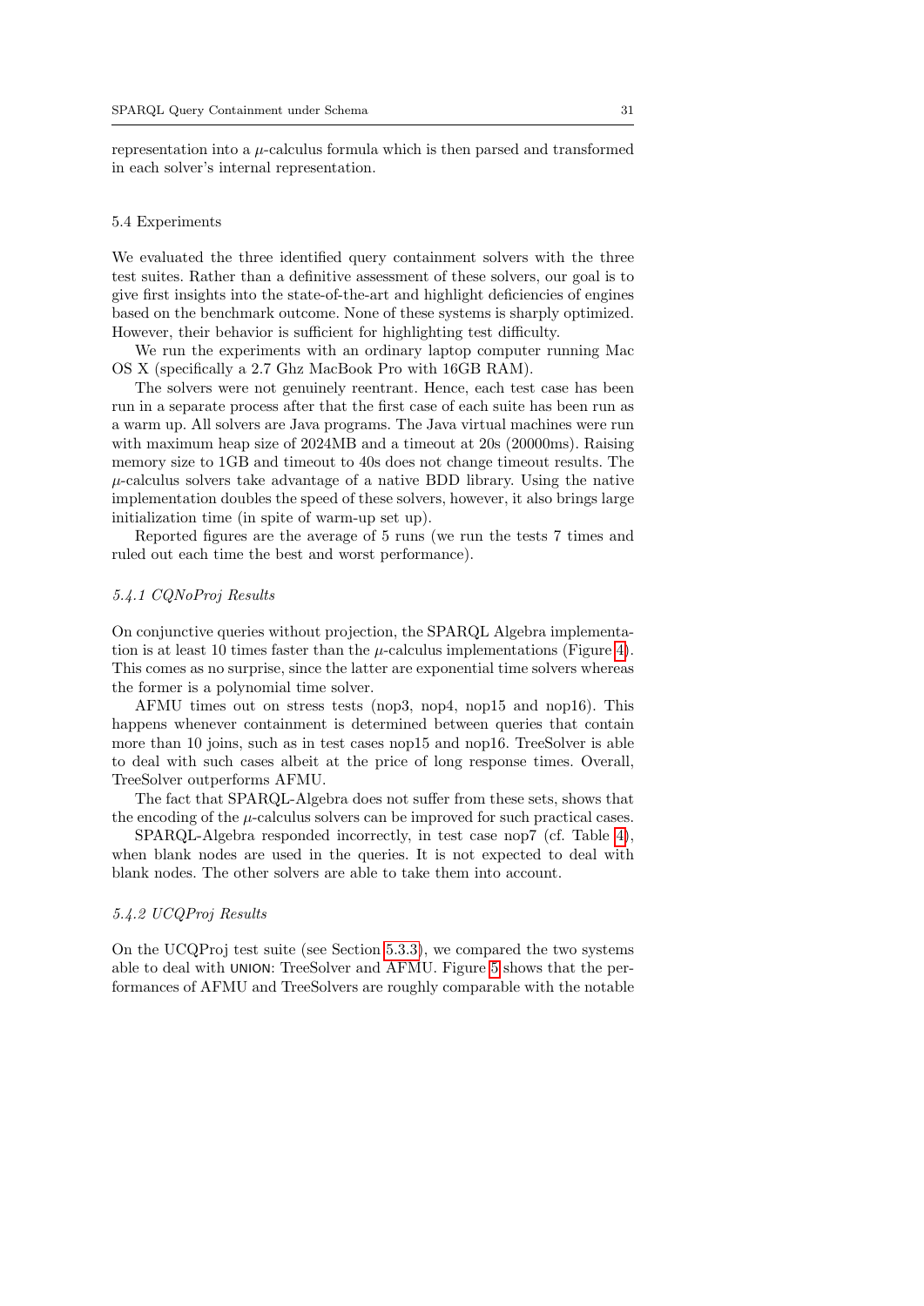representation into a $\mu$-calculus formula which is then parsed and transformed in each solver's internal representation.

### 5.4 Experiments

We evaluated the three identified query containment solvers with the three test suites. Rather than a definitive assessment of these solvers, our goal is to give first insights into the state-of-the-art and highlight deficiencies of engines based on the benchmark outcome. None of these systems is sharply optimized. However, their behavior is sufficient for highlighting test difficulty.

We run the experiments with an ordinary laptop computer running Mac OS X (specifically a 2.7 Ghz MacBook Pro with 16GB RAM).

The solvers were not genuinely reentrant. Hence, each test case has been run in a separate process after that the first case of each suite has been run as a warm up. All solvers are Java programs. The Java virtual machines were run with maximum heap size of 2024MB and a timeout at 20s (20000ms). Raising memory size to 1GB and timeout to 40s does not change timeout results. The $\mu$-calculus solvers take advantage of a native BDD library. Using the native implementation doubles the speed of these solvers, however, it also brings large initialization time (in spite of warm-up set up).

Reported figures are the average of 5 runs (we run the tests 7 times and ruled out each time the best and worst performance).

#### *5.4.1 CQNoProj Results*

On conjunctive queries without projection, the SPARQL Algebra implementation is at least 10 times faster than the $\mu$-calculus implementations (Figure 4). This comes as no surprise, since the latter are exponential time solvers whereas the former is a polynomial time solver.

AFMU times out on stress tests (nop3, nop4, nop15 and nop16). This happens whenever containment is determined between queries that contain more than 10 joins, such as in test cases nop15 and nop16. TreeSolver is able to deal with such cases albeit at the price of long response times. Overall, TreeSolver outperforms AFMU.

The fact that SPARQL-Algebra does not suffer from these sets, shows that the encoding of the $\mu$-calculus solvers can be improved for such practical cases.

SPARQL-Algebra responded incorrectly, in test case nop7 (cf. Table 4), when blank nodes are used in the queries. It is not expected to deal with blank nodes. The other solvers are able to take them into account.

#### *5.4.2 UCQProj Results*

On the UCQProj test suite (see Section 5.3.3), we compared the two systems able to deal with UNION: TreeSolver and AFMU. Figure 5 shows that the performances of AFMU and TreeSolvers are roughly comparable with the notable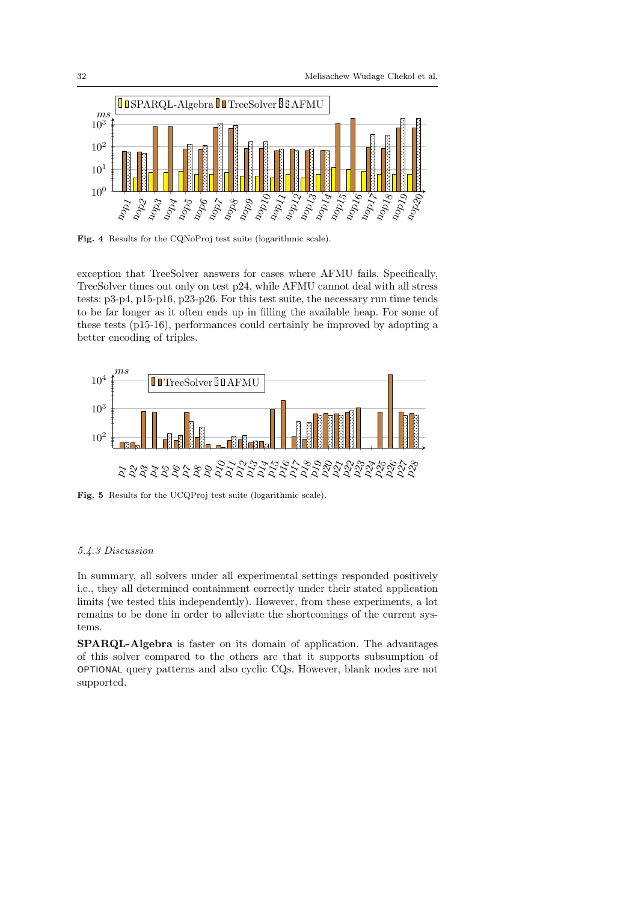Fig. 4 Results for the CQNoProj test suite (logarithmic scale).

exception that TreeSolver answers for cases where AFMU fails. Specifically, TreeSolver times out only on test p24, while AFMU cannot deal with all stress tests: p3-p4, p15-p16, p23-p26. For this test suite, the necessary run time tends to be far longer as it often ends up in filling the available heap. For some of these tests (p15-16), performances could certainly be improved by adopting a better encoding of triples.

Fig. 5 Results for the UCQProj test suite (logarithmic scale).

#### 5.4.3 Discussion

In summary, all solvers under all experimental settings responded positively i.e., they all determined containment correctly under their stated application limits (we tested this independently). However, from these experiments, a lot remains to be done in order to alleviate the shortcomings of the current systems.

**SPARQL-Algebra** is faster on its domain of application. The advantages of this solver compared to the others are that it supports subsumption of OPTIONAL query patterns and also cyclic CQs. However, blank nodes are not supported.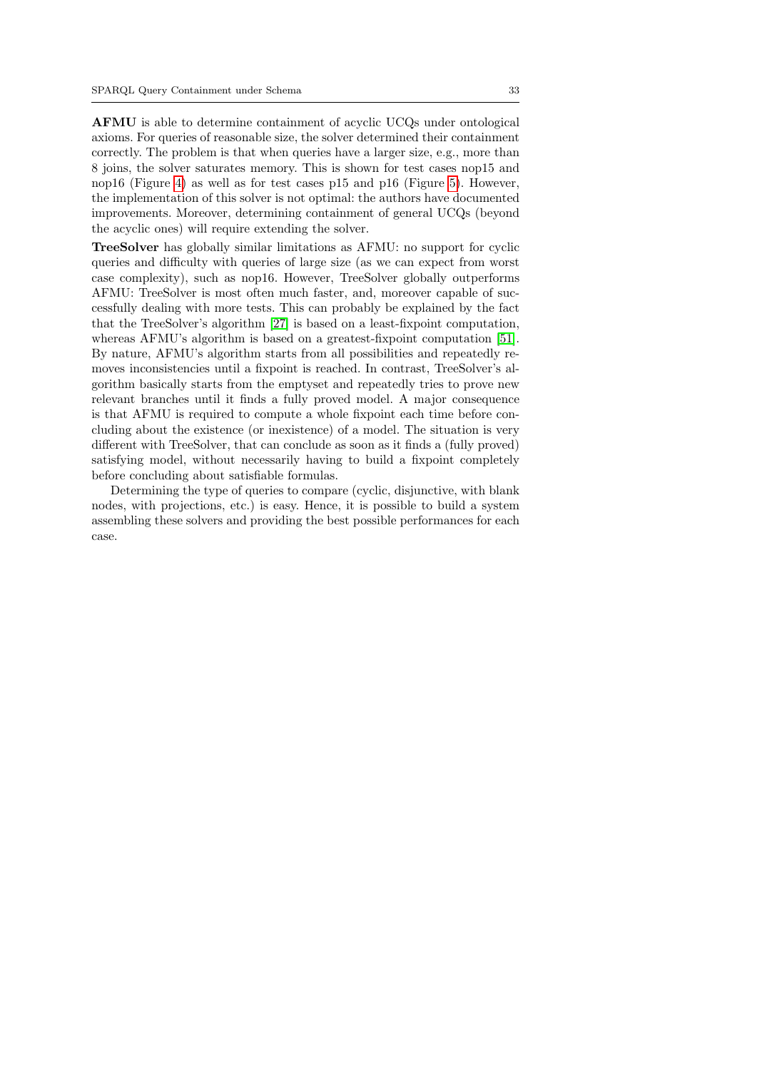**AFMU** is able to determine containment of acyclic UCQs under ontological axioms. For queries of reasonable size, the solver determined their containment correctly. The problem is that when queries have a larger size, e.g., more than 8 joins, the solver saturates memory. This is shown for test cases nop15 and nop16 (Figure 4) as well as for test cases p15 and p16 (Figure 5). However, the implementation of this solver is not optimal: the authors have documented improvements. Moreover, determining containment of general UCQs (beyond the acyclic ones) will require extending the solver.

**TreeSolver** has globally similar limitations as AFMU: no support for cyclic queries and difficulty with queries of large size (as we can expect from worst case complexity), such as nop16. However, TreeSolver globally outperforms AFMU: TreeSolver is most often much faster, and, moreover capable of successfully dealing with more tests. This can probably be explained by the fact that the TreeSolver's algorithm [27] is based on a least-fixpoint computation, whereas AFMU's algorithm is based on a greatest-fixpoint computation [51]. By nature, AFMU's algorithm starts from all possibilities and repeatedly removes inconsistencies until a fixpoint is reached. In contrast, TreeSolver's algorithm basically starts from the emptyset and repeatedly tries to prove new relevant branches until it finds a fully proved model. A major consequence is that AFMU is required to compute a whole fixpoint each time before concluding about the existence (or inexistence) of a model. The situation is very different with TreeSolver, that can conclude as soon as it finds a (fully proved) satisfying model, without necessarily having to build a fixpoint completely before concluding about satisfiable formulas.

Determining the type of queries to compare (cyclic, disjunctive, with blank nodes, with projections, etc.) is easy. Hence, it is possible to build a system assembling these solvers and providing the best possible performances for each case.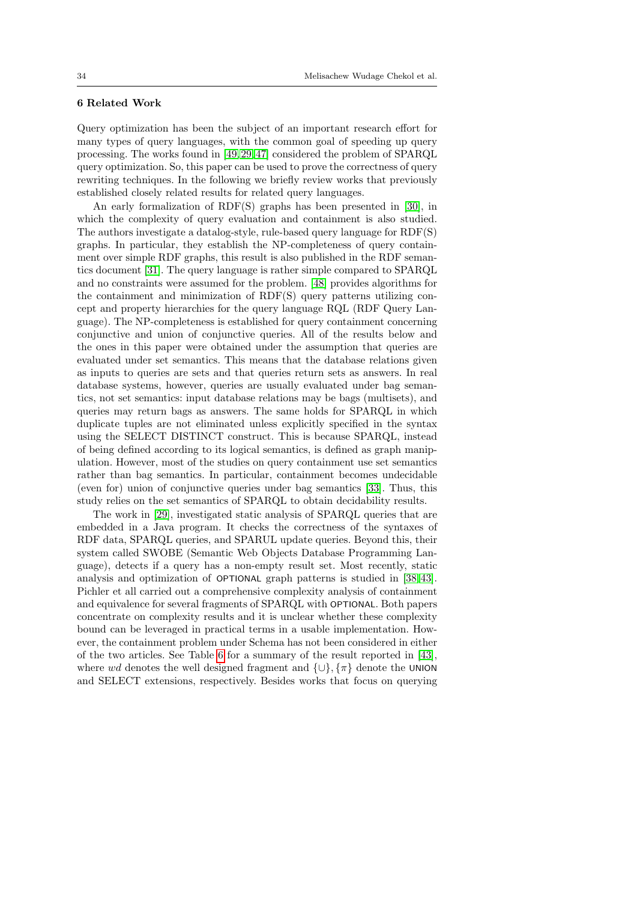## 6 Related Work

Query optimization has been the subject of an important research effort for many types of query languages, with the common goal of speeding up query processing. The works found in [49,29,47] considered the problem of SPARQL query optimization. So, this paper can be used to prove the correctness of query rewriting techniques. In the following we briefly review works that previously established closely related results for related query languages.

An early formalization of RDF(S) graphs has been presented in [30], in which the complexity of query evaluation and containment is also studied. The authors investigate a datalog-style, rule-based query language for RDF(S) graphs. In particular, they establish the NP-completeness of query containment over simple RDF graphs, this result is also published in the RDF semantics document [31]. The query language is rather simple compared to SPARQL and no constraints were assumed for the problem. [48] provides algorithms for the containment and minimization of RDF(S) query patterns utilizing concept and property hierarchies for the query language RQL (RDF Query Language). The NP-completeness is established for query containment concerning conjunctive and union of conjunctive queries. All of the results below and the ones in this paper were obtained under the assumption that queries are evaluated under set semantics. This means that the database relations given as inputs to queries are sets and that queries return sets as answers. In real database systems, however, queries are usually evaluated under bag semantics, not set semantics: input database relations may be bags (multisets), and queries may return bags as answers. The same holds for SPARQL in which duplicate tuples are not eliminated unless explicitly specified in the syntax using the SELECT DISTINCT construct. This is because SPARQL, instead of being defined according to its logical semantics, is defined as graph manipulation. However, most of the studies on query containment use set semantics rather than bag semantics. In particular, containment becomes undecidable (even for) union of conjunctive queries under bag semantics [33]. Thus, this study relies on the set semantics of SPARQL to obtain decidability results.

The work in [29], investigated static analysis of SPARQL queries that are embedded in a Java program. It checks the correctness of the syntaxes of RDF data, SPARQL queries, and SPARUL update queries. Beyond this, their system called SWOBE (Semantic Web Objects Database Programming Language), detects if a query has a non-empty result set. Most recently, static analysis and optimization of OPTIONAL graph patterns is studied in [38,43]. Pichler et all carried out a comprehensive complexity analysis of containment and equivalence for several fragments of SPARQL with OPTIONAL. Both papers concentrate on complexity results and it is unclear whether these complexity bound can be leveraged in practical terms in a usable implementation. However, the containment problem under Schema has not been considered in either of the two articles. See Table 6 for a summary of the result reported in [43], where $wd$ denotes the well designed fragment and $\{\cup\}, \{\pi\}$ denote the UNION and SELECT extensions, respectively. Besides works that focus on querying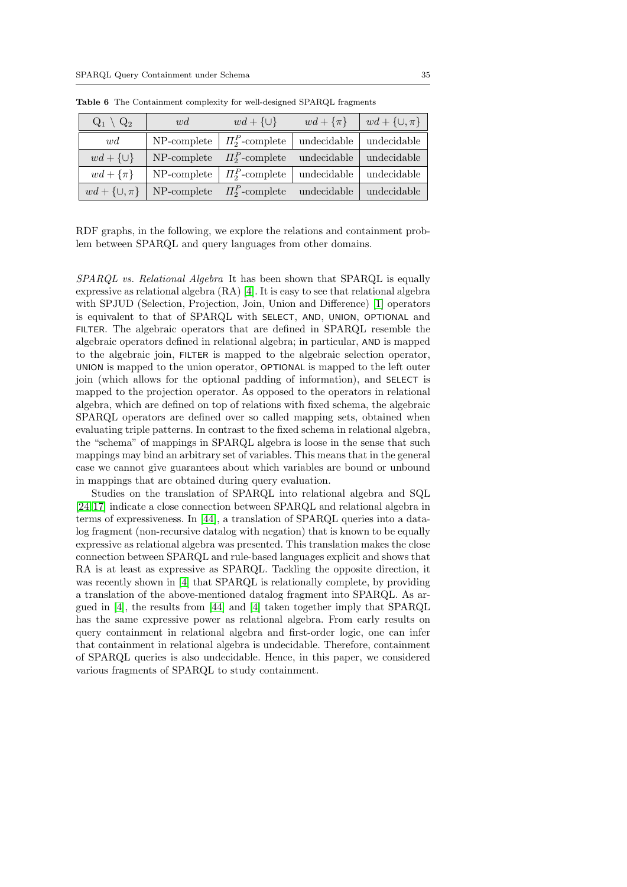**Table 6** The Containment complexity for well-designed SPARQL fragments

| $Q_1 \setminus Q_2$ | $wd$ | $wd + \{\cup\}$ | $wd + \{\pi\}$ | $wd + \{\cup, \pi\}$ |
|---|---|---|---|---|
| $wd$ | NP-complete | $\Pi_2^P$-complete | undecidable | undecidable |
| $wd + \{\cup\}$ | NP-complete | $\Pi_2^P$-complete | undecidable | undecidable |
| $wd + \{\pi\}$ | NP-complete | $\Pi_2^P$-complete | undecidable | undecidable |
| $wd + \{\cup, \pi\}$ | NP-complete | $\Pi_2^P$-complete | undecidable | undecidable |

RDF graphs, in the following, we explore the relations and containment problem between SPARQL and query languages from other domains.

*SPARQL vs. Relational Algebra* It has been shown that SPARQL is equally expressive as relational algebra (RA) [4]. It is easy to see that relational algebra with SPJUD (Selection, Projection, Join, Union and Difference) [1] operators is equivalent to that of SPARQL with SELECT, AND, UNION, OPTIONAL and FILTER. The algebraic operators that are defined in SPARQL resemble the algebraic operators defined in relational algebra; in particular, AND is mapped to the algebraic join, FILTER is mapped to the algebraic selection operator, UNION is mapped to the union operator, OPTIONAL is mapped to the left outer join (which allows for the optional padding of information), and SELECT is mapped to the projection operator. As opposed to the operators in relational algebra, which are defined on top of relations with fixed schema, the algebraic SPARQL operators are defined over so called mapping sets, obtained when evaluating triple patterns. In contrast to the fixed schema in relational algebra, the "schema" of mappings in SPARQL algebra is loose in the sense that such mappings may bind an arbitrary set of variables. This means that in the general case we cannot give guarantees about which variables are bound or unbound in mappings that are obtained during query evaluation.

Studies on the translation of SPARQL into relational algebra and SQL [24,17] indicate a close connection between SPARQL and relational algebra in terms of expressiveness. In [44], a translation of SPARQL queries into a datalog fragment (non-recursive datalog with negation) that is known to be equally expressive as relational algebra was presented. This translation makes the close connection between SPARQL and rule-based languages explicit and shows that RA is at least as expressive as SPARQL. Tackling the opposite direction, it was recently shown in [4] that SPARQL is relationally complete, by providing a translation of the above-mentioned datalog fragment into SPARQL. As argued in [4], the results from [44] and [4] taken together imply that SPARQL has the same expressive power as relational algebra. From early results on query containment in relational algebra and first-order logic, one can infer that containment in relational algebra is undecidable. Therefore, containment of SPARQL queries is also undecidable. Hence, in this paper, we considered various fragments of SPARQL to study containment.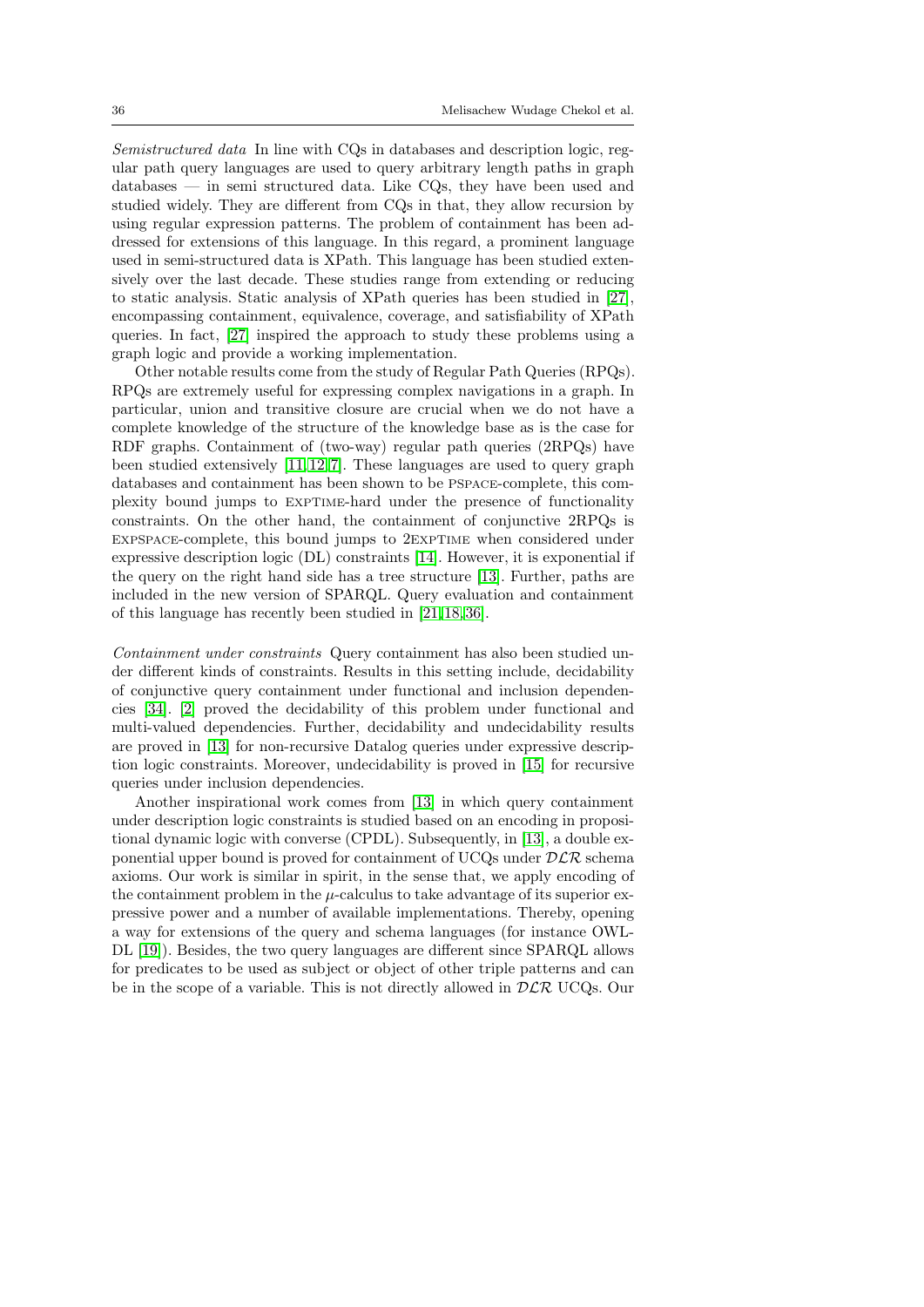*Semistructured data* In line with CQs in databases and description logic, regular path query languages are used to query arbitrary length paths in graph databases — in semi structured data. Like CQs, they have been used and studied widely. They are different from CQs in that, they allow recursion by using regular expression patterns. The problem of containment has been addressed for extensions of this language. In this regard, a prominent language used in semi-structured data is XPath. This language has been studied extensively over the last decade. These studies range from extending or reducing to static analysis. Static analysis of XPath queries has been studied in [27], encompassing containment, equivalence, coverage, and satisfiability of XPath queries. In fact, [27] inspired the approach to study these problems using a graph logic and provide a working implementation.

Other notable results come from the study of Regular Path Queries (RPQs). RPQs are extremely useful for expressing complex navigations in a graph. In particular, union and transitive closure are crucial when we do not have a complete knowledge of the structure of the knowledge base as is the case for RDF graphs. Containment of (two-way) regular path queries (2RPQs) have been studied extensively [11,12,7]. These languages are used to query graph databases and containment has been shown to be PSPACE-complete, this complexity bound jumps to EXPTIME-hard under the presence of functionality constraints. On the other hand, the containment of conjunctive 2RPQs is EXPSPACE-complete, this bound jumps to 2EXPTIME when considered under expressive description logic (DL) constraints [14]. However, it is exponential if the query on the right hand side has a tree structure [13]. Further, paths are included in the new version of SPARQL. Query evaluation and containment of this language has recently been studied in [21,18,36].

*Containment under constraints* Query containment has also been studied under different kinds of constraints. Results in this setting include, decidability of conjunctive query containment under functional and inclusion dependencies [34]. [2] proved the decidability of this problem under functional and multi-valued dependencies. Further, decidability and undecidability results are proved in [13] for non-recursive Datalog queries under expressive description logic constraints. Moreover, undecidability is proved in [15] for recursive queries under inclusion dependencies.

Another inspirational work comes from [13] in which query containment under description logic constraints is studied based on an encoding in propositional dynamic logic with converse (CPDL). Subsequently, in [13], a double exponential upper bound is proved for containment of UCQs under $\mathcal{DLR}$ schema axioms. Our work is similar in spirit, in the sense that, we apply encoding of the containment problem in the $\mu$-calculus to take advantage of its superior expressive power and a number of available implementations. Thereby, opening a way for extensions of the query and schema languages (for instance OWL-DL [19]). Besides, the two query languages are different since SPARQL allows for predicates to be used as subject or object of other triple patterns and can be in the scope of a variable. This is not directly allowed in $\mathcal{DLR}$ UCQs. Our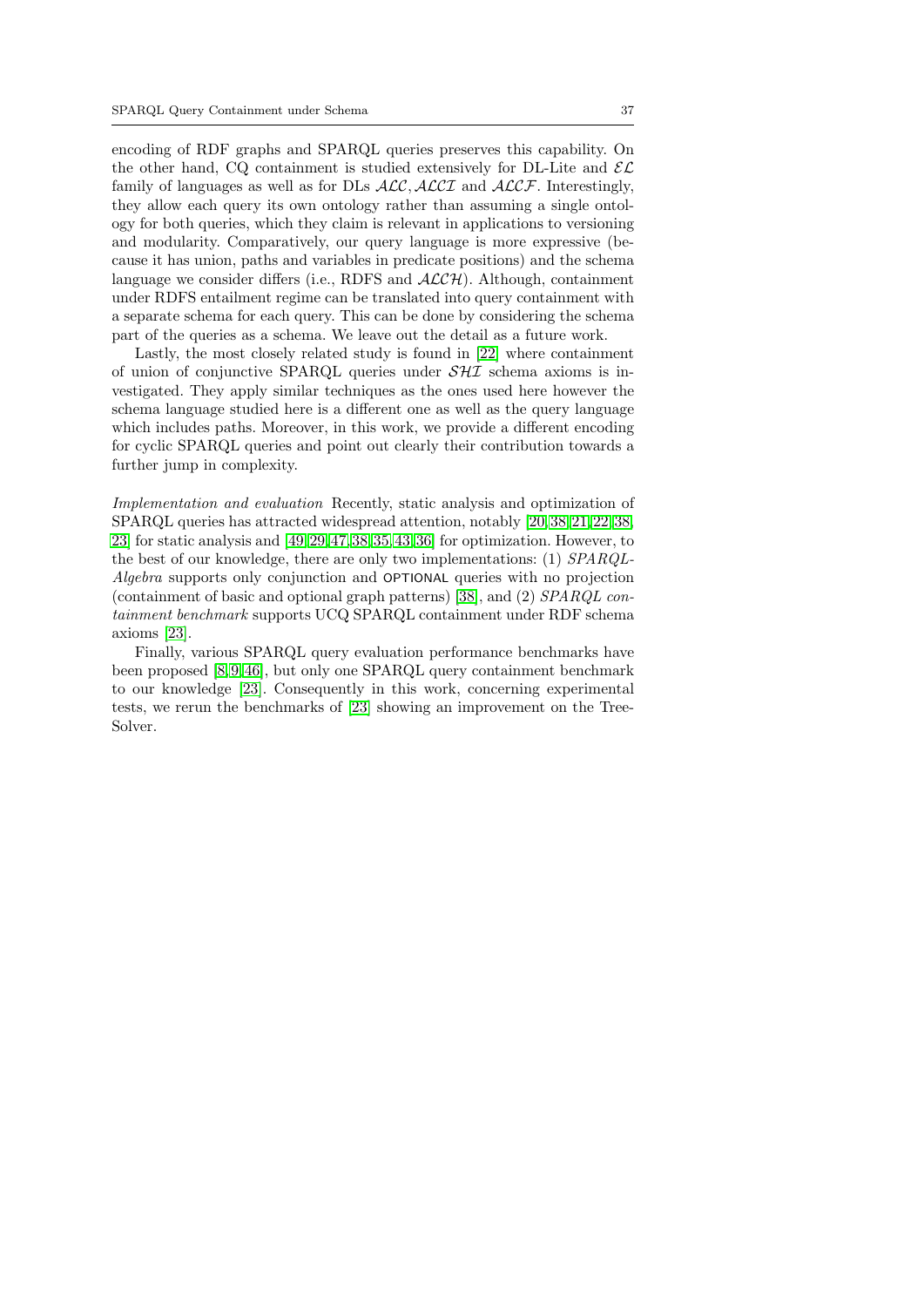encoding of RDF graphs and SPARQL queries preserves this capability. On the other hand, CQ containment is studied extensively for DL-Lite and $\mathcal{EL}$ family of languages as well as for DLs $\mathcal{ALC}, \mathcal{ALCI}$ and $\mathcal{ALCF}$. Interestingly, they allow each query its own ontology rather than assuming a single ontology for both queries, which they claim is relevant in applications to versioning and modularity. Comparatively, our query language is more expressive (because it has union, paths and variables in predicate positions) and the schema language we consider differs (i.e., RDFS and $\mathcal{ALCH}$). Although, containment under RDFS entailment regime can be translated into query containment with a separate schema for each query. This can be done by considering the schema part of the queries as a schema. We leave out the detail as a future work.

Lastly, the most closely related study is found in [22] where containment of union of conjunctive SPARQL queries under $\mathcal{SHI}$ schema axioms is investigated. They apply similar techniques as the ones used here however the schema language studied here is a different one as well as the query language which includes paths. Moreover, in this work, we provide a different encoding for cyclic SPARQL queries and point out clearly their contribution towards a further jump in complexity.

*Implementation and evaluation* Recently, static analysis and optimization of SPARQL queries has attracted widespread attention, notably [20,38,21,22,38,23] for static analysis and [49,29,47,38,35,43,36] for optimization. However, to the best of our knowledge, there are only two implementations: (1) *SPARQL-Algebra* supports only conjunction and OPTIONAL queries with no projection (containment of basic and optional graph patterns) [38], and (2) *SPARQL containment benchmark* supports UCQ SPARQL containment under RDF schema axioms [23].

Finally, various SPARQL query evaluation performance benchmarks have been proposed [8,9,46], but only one SPARQL query containment benchmark to our knowledge [23]. Consequently in this work, concerning experimental tests, we rerun the benchmarks of [23] showing an improvement on the Tree-Solver.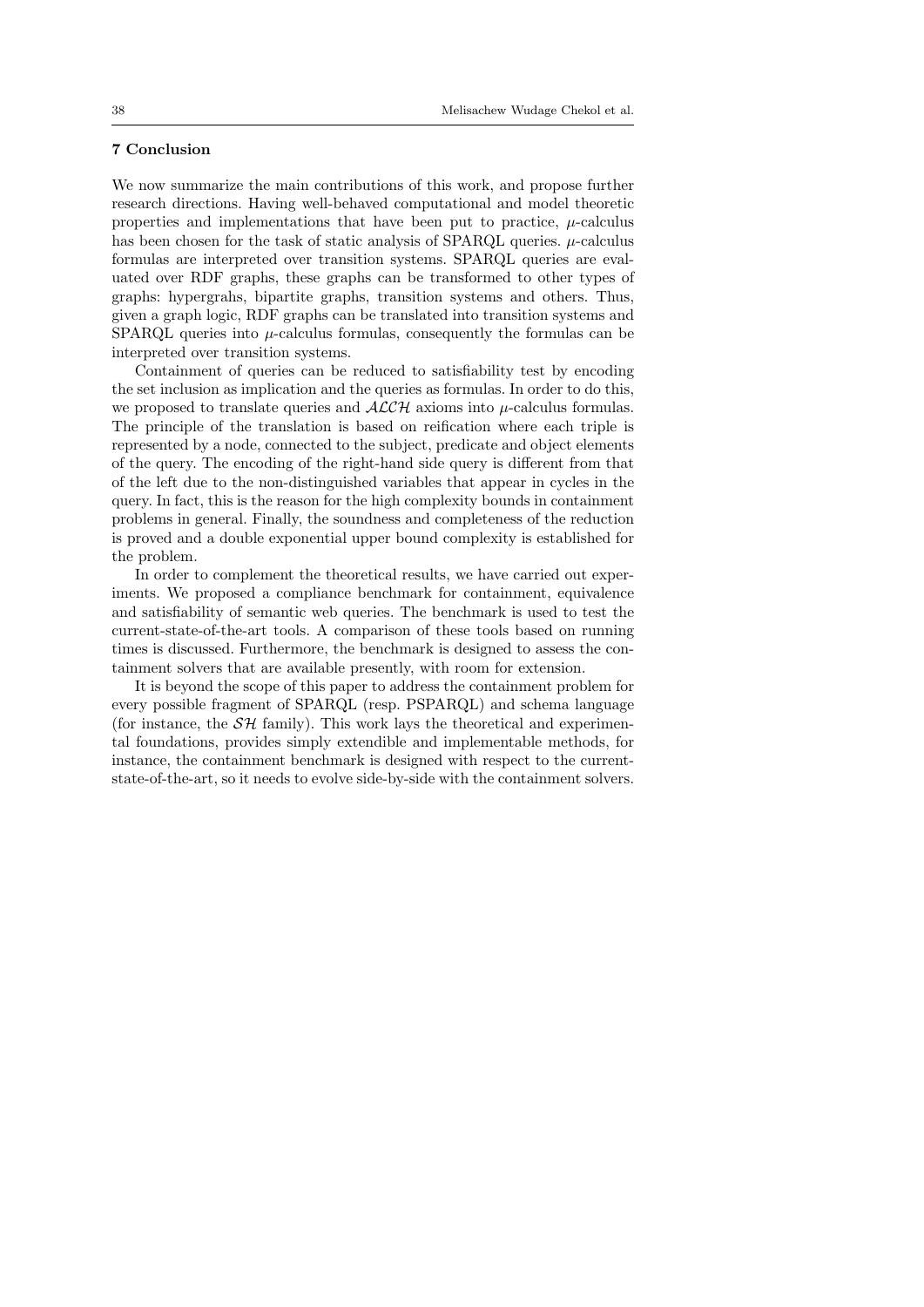## 7 Conclusion

We now summarize the main contributions of this work, and propose further research directions. Having well-behaved computational and model theoretic properties and implementations that have been put to practice, $\mu$-calculus has been chosen for the task of static analysis of SPARQL queries. $\mu$-calculus formulas are interpreted over transition systems. SPARQL queries are evaluated over RDF graphs, these graphs can be transformed to other types of graphs: hypergrahs, bipartite graphs, transition systems and others. Thus, given a graph logic, RDF graphs can be translated into transition systems and SPARQL queries into $\mu$-calculus formulas, consequently the formulas can be interpreted over transition systems.

Containment of queries can be reduced to satisfiability test by encoding the set inclusion as implication and the queries as formulas. In order to do this, we proposed to translate queries and $\mathcal{ALCH}$ axioms into $\mu$-calculus formulas. The principle of the translation is based on reification where each triple is represented by a node, connected to the subject, predicate and object elements of the query. The encoding of the right-hand side query is different from that of the left due to the non-distinguished variables that appear in cycles in the query. In fact, this is the reason for the high complexity bounds in containment problems in general. Finally, the soundness and completeness of the reduction is proved and a double exponential upper bound complexity is established for the problem.

In order to complement the theoretical results, we have carried out experiments. We proposed a compliance benchmark for containment, equivalence and satisfiability of semantic web queries. The benchmark is used to test the current-state-of-the-art tools. A comparison of these tools based on running times is discussed. Furthermore, the benchmark is designed to assess the containment solvers that are available presently, with room for extension.

It is beyond the scope of this paper to address the containment problem for every possible fragment of SPARQL (resp. PSPARQL) and schema language (for instance, the $\mathcal{SH}$ family). This work lays the theoretical and experimental foundations, provides simply extendible and implementable methods, for instance, the containment benchmark is designed with respect to the current-state-of-the-art, so it needs to evolve side-by-side with the containment solvers.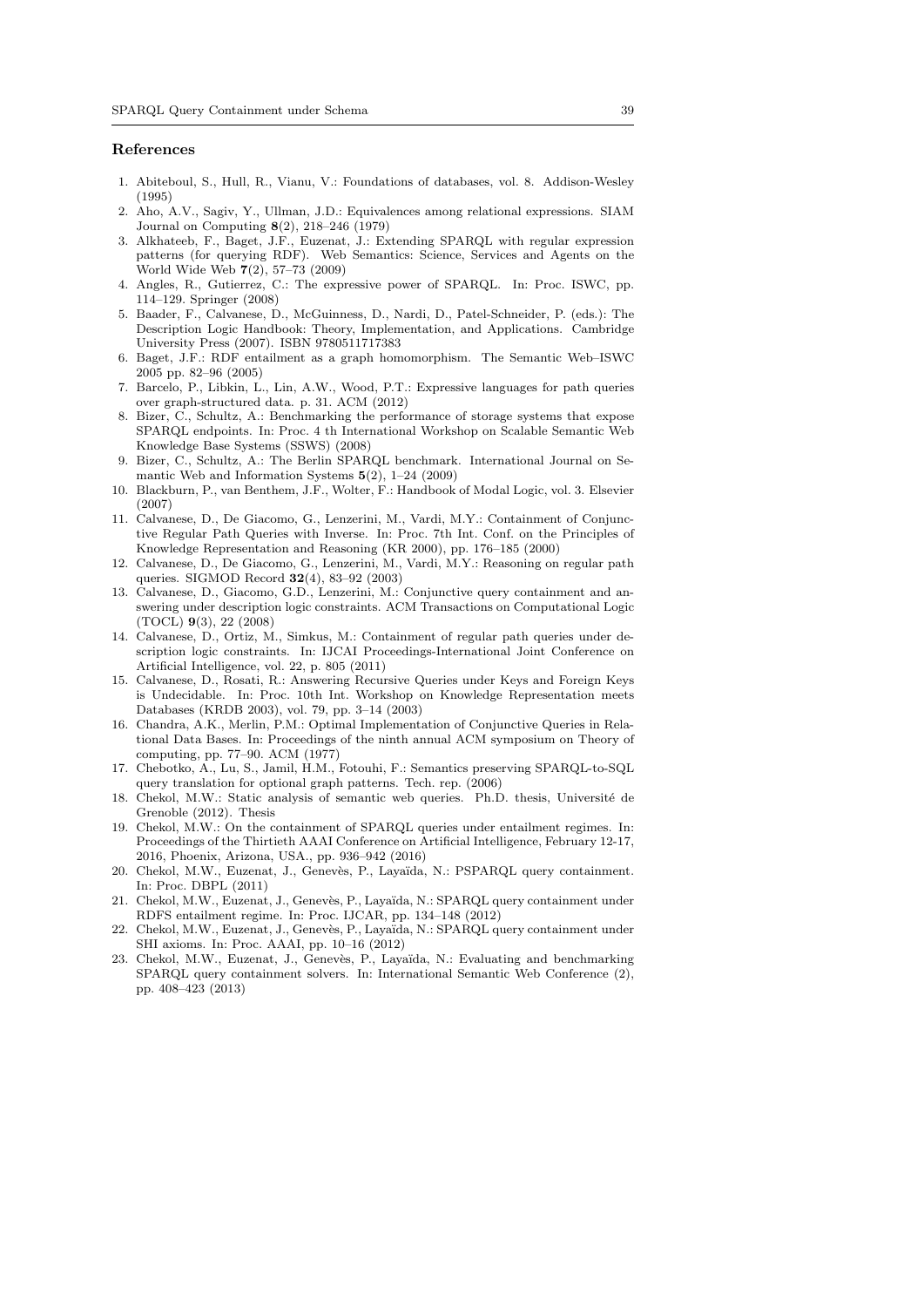## References

1. Abiteboul, S., Hull, R., Vianu, V.: Foundations of databases, vol. 8. Addison-Wesley (1995)
2. Aho, A.V., Sagiv, Y., Ullman, J.D.: Equivalences among relational expressions. SIAM Journal on Computing **8**(2), 218–246 (1979)
3. Alkhateeb, F., Baget, J.F., Euzenat, J.: Extending SPARQL with regular expression patterns (for querying RDF). Web Semantics: Science, Services and Agents on the World Wide Web **7**(2), 57–73 (2009)
4. Angles, R., Gutierrez, C.: The expressive power of SPARQL. In: Proc. ISWC, pp. 114–129. Springer (2008)
5. Baader, F., Calvanese, D., McGuinness, D., Nardi, D., Patel-Schneider, P. (eds.): The Description Logic Handbook: Theory, Implementation, and Applications. Cambridge University Press (2007). ISBN 9780511717383
6. Baget, J.F.: RDF entailment as a graph homomorphism. The Semantic Web–ISWC 2005 pp. 82–96 (2005)
7. Barcelo, P., Libkin, L., Lin, A.W., Wood, P.T.: Expressive languages for path queries over graph-structured data. p. 31. ACM (2012)
8. Bizer, C., Schultz, A.: Benchmarking the performance of storage systems that expose SPARQL endpoints. In: Proc. 4 th International Workshop on Scalable Semantic Web Knowledge Base Systems (SSWS) (2008)
9. Bizer, C., Schultz, A.: The Berlin SPARQL benchmark. International Journal on Semantic Web and Information Systems **5**(2), 1–24 (2009)
10. Blackburn, P., van Benthem, J.F., Wolter, F.: Handbook of Modal Logic, vol. 3. Elsevier (2007)
11. Calvanese, D., De Giacomo, G., Lenzerini, M., Vardi, M.Y.: Containment of Conjunctive Regular Path Queries with Inverse. In: Proc. 7th Int. Conf. on the Principles of Knowledge Representation and Reasoning (KR 2000), pp. 176–185 (2000)
12. Calvanese, D., De Giacomo, G., Lenzerini, M., Vardi, M.Y.: Reasoning on regular path queries. SIGMOD Record **32**(4), 83–92 (2003)
13. Calvanese, D., Giacomo, G.D., Lenzerini, M.: Conjunctive query containment and answering under description logic constraints. ACM Transactions on Computational Logic (TOCL) **9**(3), 22 (2008)
14. Calvanese, D., Ortiz, M., Simkus, M.: Containment of regular path queries under description logic constraints. In: IJCAI Proceedings-International Joint Conference on Artificial Intelligence, vol. 22, p. 805 (2011)
15. Calvanese, D., Rosati, R.: Answering Recursive Queries under Keys and Foreign Keys is Undecidable. In: Proc. 10th Int. Workshop on Knowledge Representation meets Databases (KRDB 2003), vol. 79, pp. 3–14 (2003)
16. Chandra, A.K., Merlin, P.M.: Optimal Implementation of Conjunctive Queries in Relational Data Bases. In: Proceedings of the ninth annual ACM symposium on Theory of computing, pp. 77–90. ACM (1977)
17. Chebotko, A., Lu, S., Jamil, H.M., Fotouhi, F.: Semantics preserving SPARQL-to-SQL query translation for optional graph patterns. Tech. rep. (2006)
18. Chekol, M.W.: Static analysis of semantic web queries. Ph.D. thesis, Université de Grenoble (2012). Thesis
19. Chekol, M.W.: On the containment of SPARQL queries under entailment regimes. In: Proceedings of the Thirtieth AAAI Conference on Artificial Intelligence, February 12-17, 2016, Phoenix, Arizona, USA., pp. 936–942 (2016)
20. Chekol, M.W., Euzenat, J., Genevès, P., Layaïda, N.: PSPARQL query containment. In: Proc. DBPL (2011)
21. Chekol, M.W., Euzenat, J., Genevès, P., Layaïda, N.: SPARQL query containment under RDFS entailment regime. In: Proc. IJCAR, pp. 134–148 (2012)
22. Chekol, M.W., Euzenat, J., Genevès, P., Layaïda, N.: SPARQL query containment under SHI axioms. In: Proc. AAAI, pp. 10–16 (2012)
23. Chekol, M.W., Euzenat, J., Genevès, P., Layaïda, N.: Evaluating and benchmarking SPARQL query containment solvers. In: International Semantic Web Conference (2), pp. 408–423 (2013)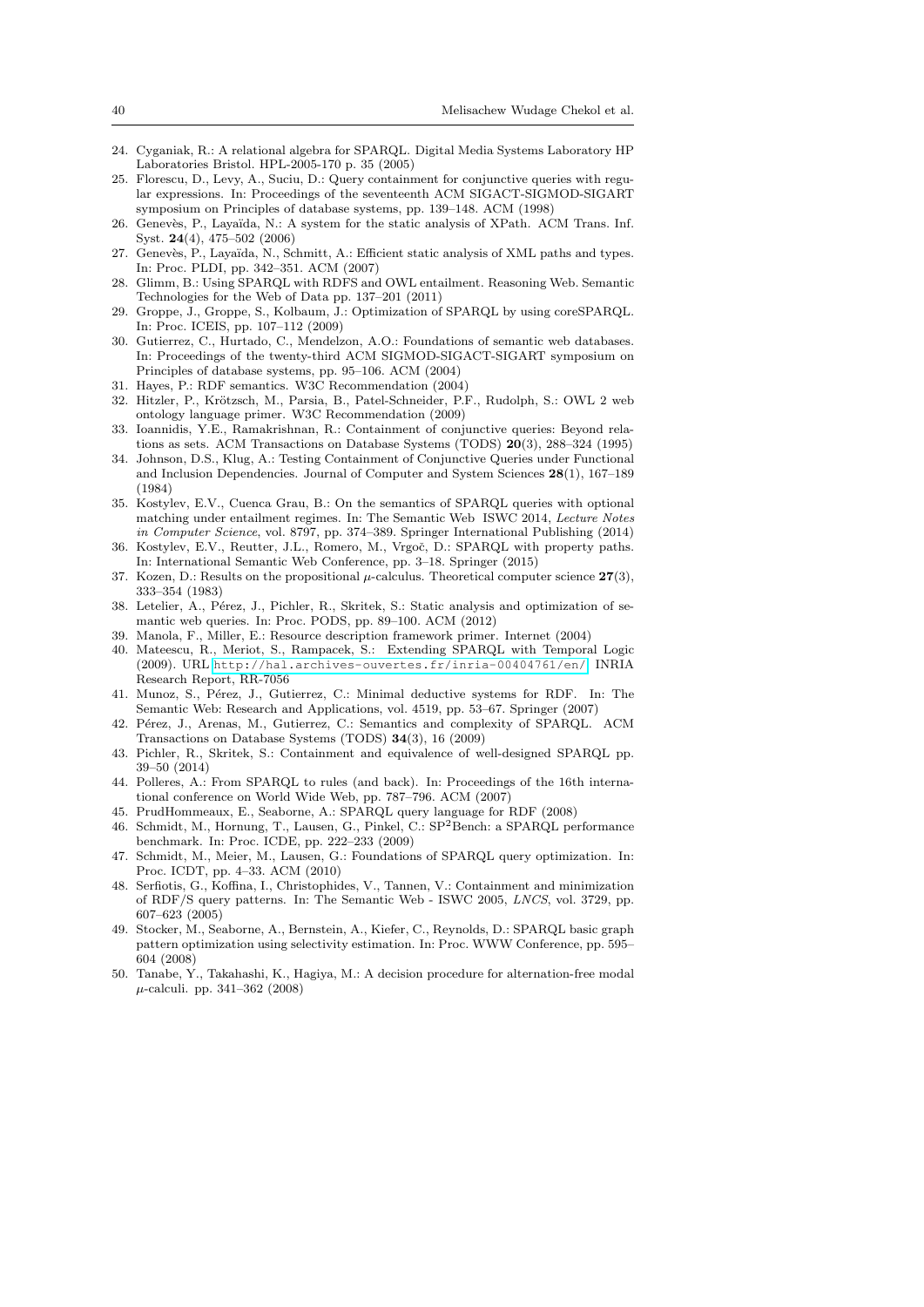24. Cyganiak, R.: A relational algebra for SPARQL. Digital Media Systems Laboratory HP Laboratories Bristol. HPL-2005-170 p. 35 (2005)
25. Florescu, D., Levy, A., Suciu, D.: Query containment for conjunctive queries with regular expressions. In: Proceedings of the seventeenth ACM SIGACT-SIGMOD-SIGART symposium on Principles of database systems, pp. 139–148. ACM (1998)
26. Genevès, P., Layaïda, N.: A system for the static analysis of XPath. ACM Trans. Inf. Syst. **24**(4), 475–502 (2006)
27. Genevès, P., Layaïda, N., Schmitt, A.: Efficient static analysis of XML paths and types. In: Proc. PLDI, pp. 342–351. ACM (2007)
28. Glimm, B.: Using SPARQL with RDFS and OWL entailment. Reasoning Web. Semantic Technologies for the Web of Data pp. 137–201 (2011)
29. Groppe, J., Groppe, S., Kolbaum, J.: Optimization of SPARQL by using coreSPARQL. In: Proc. ICEIS, pp. 107–112 (2009)
30. Gutierrez, C., Hurtado, C., Mendelzon, A.O.: Foundations of semantic web databases. In: Proceedings of the twenty-third ACM SIGMOD-SIGACT-SIGART symposium on Principles of database systems, pp. 95–106. ACM (2004)
31. Hayes, P.: RDF semantics. W3C Recommendation (2004)
32. Hitzler, P., Krötzsch, M., Parsia, B., Patel-Schneider, P.F., Rudolph, S.: OWL 2 web ontology language primer. W3C Recommendation (2009)
33. Ioannidis, Y.E., Ramakrishnan, R.: Containment of conjunctive queries: Beyond relations as sets. ACM Transactions on Database Systems (TODS) **20**(3), 288–324 (1995)
34. Johnson, D.S., Klug, A.: Testing Containment of Conjunctive Queries under Functional and Inclusion Dependencies. Journal of Computer and System Sciences **28**(1), 167–189 (1984)
35. Kostylev, E.V., Cuenca Grau, B.: On the semantics of SPARQL queries with optional matching under entailment regimes. In: The Semantic Web ISWC 2014, *Lecture Notes in Computer Science*, vol. 8797, pp. 374–389. Springer International Publishing (2014)
36. Kostylev, E.V., Reutter, J.L., Romero, M., Vrgoč, D.: SPARQL with property paths. In: International Semantic Web Conference, pp. 3–18. Springer (2015)
37. Kozen, D.: Results on the propositional $\mu$-calculus. Theoretical computer science **27**(3), 333–354 (1983)
38. Letelier, A., Pérez, J., Pichler, R., Skritek, S.: Static analysis and optimization of semantic web queries. In: Proc. PODS, pp. 89–100. ACM (2012)
39. Manola, F., Miller, E.: Resource description framework primer. Internet (2004)
40. Mateescu, R., Meriot, S., Rampacek, S.: Extending SPARQL with Temporal Logic (2009). URL http://hal.archives-ouvertes.fr/inria-00404761/en/. INRIA Research Report, RR-7056
41. Munoz, S., Pérez, J., Gutierrez, C.: Minimal deductive systems for RDF. In: The Semantic Web: Research and Applications, vol. 4519, pp. 53–67. Springer (2007)
42. Pérez, J., Arenas, M., Gutierrez, C.: Semantics and complexity of SPARQL. ACM Transactions on Database Systems (TODS) **34**(3), 16 (2009)
43. Pichler, R., Skritek, S.: Containment and equivalence of well-designed SPARQL pp. 39–50 (2014)
44. Polleres, A.: From SPARQL to rules (and back). In: Proceedings of the 16th international conference on World Wide Web, pp. 787–796. ACM (2007)
45. PrudHommeaux, E., Seaborne, A.: SPARQL query language for RDF (2008)
46. Schmidt, M., Hornung, T., Lausen, G., Pinkel, C.: SP$^2$Bench: a SPARQL performance benchmark. In: Proc. ICDE, pp. 222–233 (2009)
47. Schmidt, M., Meier, M., Lausen, G.: Foundations of SPARQL query optimization. In: Proc. ICDT, pp. 4–33. ACM (2010)
48. Serfiotis, G., Koffina, I., Christophides, V., Tannen, V.: Containment and minimization of RDF/S query patterns. In: The Semantic Web - ISWC 2005, *LNCS*, vol. 3729, pp. 607–623 (2005)
49. Stocker, M., Seaborne, A., Bernstein, A., Kiefer, C., Reynolds, D.: SPARQL basic graph pattern optimization using selectivity estimation. In: Proc. WWW Conference, pp. 595–604 (2008)
50. Tanabe, Y., Takahashi, K., Hagiya, M.: A decision procedure for alternation-free modal $\mu$-calculi. pp. 341–362 (2008)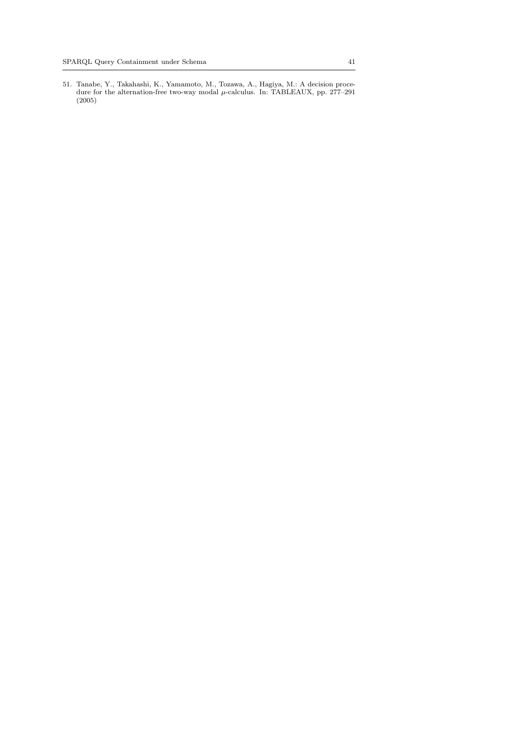51. Tanabe, Y., Takahashi, K., Yamamoto, M., Tozawa, A., Hagiya, M.: A decision procedure for the alternation-free two-way modal $\mu$-calculus. In: TABLEAUX, pp. 277–291 (2005)